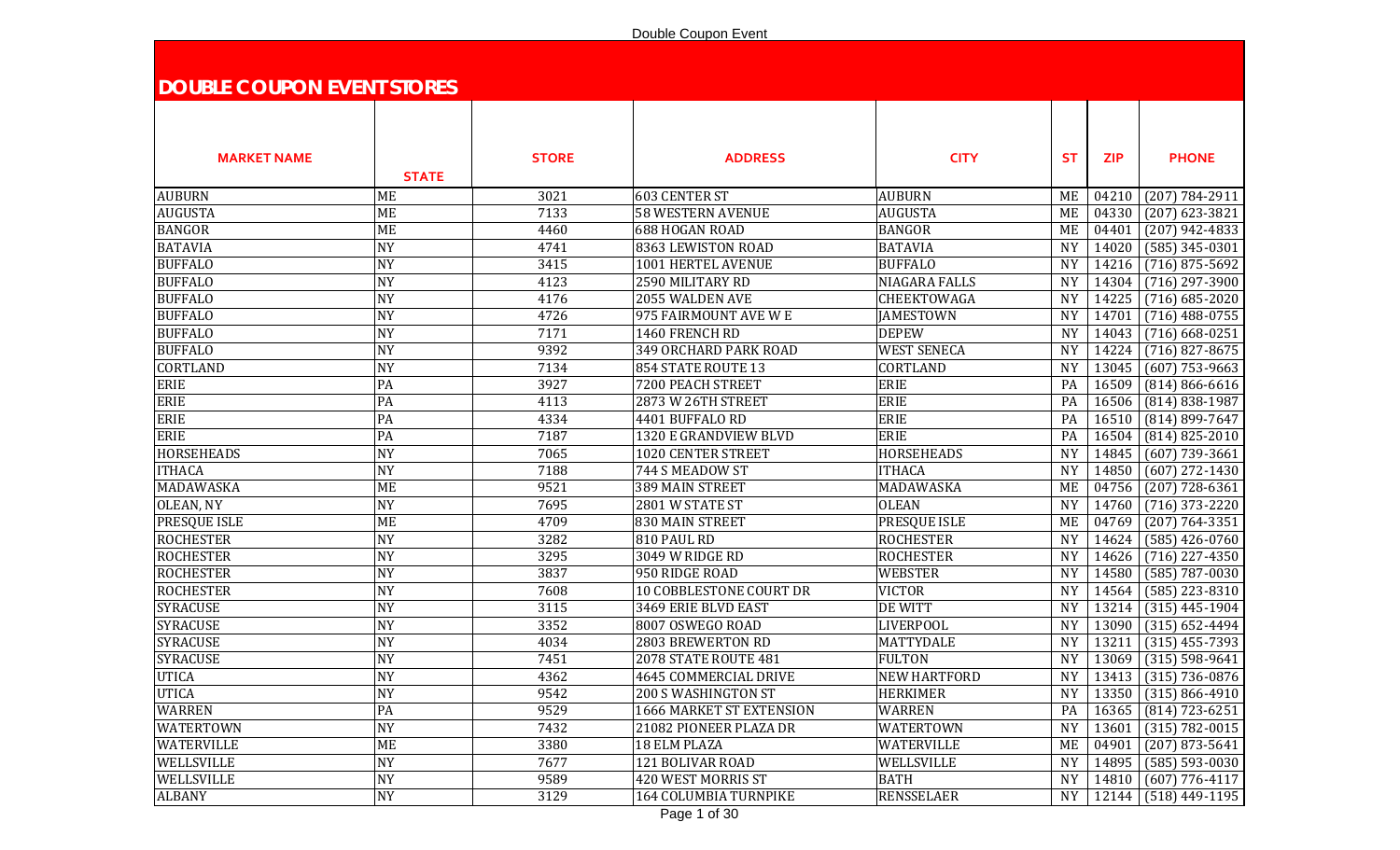# DOUBLE COUPON EVENT STORES

| MARKET NAME | STATE | STORE | ADDRESS | CITY | ST | ZIP | PHONE |
|---|---|---|---|---|---|---|---|
| AUBURN | ME | 3021 | 603 CENTER ST | AUBURN | ME | 04210 | (207) 784-2911 |
| AUGUSTA | ME | 7133 | 58 WESTERN AVENUE | AUGUSTA | ME | 04330 | (207) 623-3821 |
| BANGOR | ME | 4460 | 688 HOGAN ROAD | BANGOR | ME | 04401 | (207) 942-4833 |
| BATAVIA | NY | 4741 | 8363 LEWISTON ROAD | BATAVIA | NY | 14020 | (585) 345-0301 |
| BUFFALO | NY | 3415 | 1001 HERTEL AVENUE | BUFFALO | NY | 14216 | (716) 875-5692 |
| BUFFALO | NY | 4123 | 2590 MILITARY RD | NIAGARA FALLS | NY | 14304 | (716) 297-3900 |
| BUFFALO | NY | 4176 | 2055 WALDEN AVE | CHEEKTOWAGA | NY | 14225 | (716) 685-2020 |
| BUFFALO | NY | 4726 | 975 FAIRMOUNT AVE W E | JAMESTOWN | NY | 14701 | (716) 488-0755 |
| BUFFALO | NY | 7171 | 1460 FRENCH RD | DEPEW | NY | 14043 | (716) 668-0251 |
| BUFFALO | NY | 9392 | 349 ORCHARD PARK ROAD | WEST SENECA | NY | 14224 | (716) 827-8675 |
| CORTLAND | NY | 7134 | 854 STATE ROUTE 13 | CORTLAND | NY | 13045 | (607) 753-9663 |
| ERIE | PA | 3927 | 7200 PEACH STREET | ERIE | PA | 16509 | (814) 866-6616 |
| ERIE | PA | 4113 | 2873 W 26TH STREET | ERIE | PA | 16506 | (814) 838-1987 |
| ERIE | PA | 4334 | 4401 BUFFALO RD | ERIE | PA | 16510 | (814) 899-7647 |
| ERIE | PA | 7187 | 1320 E GRANDVIEW BLVD | ERIE | PA | 16504 | (814) 825-2010 |
| HORSEHEADS | NY | 7065 | 1020 CENTER STREET | HORSEHEADS | NY | 14845 | (607) 739-3661 |
| ITHACA | NY | 7188 | 744 S MEADOW ST | ITHACA | NY | 14850 | (607) 272-1430 |
| MADAWASKA | ME | 9521 | 389 MAIN STREET | MADAWASKA | ME | 04756 | (207) 728-6361 |
| OLEAN, NY | NY | 7695 | 2801 W STATE ST | OLEAN | NY | 14760 | (716) 373-2220 |
| PRESQUE ISLE | ME | 4709 | 830 MAIN STREET | PRESQUE ISLE | ME | 04769 | (207) 764-3351 |
| ROCHESTER | NY | 3282 | 810 PAUL RD | ROCHESTER | NY | 14624 | (585) 426-0760 |
| ROCHESTER | NY | 3295 | 3049 W RIDGE RD | ROCHESTER | NY | 14626 | (716) 227-4350 |
| ROCHESTER | NY | 3837 | 950 RIDGE ROAD | WEBSTER | NY | 14580 | (585) 787-0030 |
| ROCHESTER | NY | 7608 | 10 COBBLESTONE COURT DR | VICTOR | NY | 14564 | (585) 223-8310 |
| SYRACUSE | NY | 3115 | 3469 ERIE BLVD EAST | DE WITT | NY | 13214 | (315) 445-1904 |
| SYRACUSE | NY | 3352 | 8007 OSWEGO ROAD | LIVERPOOL | NY | 13090 | (315) 652-4494 |
| SYRACUSE | NY | 4034 | 2803 BREWERTON RD | MATTYDALE | NY | 13211 | (315) 455-7393 |
| SYRACUSE | NY | 7451 | 2078 STATE ROUTE 481 | FULTON | NY | 13069 | (315) 598-9641 |
| UTICA | NY | 4362 | 4645 COMMERCIAL DRIVE | NEW HARTFORD | NY | 13413 | (315) 736-0876 |
| UTICA | NY | 9542 | 200 S WASHINGTON ST | HERKIMER | NY | 13350 | (315) 866-4910 |
| WARREN | PA | 9529 | 1666 MARKET ST EXTENSION | WARREN | PA | 16365 | (814) 723-6251 |
| WATERTOWN | NY | 7432 | 21082 PIONEER PLAZA DR | WATERTOWN | NY | 13601 | (315) 782-0015 |
| WATERVILLE | ME | 3380 | 18 ELM PLAZA | WATERVILLE | ME | 04901 | (207) 873-5641 |
| WELLSVILLE | NY | 7677 | 121 BOLIVAR ROAD | WELLSVILLE | NY | 14895 | (585) 593-0030 |
| WELLSVILLE | NY | 9589 | 420 WEST MORRIS ST | BATH | NY | 14810 | (607) 776-4117 |
| ALBANY | NY | 3129 | 164 COLUMBIA TURNPIKE | RENSSELAER | NY | 12144 | (518) 449-1195 |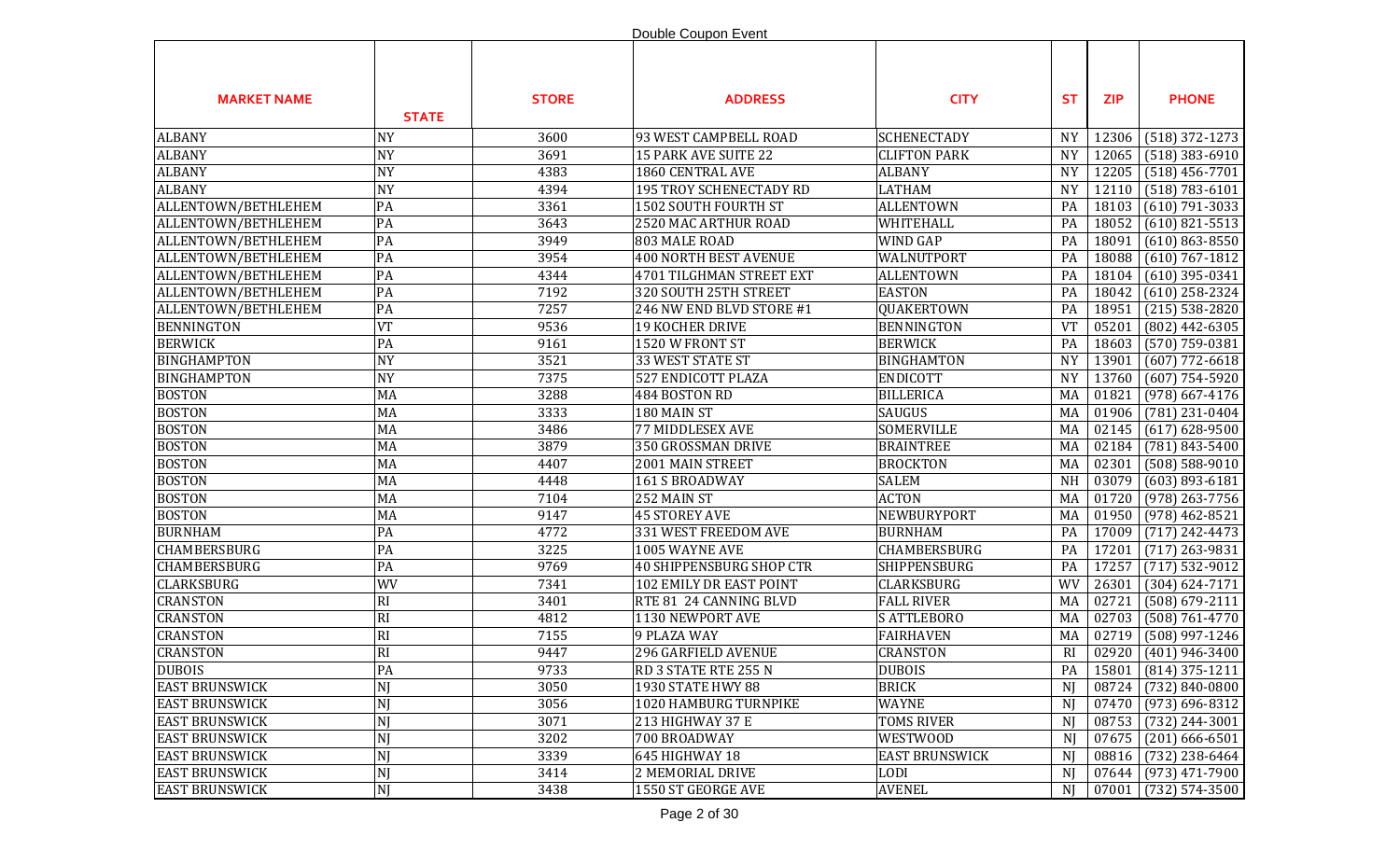Double Coupon Event

| MARKET NAME | STATE | STORE | ADDRESS | CITY | ST | ZIP | PHONE |
|---|---|---|---|---|---|---|---|
| ALBANY | NY | 3600 | 93 WEST CAMPBELL ROAD | SCHENECTADY | NY | 12306 | (518) 372-1273 |
| ALBANY | NY | 3691 | 15 PARK AVE SUITE 22 | CLIFTON PARK | NY | 12065 | (518) 383-6910 |
| ALBANY | NY | 4383 | 1860 CENTRAL AVE | ALBANY | NY | 12205 | (518) 456-7701 |
| ALBANY | NY | 4394 | 195 TROY SCHENECTADY RD | LATHAM | NY | 12110 | (518) 783-6101 |
| ALLENTOWN/BETHLEHEM | PA | 3361 | 1502 SOUTH FOURTH ST | ALLENTOWN | PA | 18103 | (610) 791-3033 |
| ALLENTOWN/BETHLEHEM | PA | 3643 | 2520 MAC ARTHUR ROAD | WHITEHALL | PA | 18052 | (610) 821-5513 |
| ALLENTOWN/BETHLEHEM | PA | 3949 | 803 MALE ROAD | WIND GAP | PA | 18091 | (610) 863-8550 |
| ALLENTOWN/BETHLEHEM | PA | 3954 | 400 NORTH BEST AVENUE | WALNUTPORT | PA | 18088 | (610) 767-1812 |
| ALLENTOWN/BETHLEHEM | PA | 4344 | 4701 TILGHMAN STREET EXT | ALLENTOWN | PA | 18104 | (610) 395-0341 |
| ALLENTOWN/BETHLEHEM | PA | 7192 | 320 SOUTH 25TH STREET | EASTON | PA | 18042 | (610) 258-2324 |
| ALLENTOWN/BETHLEHEM | PA | 7257 | 246 NW END BLVD STORE #1 | QUAKERTOWN | PA | 18951 | (215) 538-2820 |
| BENNINGTON | VT | 9536 | 19 KOCHER DRIVE | BENNINGTON | VT | 05201 | (802) 442-6305 |
| BERWICK | PA | 9161 | 1520 W FRONT ST | BERWICK | PA | 18603 | (570) 759-0381 |
| BINGHAMPTON | NY | 3521 | 33 WEST STATE ST | BINGHAMTON | NY | 13901 | (607) 772-6618 |
| BINGHAMPTON | NY | 7375 | 527 ENDICOTT PLAZA | ENDICOTT | NY | 13760 | (607) 754-5920 |
| BOSTON | MA | 3288 | 484 BOSTON RD | BILLERICA | MA | 01821 | (978) 667-4176 |
| BOSTON | MA | 3333 | 180 MAIN ST | SAUGUS | MA | 01906 | (781) 231-0404 |
| BOSTON | MA | 3486 | 77 MIDDLESEX AVE | SOMERVILLE | MA | 02145 | (617) 628-9500 |
| BOSTON | MA | 3879 | 350 GROSSMAN DRIVE | BRAINTREE | MA | 02184 | (781) 843-5400 |
| BOSTON | MA | 4407 | 2001 MAIN STREET | BROCKTON | MA | 02301 | (508) 588-9010 |
| BOSTON | MA | 4448 | 161 S BROADWAY | SALEM | NH | 03079 | (603) 893-6181 |
| BOSTON | MA | 7104 | 252 MAIN ST | ACTON | MA | 01720 | (978) 263-7756 |
| BOSTON | MA | 9147 | 45 STOREY AVE | NEWBURYPORT | MA | 01950 | (978) 462-8521 |
| BURNHAM | PA | 4772 | 331 WEST FREEDOM AVE | BURNHAM | PA | 17009 | (717) 242-4473 |
| CHAMBERSBURG | PA | 3225 | 1005 WAYNE AVE | CHAMBERSBURG | PA | 17201 | (717) 263-9831 |
| CHAMBERSBURG | PA | 9769 | 40 SHIPPENSBURG SHOP CTR | SHIPPENSBURG | PA | 17257 | (717) 532-9012 |
| CLARKSBURG | WV | 7341 | 102 EMILY DR EAST POINT | CLARKSBURG | WV | 26301 | (304) 624-7171 |
| CRANSTON | RI | 3401 | RTE 81 24 CANNING BLVD | FALL RIVER | MA | 02721 | (508) 679-2111 |
| CRANSTON | RI | 4812 | 1130 NEWPORT AVE | S ATTLEBORO | MA | 02703 | (508) 761-4770 |
| CRANSTON | RI | 7155 | 9 PLAZA WAY | FAIRHAVEN | MA | 02719 | (508) 997-1246 |
| CRANSTON | RI | 9447 | 296 GARFIELD AVENUE | CRANSTON | RI | 02920 | (401) 946-3400 |
| DUBOIS | PA | 9733 | RD 3 STATE RTE 255 N | DUBOIS | PA | 15801 | (814) 375-1211 |
| EAST BRUNSWICK | NJ | 3050 | 1930 STATE HWY 88 | BRICK | NJ | 08724 | (732) 840-0800 |
| EAST BRUNSWICK | NJ | 3056 | 1020 HAMBURG TURNPIKE | WAYNE | NJ | 07470 | (973) 696-8312 |
| EAST BRUNSWICK | NJ | 3071 | 213 HIGHWAY 37 E | TOMS RIVER | NJ | 08753 | (732) 244-3001 |
| EAST BRUNSWICK | NJ | 3202 | 700 BROADWAY | WESTWOOD | NJ | 07675 | (201) 666-6501 |
| EAST BRUNSWICK | NJ | 3339 | 645 HIGHWAY 18 | EAST BRUNSWICK | NJ | 08816 | (732) 238-6464 |
| EAST BRUNSWICK | NJ | 3414 | 2 MEMORIAL DRIVE | LODI | NJ | 07644 | (973) 471-7900 |
| EAST BRUNSWICK | NJ | 3438 | 1550 ST GEORGE AVE | AVENEL | NJ | 07001 | (732) 574-3500 |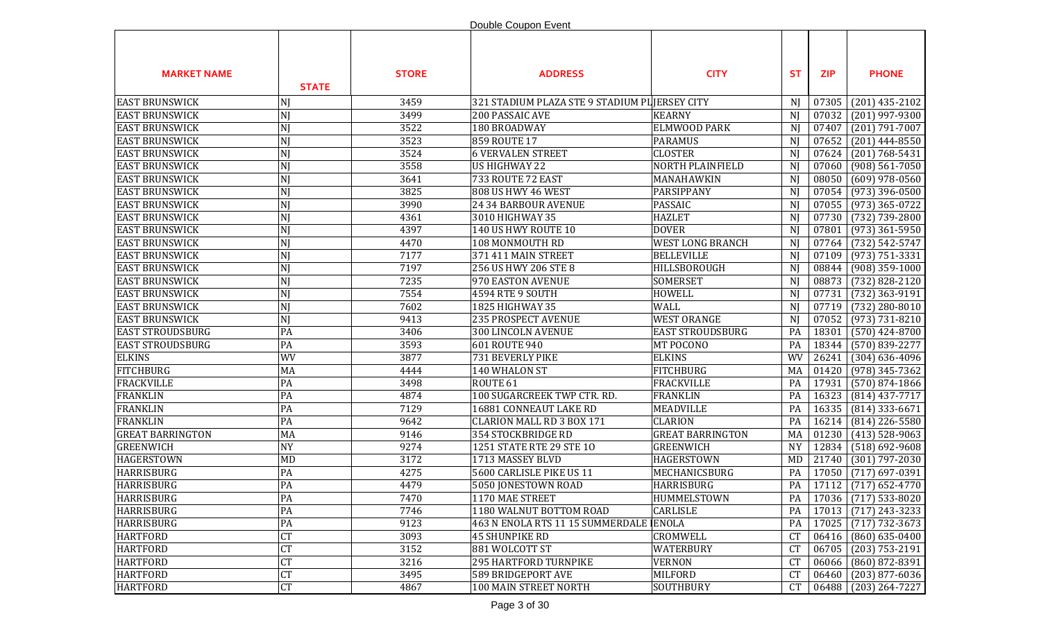Double Coupon Event

| MARKET NAME | STATE | STORE | ADDRESS | CITY | ST | ZIP | PHONE |
|---|---|---|---|---|---|---|---|
| EAST BRUNSWICK | NJ | 3459 | 321 STADIUM PLAZA STE 9 STADIUM PL | JERSEY CITY | NJ | 07305 | (201) 435-2102 |
| EAST BRUNSWICK | NJ | 3499 | 200 PASSAIC AVE | KEARNY | NJ | 07032 | (201) 997-9300 |
| EAST BRUNSWICK | NJ | 3522 | 180 BROADWAY | ELMWOOD PARK | NJ | 07407 | (201) 791-7007 |
| EAST BRUNSWICK | NJ | 3523 | 859 ROUTE 17 | PARAMUS | NJ | 07652 | (201) 444-8550 |
| EAST BRUNSWICK | NJ | 3524 | 6 VERVALEN STREET | CLOSTER | NJ | 07624 | (201) 768-5431 |
| EAST BRUNSWICK | NJ | 3558 | US HIGHWAY 22 | NORTH PLAINFIELD | NJ | 07060 | (908) 561-7050 |
| EAST BRUNSWICK | NJ | 3641 | 733 ROUTE 72 EAST | MANAHAWKIN | NJ | 08050 | (609) 978-0560 |
| EAST BRUNSWICK | NJ | 3825 | 808 US HWY 46 WEST | PARSIPPANY | NJ | 07054 | (973) 396-0500 |
| EAST BRUNSWICK | NJ | 3990 | 24 34 BARBOUR AVENUE | PASSAIC | NJ | 07055 | (973) 365-0722 |
| EAST BRUNSWICK | NJ | 4361 | 3010 HIGHWAY 35 | HAZLET | NJ | 07730 | (732) 739-2800 |
| EAST BRUNSWICK | NJ | 4397 | 140 US HWY ROUTE 10 | DOVER | NJ | 07801 | (973) 361-5950 |
| EAST BRUNSWICK | NJ | 4470 | 108 MONMOUTH RD | WEST LONG BRANCH | NJ | 07764 | (732) 542-5747 |
| EAST BRUNSWICK | NJ | 7177 | 371 411 MAIN STREET | BELLEVILLE | NJ | 07109 | (973) 751-3331 |
| EAST BRUNSWICK | NJ | 7197 | 256 US HWY 206 STE 8 | HILLSBOROUGH | NJ | 08844 | (908) 359-1000 |
| EAST BRUNSWICK | NJ | 7235 | 970 EASTON AVENUE | SOMERSET | NJ | 08873 | (732) 828-2120 |
| EAST BRUNSWICK | NJ | 7554 | 4594 RTE 9 SOUTH | HOWELL | NJ | 07731 | (732) 363-9191 |
| EAST BRUNSWICK | NJ | 7602 | 1825 HIGHWAY 35 | WALL | NJ | 07719 | (732) 280-8010 |
| EAST BRUNSWICK | NJ | 9413 | 235 PROSPECT AVENUE | WEST ORANGE | NJ | 07052 | (973) 731-8210 |
| EAST STROUDSBURG | PA | 3406 | 300 LINCOLN AVENUE | EAST STROUDSBURG | PA | 18301 | (570) 424-8700 |
| EAST STROUDSBURG | PA | 3593 | 601 ROUTE 940 | MT POCONO | PA | 18344 | (570) 839-2277 |
| ELKINS | WV | 3877 | 731 BEVERLY PIKE | ELKINS | WV | 26241 | (304) 636-4096 |
| FITCHBURG | MA | 4444 | 140 WHALON ST | FITCHBURG | MA | 01420 | (978) 345-7362 |
| FRACKVILLE | PA | 3498 | ROUTE 61 | FRACKVILLE | PA | 17931 | (570) 874-1866 |
| FRANKLIN | PA | 4874 | 100 SUGARCREEK TWP CTR. RD. | FRANKLIN | PA | 16323 | (814) 437-7717 |
| FRANKLIN | PA | 7129 | 16881 CONNEAUT LAKE RD | MEADVILLE | PA | 16335 | (814) 333-6671 |
| FRANKLIN | PA | 9642 | CLARION MALL RD 3 BOX 171 | CLARION | PA | 16214 | (814) 226-5580 |
| GREAT BARRINGTON | MA | 9146 | 354 STOCKBRIDGE RD | GREAT BARRINGTON | MA | 01230 | (413) 528-9063 |
| GREENWICH | NY | 9274 | 1251 STATE RTE 29 STE 10 | GREENWICH | NY | 12834 | (518) 692-9608 |
| HAGERSTOWN | MD | 3172 | 1713 MASSEY BLVD | HAGERSTOWN | MD | 21740 | (301) 797-2030 |
| HARRISBURG | PA | 4275 | 5600 CARLISLE PIKE US 11 | MECHANICSBURG | PA | 17050 | (717) 697-0391 |
| HARRISBURG | PA | 4479 | 5050 JONESTOWN ROAD | HARRISBURG | PA | 17112 | (717) 652-4770 |
| HARRISBURG | PA | 7470 | 1170 MAE STREET | HUMMELSTOWN | PA | 17036 | (717) 533-8020 |
| HARRISBURG | PA | 7746 | 1180 WALNUT BOTTOM ROAD | CARLISLE | PA | 17013 | (717) 243-3233 |
| HARRISBURG | PA | 9123 | 463 N ENOLA RTS 11 15 SUMMERDALE I | ENOLA | PA | 17025 | (717) 732-3673 |
| HARTFORD | CT | 3093 | 45 SHUNPIKE RD | CROMWELL | CT | 06416 | (860) 635-0400 |
| HARTFORD | CT | 3152 | 881 WOLCOTT ST | WATERBURY | CT | 06705 | (203) 753-2191 |
| HARTFORD | CT | 3216 | 295 HARTFORD TURNPIKE | VERNON | CT | 06066 | (860) 872-8391 |
| HARTFORD | CT | 3495 | 589 BRIDGEPORT AVE | MILFORD | CT | 06460 | (203) 877-6036 |
| HARTFORD | CT | 4867 | 100 MAIN STREET NORTH | SOUTHBURY | CT | 06488 | (203) 264-7227 |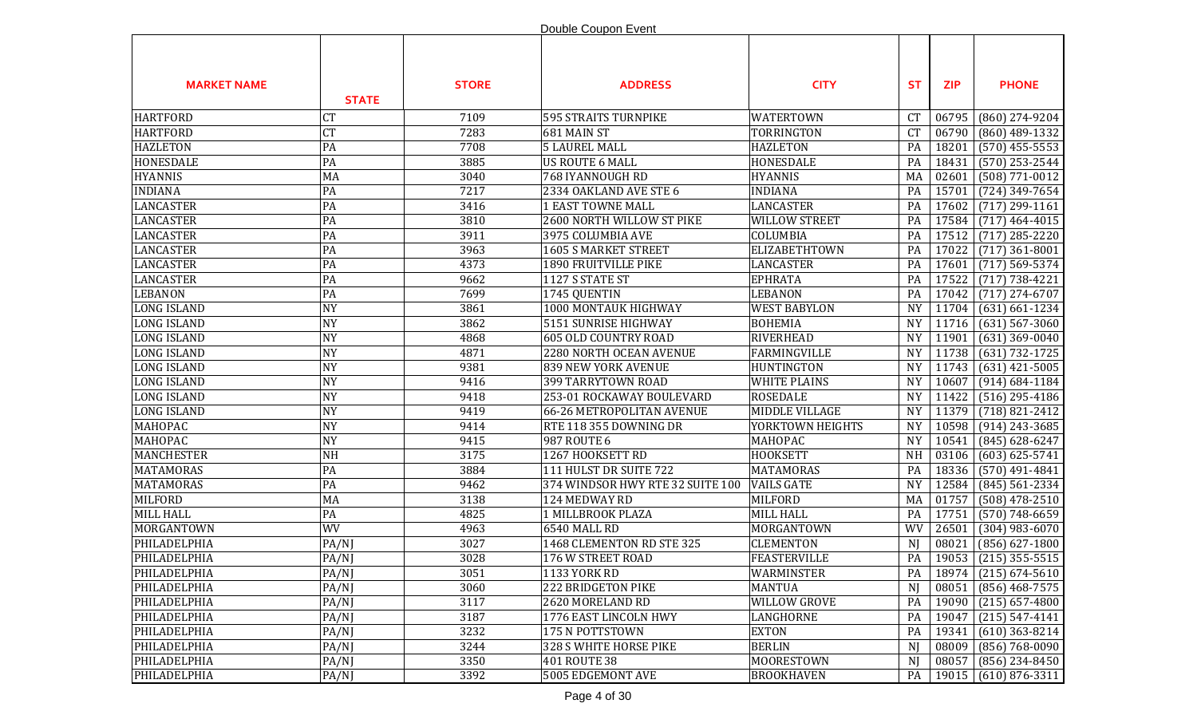Double Coupon Event

| MARKET NAME | STATE | STORE | ADDRESS | CITY | ST | ZIP | PHONE |
|---|---|---|---|---|---|---|---|
| HARTFORD | CT | 7109 | 595 STRAITS TURNPIKE | WATERTOWN | CT | 06795 | (860) 274-9204 |
| HARTFORD | CT | 7283 | 681 MAIN ST | TORRINGTON | CT | 06790 | (860) 489-1332 |
| HAZLETON | PA | 7708 | 5 LAUREL MALL | HAZLETON | PA | 18201 | (570) 455-5553 |
| HONESDALE | PA | 3885 | US ROUTE 6 MALL | HONESDALE | PA | 18431 | (570) 253-2544 |
| HYANNIS | MA | 3040 | 768 IYANNOUGH RD | HYANNIS | MA | 02601 | (508) 771-0012 |
| INDIANA | PA | 7217 | 2334 OAKLAND AVE STE 6 | INDIANA | PA | 15701 | (724) 349-7654 |
| LANCASTER | PA | 3416 | 1 EAST TOWNE MALL | LANCASTER | PA | 17602 | (717) 299-1161 |
| LANCASTER | PA | 3810 | 2600 NORTH WILLOW ST PIKE | WILLOW STREET | PA | 17584 | (717) 464-4015 |
| LANCASTER | PA | 3911 | 3975 COLUMBIA AVE | COLUMBIA | PA | 17512 | (717) 285-2220 |
| LANCASTER | PA | 3963 | 1605 S MARKET STREET | ELIZABETHTOWN | PA | 17022 | (717) 361-8001 |
| LANCASTER | PA | 4373 | 1890 FRUITVILLE PIKE | LANCASTER | PA | 17601 | (717) 569-5374 |
| LANCASTER | PA | 9662 | 1127 S STATE ST | EPHRATA | PA | 17522 | (717) 738-4221 |
| LEBANON | PA | 7699 | 1745 QUENTIN | LEBANON | PA | 17042 | (717) 274-6707 |
| LONG ISLAND | NY | 3861 | 1000 MONTAUK HIGHWAY | WEST BABYLON | NY | 11704 | (631) 661-1234 |
| LONG ISLAND | NY | 3862 | 5151 SUNRISE HIGHWAY | BOHEMIA | NY | 11716 | (631) 567-3060 |
| LONG ISLAND | NY | 4868 | 605 OLD COUNTRY ROAD | RIVERHEAD | NY | 11901 | (631) 369-0040 |
| LONG ISLAND | NY | 4871 | 2280 NORTH OCEAN AVENUE | FARMINGVILLE | NY | 11738 | (631) 732-1725 |
| LONG ISLAND | NY | 9381 | 839 NEW YORK AVENUE | HUNTINGTON | NY | 11743 | (631) 421-5005 |
| LONG ISLAND | NY | 9416 | 399 TARRYTOWN ROAD | WHITE PLAINS | NY | 10607 | (914) 684-1184 |
| LONG ISLAND | NY | 9418 | 253-01 ROCKAWAY BOULEVARD | ROSEDALE | NY | 11422 | (516) 295-4186 |
| LONG ISLAND | NY | 9419 | 66-26 METROPOLITAN AVENUE | MIDDLE VILLAGE | NY | 11379 | (718) 821-2412 |
| MAHOPAC | NY | 9414 | RTE 118 355 DOWNING DR | YORKTOWN HEIGHTS | NY | 10598 | (914) 243-3685 |
| MAHOPAC | NY | 9415 | 987 ROUTE 6 | MAHOPAC | NY | 10541 | (845) 628-6247 |
| MANCHESTER | NH | 3175 | 1267 HOOKSETT RD | HOOKSETT | NH | 03106 | (603) 625-5741 |
| MATAMORAS | PA | 3884 | 111 HULST DR SUITE 722 | MATAMORAS | PA | 18336 | (570) 491-4841 |
| MATAMORAS | PA | 9462 | 374 WINDSOR HWY RTE 32 SUITE 100 | VAILS GATE | NY | 12584 | (845) 561-2334 |
| MILFORD | MA | 3138 | 124 MEDWAY RD | MILFORD | MA | 01757 | (508) 478-2510 |
| MILL HALL | PA | 4825 | 1 MILLBROOK PLAZA | MILL HALL | PA | 17751 | (570) 748-6659 |
| MORGANTOWN | WV | 4963 | 6540 MALL RD | MORGANTOWN | WV | 26501 | (304) 983-6070 |
| PHILADELPHIA | PA/NJ | 3027 | 1468 CLEMENTON RD STE 325 | CLEMENTON | NJ | 08021 | (856) 627-1800 |
| PHILADELPHIA | PA/NJ | 3028 | 176 W STREET ROAD | FEASTERVILLE | PA | 19053 | (215) 355-5515 |
| PHILADELPHIA | PA/NJ | 3051 | 1133 YORK RD | WARMINSTER | PA | 18974 | (215) 674-5610 |
| PHILADELPHIA | PA/NJ | 3060 | 222 BRIDGETON PIKE | MANTUA | NJ | 08051 | (856) 468-7575 |
| PHILADELPHIA | PA/NJ | 3117 | 2620 MORELAND RD | WILLOW GROVE | PA | 19090 | (215) 657-4800 |
| PHILADELPHIA | PA/NJ | 3187 | 1776 EAST LINCOLN HWY | LANGHORNE | PA | 19047 | (215) 547-4141 |
| PHILADELPHIA | PA/NJ | 3232 | 175 N POTTSTOWN | EXTON | PA | 19341 | (610) 363-8214 |
| PHILADELPHIA | PA/NJ | 3244 | 328 S WHITE HORSE PIKE | BERLIN | NJ | 08009 | (856) 768-0090 |
| PHILADELPHIA | PA/NJ | 3350 | 401 ROUTE 38 | MOORESTOWN | NJ | 08057 | (856) 234-8450 |
| PHILADELPHIA | PA/NJ | 3392 | 5005 EDGEMONT AVE | BROOKHAVEN | PA | 19015 | (610) 876-3311 |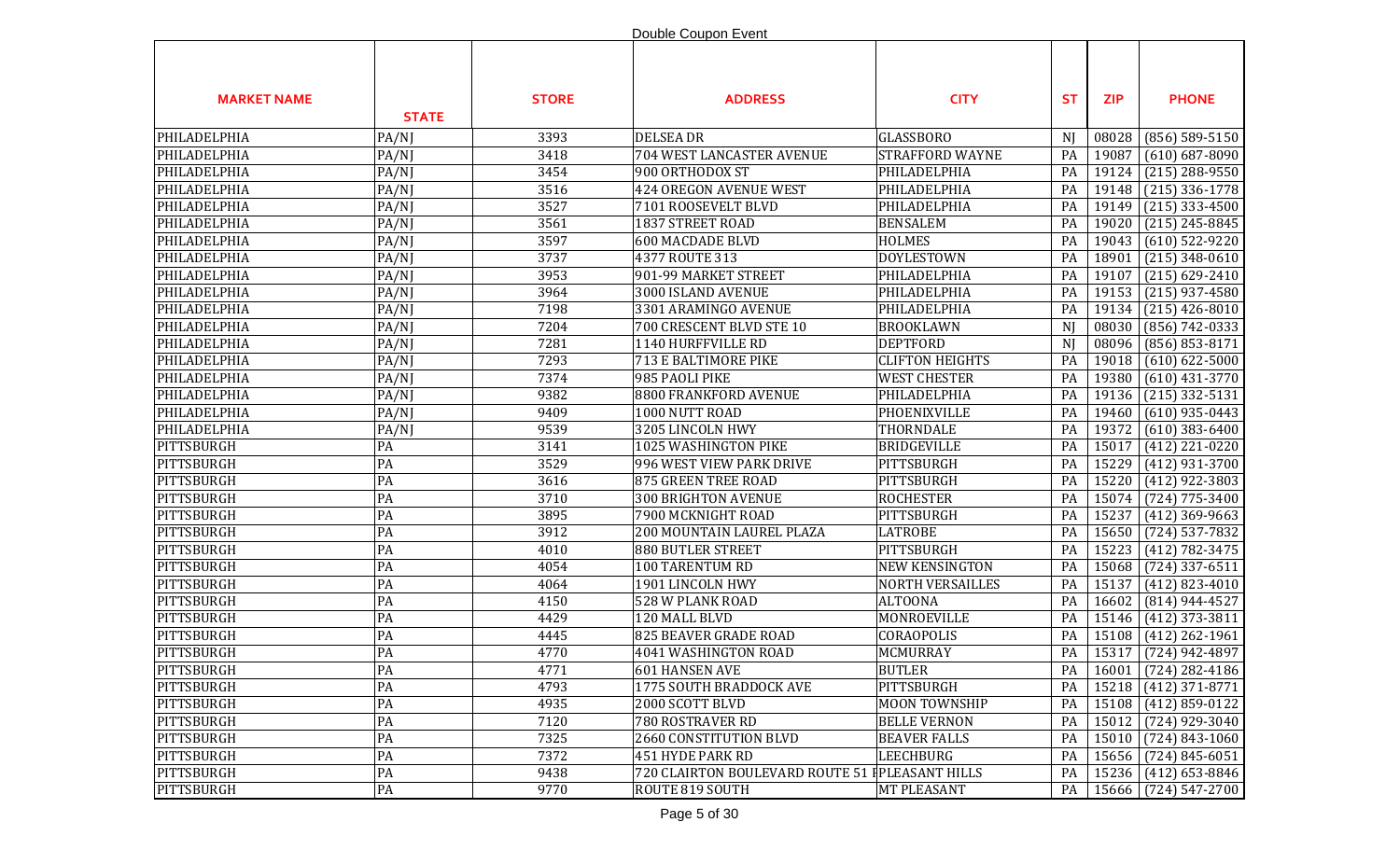Double Coupon Event

| MARKET NAME | STATE | STORE | ADDRESS | CITY | ST | ZIP | PHONE |
|---|---|---|---|---|---|---|---|
| PHILADELPHIA | PA/NJ | 3393 | DELSEA DR | GLASSBORO | NJ | 08028 | (856) 589-5150 |
| PHILADELPHIA | PA/NJ | 3418 | 704 WEST LANCASTER AVENUE | STRAFFORD WAYNE | PA | 19087 | (610) 687-8090 |
| PHILADELPHIA | PA/NJ | 3454 | 900 ORTHODOX ST | PHILADELPHIA | PA | 19124 | (215) 288-9550 |
| PHILADELPHIA | PA/NJ | 3516 | 424 OREGON AVENUE WEST | PHILADELPHIA | PA | 19148 | (215) 336-1778 |
| PHILADELPHIA | PA/NJ | 3527 | 7101 ROOSEVELT BLVD | PHILADELPHIA | PA | 19149 | (215) 333-4500 |
| PHILADELPHIA | PA/NJ | 3561 | 1837 STREET ROAD | BENSALEM | PA | 19020 | (215) 245-8845 |
| PHILADELPHIA | PA/NJ | 3597 | 600 MACDADE BLVD | HOLMES | PA | 19043 | (610) 522-9220 |
| PHILADELPHIA | PA/NJ | 3737 | 4377 ROUTE 313 | DOYLESTOWN | PA | 18901 | (215) 348-0610 |
| PHILADELPHIA | PA/NJ | 3953 | 901-99 MARKET STREET | PHILADELPHIA | PA | 19107 | (215) 629-2410 |
| PHILADELPHIA | PA/NJ | 3964 | 3000 ISLAND AVENUE | PHILADELPHIA | PA | 19153 | (215) 937-4580 |
| PHILADELPHIA | PA/NJ | 7198 | 3301 ARAMINGO AVENUE | PHILADELPHIA | PA | 19134 | (215) 426-8010 |
| PHILADELPHIA | PA/NJ | 7204 | 700 CRESCENT BLVD STE 10 | BROOKLAWN | NJ | 08030 | (856) 742-0333 |
| PHILADELPHIA | PA/NJ | 7281 | 1140 HURFFVILLE RD | DEPTFORD | NJ | 08096 | (856) 853-8171 |
| PHILADELPHIA | PA/NJ | 7293 | 713 E BALTIMORE PIKE | CLIFTON HEIGHTS | PA | 19018 | (610) 622-5000 |
| PHILADELPHIA | PA/NJ | 7374 | 985 PAOLI PIKE | WEST CHESTER | PA | 19380 | (610) 431-3770 |
| PHILADELPHIA | PA/NJ | 9382 | 8800 FRANKFORD AVENUE | PHILADELPHIA | PA | 19136 | (215) 332-5131 |
| PHILADELPHIA | PA/NJ | 9409 | 1000 NUTT ROAD | PHOENIXVILLE | PA | 19460 | (610) 935-0443 |
| PHILADELPHIA | PA/NJ | 9539 | 3205 LINCOLN HWY | THORNDALE | PA | 19372 | (610) 383-6400 |
| PITTSBURGH | PA | 3141 | 1025 WASHINGTON PIKE | BRIDGEVILLE | PA | 15017 | (412) 221-0220 |
| PITTSBURGH | PA | 3529 | 996 WEST VIEW PARK DRIVE | PITTSBURGH | PA | 15229 | (412) 931-3700 |
| PITTSBURGH | PA | 3616 | 875 GREEN TREE ROAD | PITTSBURGH | PA | 15220 | (412) 922-3803 |
| PITTSBURGH | PA | 3710 | 300 BRIGHTON AVENUE | ROCHESTER | PA | 15074 | (724) 775-3400 |
| PITTSBURGH | PA | 3895 | 7900 MCKNIGHT ROAD | PITTSBURGH | PA | 15237 | (412) 369-9663 |
| PITTSBURGH | PA | 3912 | 200 MOUNTAIN LAUREL PLAZA | LATROBE | PA | 15650 | (724) 537-7832 |
| PITTSBURGH | PA | 4010 | 880 BUTLER STREET | PITTSBURGH | PA | 15223 | (412) 782-3475 |
| PITTSBURGH | PA | 4054 | 100 TARENTUM RD | NEW KENSINGTON | PA | 15068 | (724) 337-6511 |
| PITTSBURGH | PA | 4064 | 1901 LINCOLN HWY | NORTH VERSAILLES | PA | 15137 | (412) 823-4010 |
| PITTSBURGH | PA | 4150 | 528 W PLANK ROAD | ALTOONA | PA | 16602 | (814) 944-4527 |
| PITTSBURGH | PA | 4429 | 120 MALL BLVD | MONROEVILLE | PA | 15146 | (412) 373-3811 |
| PITTSBURGH | PA | 4445 | 825 BEAVER GRADE ROAD | CORAOPOLIS | PA | 15108 | (412) 262-1961 |
| PITTSBURGH | PA | 4770 | 4041 WASHINGTON ROAD | MCMURRAY | PA | 15317 | (724) 942-4897 |
| PITTSBURGH | PA | 4771 | 601 HANSEN AVE | BUTLER | PA | 16001 | (724) 282-4186 |
| PITTSBURGH | PA | 4793 | 1775 SOUTH BRADDOCK AVE | PITTSBURGH | PA | 15218 | (412) 371-8771 |
| PITTSBURGH | PA | 4935 | 2000 SCOTT BLVD | MOON TOWNSHIP | PA | 15108 | (412) 859-0122 |
| PITTSBURGH | PA | 7120 | 780 ROSTRAVER RD | BELLE VERNON | PA | 15012 | (724) 929-3040 |
| PITTSBURGH | PA | 7325 | 2660 CONSTITUTION BLVD | BEAVER FALLS | PA | 15010 | (724) 843-1060 |
| PITTSBURGH | PA | 7372 | 451 HYDE PARK RD | LEECHBURG | PA | 15656 | (724) 845-6051 |
| PITTSBURGH | PA | 9438 | 720 CLAIRTON BOULEVARD ROUTE 51 I | PLEASANT HILLS | PA | 15236 | (412) 653-8846 |
| PITTSBURGH | PA | 9770 | ROUTE 819 SOUTH | MT PLEASANT | PA | 15666 | (724) 547-2700 |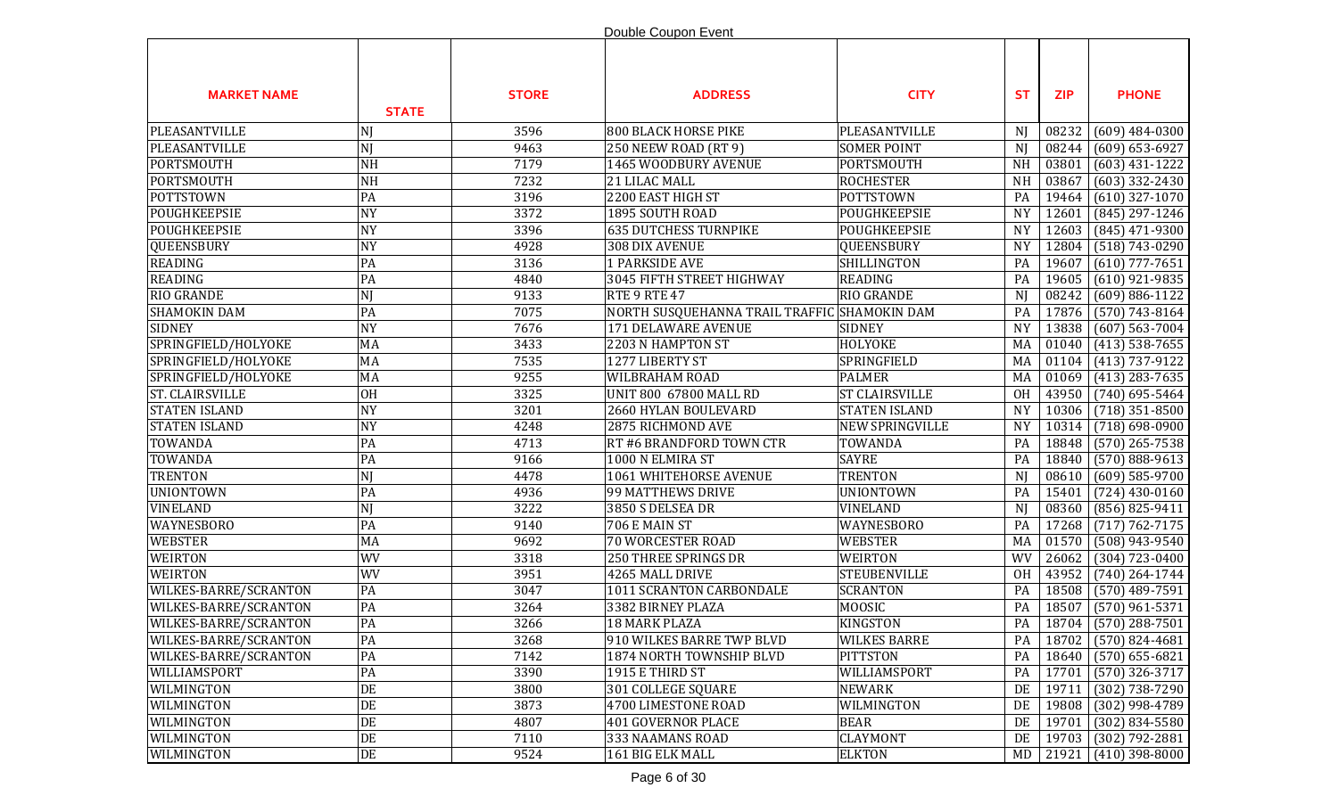Double Coupon Event

| MARKET NAME | STATE | STORE | ADDRESS | CITY | ST | ZIP | PHONE |
|---|---|---|---|---|---|---|---|
| PLEASANTVILLE | NJ | 3596 | 800 BLACK HORSE PIKE | PLEASANTVILLE | NJ | 08232 | (609) 484-0300 |
| PLEASANTVILLE | NJ | 9463 | 250 NEEW ROAD (RT 9) | SOMER POINT | NJ | 08244 | (609) 653-6927 |
| PORTSMOUTH | NH | 7179 | 1465 WOODBURY AVENUE | PORTSMOUTH | NH | 03801 | (603) 431-1222 |
| PORTSMOUTH | NH | 7232 | 21 LILAC MALL | ROCHESTER | NH | 03867 | (603) 332-2430 |
| POTTSTOWN | PA | 3196 | 2200 EAST HIGH ST | POTTSTOWN | PA | 19464 | (610) 327-1070 |
| POUGHKEEPSIE | NY | 3372 | 1895 SOUTH ROAD | POUGHKEEPSIE | NY | 12601 | (845) 297-1246 |
| POUGHKEEPSIE | NY | 3396 | 635 DUTCHESS TURNPIKE | POUGHKEEPSIE | NY | 12603 | (845) 471-9300 |
| QUEENSBURY | NY | 4928 | 308 DIX AVENUE | QUEENSBURY | NY | 12804 | (518) 743-0290 |
| READING | PA | 3136 | 1 PARKSIDE AVE | SHILLINGTON | PA | 19607 | (610) 777-7651 |
| READING | PA | 4840 | 3045 FIFTH STREET HIGHWAY | READING | PA | 19605 | (610) 921-9835 |
| RIO GRANDE | NJ | 9133 | RTE 9 RTE 47 | RIO GRANDE | NJ | 08242 | (609) 886-1122 |
| SHAMOKIN DAM | PA | 7075 | NORTH SUSQUEHANNA TRAIL TRAFFIC | SHAMOKIN DAM | PA | 17876 | (570) 743-8164 |
| SIDNEY | NY | 7676 | 171 DELAWARE AVENUE | SIDNEY | NY | 13838 | (607) 563-7004 |
| SPRINGFIELD/HOLYOKE | MA | 3433 | 2203 N HAMPTON ST | HOLYOKE | MA | 01040 | (413) 538-7655 |
| SPRINGFIELD/HOLYOKE | MA | 7535 | 1277 LIBERTY ST | SPRINGFIELD | MA | 01104 | (413) 737-9122 |
| SPRINGFIELD/HOLYOKE | MA | 9255 | WILBRAHAM ROAD | PALMER | MA | 01069 | (413) 283-7635 |
| ST. CLAIRSVILLE | OH | 3325 | UNIT 800 67800 MALL RD | ST CLAIRSVILLE | OH | 43950 | (740) 695-5464 |
| STATEN ISLAND | NY | 3201 | 2660 HYLAN BOULEVARD | STATEN ISLAND | NY | 10306 | (718) 351-8500 |
| STATEN ISLAND | NY | 4248 | 2875 RICHMOND AVE | NEW SPRINGVILLE | NY | 10314 | (718) 698-0900 |
| TOWANDA | PA | 4713 | RT #6 BRANDFORD TOWN CTR | TOWANDA | PA | 18848 | (570) 265-7538 |
| TOWANDA | PA | 9166 | 1000 N ELMIRA ST | SAYRE | PA | 18840 | (570) 888-9613 |
| TRENTON | NJ | 4478 | 1061 WHITEHORSE AVENUE | TRENTON | NJ | 08610 | (609) 585-9700 |
| UNIONTOWN | PA | 4936 | 99 MATTHEWS DRIVE | UNIONTOWN | PA | 15401 | (724) 430-0160 |
| VINELAND | NJ | 3222 | 3850 S DELSEA DR | VINELAND | NJ | 08360 | (856) 825-9411 |
| WAYNESBORO | PA | 9140 | 706 E MAIN ST | WAYNESBORO | PA | 17268 | (717) 762-7175 |
| WEBSTER | MA | 9692 | 70 WORCESTER ROAD | WEBSTER | MA | 01570 | (508) 943-9540 |
| WEIRTON | WV | 3318 | 250 THREE SPRINGS DR | WEIRTON | WV | 26062 | (304) 723-0400 |
| WEIRTON | WV | 3951 | 4265 MALL DRIVE | STEUBENVILLE | OH | 43952 | (740) 264-1744 |
| WILKES-BARRE/SCRANTON | PA | 3047 | 1011 SCRANTON CARBONDALE | SCRANTON | PA | 18508 | (570) 489-7591 |
| WILKES-BARRE/SCRANTON | PA | 3264 | 3382 BIRNEY PLAZA | MOOSIC | PA | 18507 | (570) 961-5371 |
| WILKES-BARRE/SCRANTON | PA | 3266 | 18 MARK PLAZA | KINGSTON | PA | 18704 | (570) 288-7501 |
| WILKES-BARRE/SCRANTON | PA | 3268 | 910 WILKES BARRE TWP BLVD | WILKES BARRE | PA | 18702 | (570) 824-4681 |
| WILKES-BARRE/SCRANTON | PA | 7142 | 1874 NORTH TOWNSHIP BLVD | PITTSTON | PA | 18640 | (570) 655-6821 |
| WILLIAMSPORT | PA | 3390 | 1915 E THIRD ST | WILLIAMSPORT | PA | 17701 | (570) 326-3717 |
| WILMINGTON | DE | 3800 | 301 COLLEGE SQUARE | NEWARK | DE | 19711 | (302) 738-7290 |
| WILMINGTON | DE | 3873 | 4700 LIMESTONE ROAD | WILMINGTON | DE | 19808 | (302) 998-4789 |
| WILMINGTON | DE | 4807 | 401 GOVERNOR PLACE | BEAR | DE | 19701 | (302) 834-5580 |
| WILMINGTON | DE | 7110 | 333 NAAMANS ROAD | CLAYMONT | DE | 19703 | (302) 792-2881 |
| WILMINGTON | DE | 9524 | 161 BIG ELK MALL | ELKTON | MD | 21921 | (410) 398-8000 |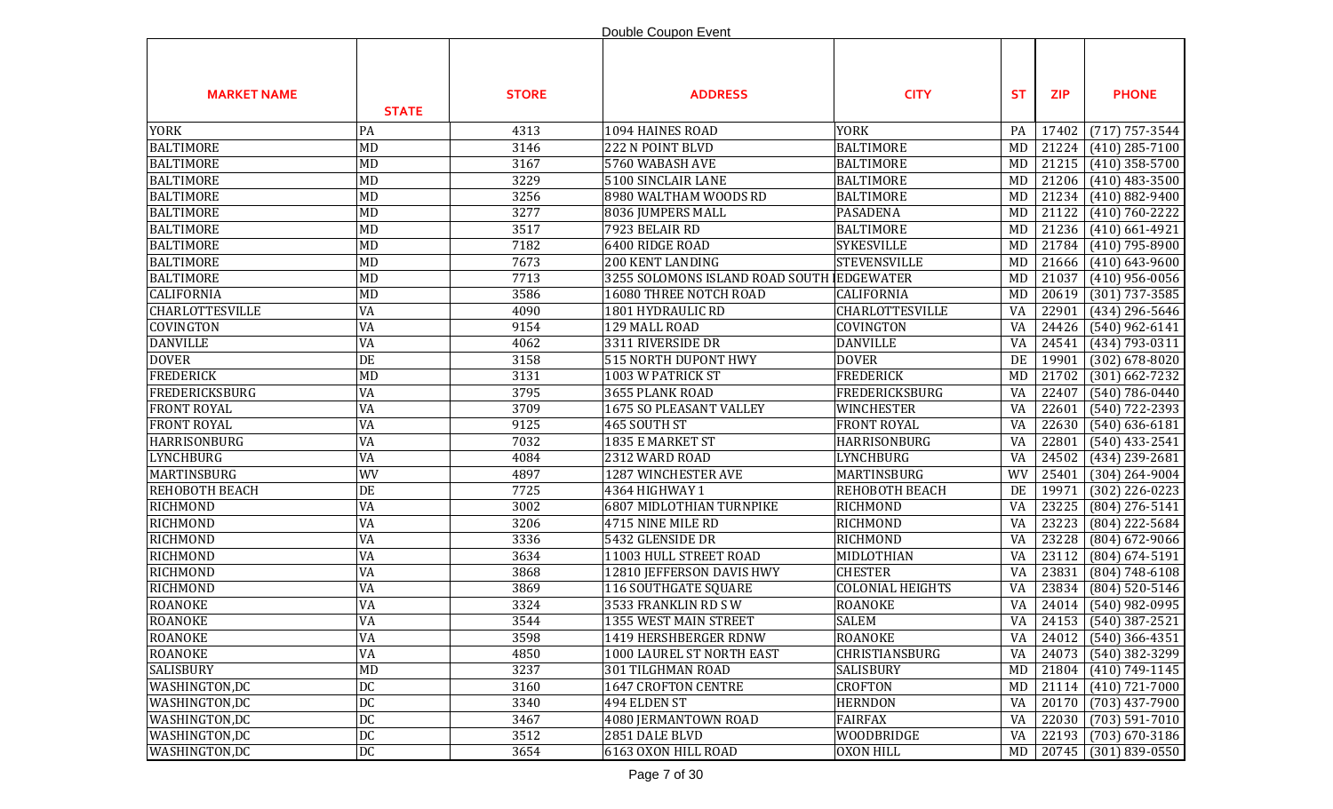Double Coupon Event

| MARKET NAME | STATE | STORE | ADDRESS | CITY | ST | ZIP | PHONE |
|---|---|---|---|---|---|---|---|
| YORK | PA | 4313 | 1094 HAINES ROAD | YORK | PA | 17402 | (717) 757-3544 |
| BALTIMORE | MD | 3146 | 222 N POINT BLVD | BALTIMORE | MD | 21224 | (410) 285-7100 |
| BALTIMORE | MD | 3167 | 5760 WABASH AVE | BALTIMORE | MD | 21215 | (410) 358-5700 |
| BALTIMORE | MD | 3229 | 5100 SINCLAIR LANE | BALTIMORE | MD | 21206 | (410) 483-3500 |
| BALTIMORE | MD | 3256 | 8980 WALTHAM WOODS RD | BALTIMORE | MD | 21234 | (410) 882-9400 |
| BALTIMORE | MD | 3277 | 8036 JUMPERS MALL | PASADENA | MD | 21122 | (410) 760-2222 |
| BALTIMORE | MD | 3517 | 7923 BELAIR RD | BALTIMORE | MD | 21236 | (410) 661-4921 |
| BALTIMORE | MD | 7182 | 6400 RIDGE ROAD | SYKESVILLE | MD | 21784 | (410) 795-8900 |
| BALTIMORE | MD | 7673 | 200 KENT LANDING | STEVENSVILLE | MD | 21666 | (410) 643-9600 |
| BALTIMORE | MD | 7713 | 3255 SOLOMONS ISLAND ROAD SOUTH | EDGEWATER | MD | 21037 | (410) 956-0056 |
| CALIFORNIA | MD | 3586 | 16080 THREE NOTCH ROAD | CALIFORNIA | MD | 20619 | (301) 737-3585 |
| CHARLOTTESVILLE | VA | 4090 | 1801 HYDRAULIC RD | CHARLOTTESVILLE | VA | 22901 | (434) 296-5646 |
| COVINGTON | VA | 9154 | 129 MALL ROAD | COVINGTON | VA | 24426 | (540) 962-6141 |
| DANVILLE | VA | 4062 | 3311 RIVERSIDE DR | DANVILLE | VA | 24541 | (434) 793-0311 |
| DOVER | DE | 3158 | 515 NORTH DUPONT HWY | DOVER | DE | 19901 | (302) 678-8020 |
| FREDERICK | MD | 3131 | 1003 W PATRICK ST | FREDERICK | MD | 21702 | (301) 662-7232 |
| FREDERICKSBURG | VA | 3795 | 3655 PLANK ROAD | FREDERICKSBURG | VA | 22407 | (540) 786-0440 |
| FRONT ROYAL | VA | 3709 | 1675 SO PLEASANT VALLEY | WINCHESTER | VA | 22601 | (540) 722-2393 |
| FRONT ROYAL | VA | 9125 | 465 SOUTH ST | FRONT ROYAL | VA | 22630 | (540) 636-6181 |
| HARRISONBURG | VA | 7032 | 1835 E MARKET ST | HARRISONBURG | VA | 22801 | (540) 433-2541 |
| LYNCHBURG | VA | 4084 | 2312 WARD ROAD | LYNCHBURG | VA | 24502 | (434) 239-2681 |
| MARTINSBURG | WV | 4897 | 1287 WINCHESTER AVE | MARTINSBURG | WV | 25401 | (304) 264-9004 |
| REHOBOTH BEACH | DE | 7725 | 4364 HIGHWAY 1 | REHOBOTH BEACH | DE | 19971 | (302) 226-0223 |
| RICHMOND | VA | 3002 | 6807 MIDLOTHIAN TURNPIKE | RICHMOND | VA | 23225 | (804) 276-5141 |
| RICHMOND | VA | 3206 | 4715 NINE MILE RD | RICHMOND | VA | 23223 | (804) 222-5684 |
| RICHMOND | VA | 3336 | 5432 GLENSIDE DR | RICHMOND | VA | 23228 | (804) 672-9066 |
| RICHMOND | VA | 3634 | 11003 HULL STREET ROAD | MIDLOTHIAN | VA | 23112 | (804) 674-5191 |
| RICHMOND | VA | 3868 | 12810 JEFFERSON DAVIS HWY | CHESTER | VA | 23831 | (804) 748-6108 |
| RICHMOND | VA | 3869 | 116 SOUTHGATE SQUARE | COLONIAL HEIGHTS | VA | 23834 | (804) 520-5146 |
| ROANOKE | VA | 3324 | 3533 FRANKLIN RD S W | ROANOKE | VA | 24014 | (540) 982-0995 |
| ROANOKE | VA | 3544 | 1355 WEST MAIN STREET | SALEM | VA | 24153 | (540) 387-2521 |
| ROANOKE | VA | 3598 | 1419 HERSHBERGER RDNW | ROANOKE | VA | 24012 | (540) 366-4351 |
| ROANOKE | VA | 4850 | 1000 LAUREL ST NORTH EAST | CHRISTIANSBURG | VA | 24073 | (540) 382-3299 |
| SALISBURY | MD | 3237 | 301 TILGHMAN ROAD | SALISBURY | MD | 21804 | (410) 749-1145 |
| WASHINGTON,DC | DC | 3160 | 1647 CROFTON CENTRE | CROFTON | MD | 21114 | (410) 721-7000 |
| WASHINGTON,DC | DC | 3340 | 494 ELDEN ST | HERNDON | VA | 20170 | (703) 437-7900 |
| WASHINGTON,DC | DC | 3467 | 4080 JERMANTOWN ROAD | FAIRFAX | VA | 22030 | (703) 591-7010 |
| WASHINGTON,DC | DC | 3512 | 2851 DALE BLVD | WOODBRIDGE | VA | 22193 | (703) 670-3186 |
| WASHINGTON,DC | DC | 3654 | 6163 OXON HILL ROAD | OXON HILL | MD | 20745 | (301) 839-0550 |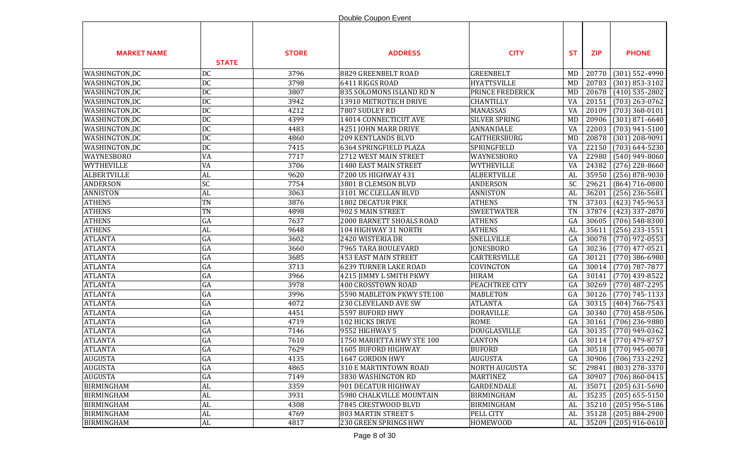Double Coupon Event

| MARKET NAME | STATE | STORE | ADDRESS | CITY | ST | ZIP | PHONE |
|---|---|---|---|---|---|---|---|
| WASHINGTON,DC | DC | 3796 | 8829 GREENBELT ROAD | GREENBELT | MD | 20770 | (301) 552-4990 |
| WASHINGTON,DC | DC | 3798 | 6411 RIGGS ROAD | HYATTSVILLE | MD | 20783 | (301) 853-3102 |
| WASHINGTON,DC | DC | 3807 | 835 SOLOMONS ISLAND RD N | PRINCE FREDERICK | MD | 20678 | (410) 535-2802 |
| WASHINGTON,DC | DC | 3942 | 13910 METROTECH DRIVE | CHANTILLY | VA | 20151 | (703) 263-0762 |
| WASHINGTON,DC | DC | 4212 | 7807 SUDLEY RD | MANASSAS | VA | 20109 | (703) 368-0101 |
| WASHINGTON,DC | DC | 4399 | 14014 CONNECTICUT AVE | SILVER SPRING | MD | 20906 | (301) 871-6640 |
| WASHINGTON,DC | DC | 4483 | 4251 JOHN MARR DRIVE | ANNANDALE | VA | 22003 | (703) 941-5100 |
| WASHINGTON,DC | DC | 4860 | 209 KENTLANDS BLVD | GAITHERSBURG | MD | 20878 | (301) 208-9091 |
| WASHINGTON,DC | DC | 7415 | 6364 SPRINGFIELD PLAZA | SPRINGFIELD | VA | 22150 | (703) 644-5230 |
| WAYNESBORO | VA | 7717 | 2712 WEST MAIN STREET | WAYNESBORO | VA | 22980 | (540) 949-8060 |
| WYTHEVILLE | VA | 3706 | 1480 EAST MAIN STREET | WYTHEVILLE | VA | 24382 | (276) 228-8660 |
| ALBERTVILLE | AL | 9620 | 7200 US HIGHWAY 431 | ALBERTVILLE | AL | 35950 | (256) 878-9030 |
| ANDERSON | SC | 7754 | 3801 B CLEMSON BLVD | ANDERSON | SC | 29621 | (864) 716-0800 |
| ANNISTON | AL | 3063 | 3101 MC CLELLAN BLVD | ANNISTON | AL | 36201 | (256) 236-5681 |
| ATHENS | TN | 3876 | 1802 DECATUR PIKE | ATHENS | TN | 37303 | (423) 745-9653 |
| ATHENS | TN | 4898 | 902 S MAIN STREET | SWEETWATER | TN | 37874 | (423) 337-2870 |
| ATHENS | GA | 7637 | 2000 BARNETT SHOALS ROAD | ATHENS | GA | 30605 | (706) 548-8300 |
| ATHENS | AL | 9648 | 104 HIGHWAY 31 NORTH | ATHENS | AL | 35611 | (256) 233-1551 |
| ATLANTA | GA | 3602 | 2420 WISTERIA DR | SNELLVILLE | GA | 30078 | (770) 972-0553 |
| ATLANTA | GA | 3660 | 7965 TARA BOULEVARD | JONESBORO | GA | 30236 | (770) 477-0521 |
| ATLANTA | GA | 3685 | 453 EAST MAIN STREET | CARTERSVILLE | GA | 30121 | (770) 386-6980 |
| ATLANTA | GA | 3713 | 6239 TURNER LAKE ROAD | COVINGTON | GA | 30014 | (770) 787-7877 |
| ATLANTA | GA | 3966 | 4215 JIMMY L SMITH PKWY | HIRAM | GA | 30141 | (770) 439-8522 |
| ATLANTA | GA | 3978 | 400 CROSSTOWN ROAD | PEACHTREE CITY | GA | 30269 | (770) 487-2295 |
| ATLANTA | GA | 3996 | 5590 MABLETON PKWY STE100 | MABLETON | GA | 30126 | (770) 745-1133 |
| ATLANTA | GA | 4072 | 230 CLEVELAND AVE SW | ATLANTA | GA | 30315 | (404) 766-7543 |
| ATLANTA | GA | 4451 | 5597 BUFORD HWY | DORAVILLE | GA | 30340 | (770) 458-9506 |
| ATLANTA | GA | 4719 | 102 HICKS DRIVE | ROME | GA | 30161 | (706) 236-9880 |
| ATLANTA | GA | 7146 | 9552 HIGHWAY 5 | DOUGLASVILLE | GA | 30135 | (770) 949-0362 |
| ATLANTA | GA | 7610 | 1750 MARIETTA HWY STE 100 | CANTON | GA | 30114 | (770) 479-8757 |
| ATLANTA | GA | 7629 | 1605 BUFORD HIGHWAY | BUFORD | GA | 30518 | (770) 945-0078 |
| AUGUSTA | GA | 4135 | 1647 GORDON HWY | AUGUSTA | GA | 30906 | (706) 733-2292 |
| AUGUSTA | GA | 4865 | 310 E MARTINTOWN ROAD | NORTH AUGUSTA | SC | 29841 | (803) 278-3370 |
| AUGUSTA | GA | 7149 | 3830 WASHINGTON RD | MARTINEZ | GA | 30907 | (706) 860-0415 |
| BIRMINGHAM | AL | 3359 | 901 DECATUR HIGHWAY | GARDENDALE | AL | 35071 | (205) 631-5690 |
| BIRMINGHAM | AL | 3931 | 5980 CHALKVILLE MOUNTAIN | BIRMINGHAM | AL | 35235 | (205) 655-5150 |
| BIRMINGHAM | AL | 4308 | 7845 CRESTWOOD BLVD | BIRMINGHAM | AL | 35210 | (205) 956-5186 |
| BIRMINGHAM | AL | 4769 | 803 MARTIN STREET S | PELL CITY | AL | 35128 | (205) 884-2900 |
| BIRMINGHAM | AL | 4817 | 230 GREEN SPRINGS HWY | HOMEWOOD | AL | 35209 | (205) 916-0610 |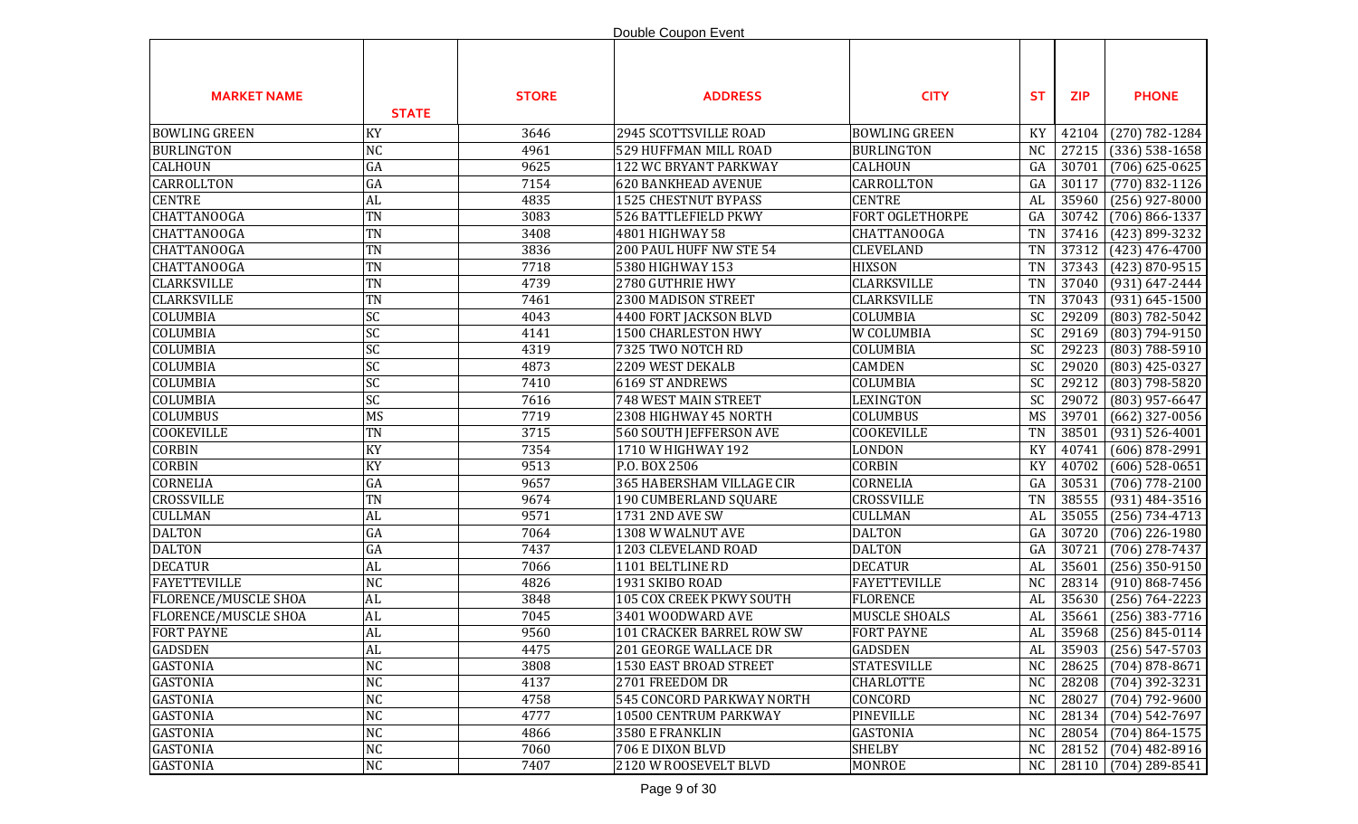Double Coupon Event

| MARKET NAME | STATE | STORE | ADDRESS | CITY | ST | ZIP | PHONE |
|---|---|---|---|---|---|---|---|
| BOWLING GREEN | KY | 3646 | 2945 SCOTTSVILLE ROAD | BOWLING GREEN | KY | 42104 | (270) 782-1284 |
| BURLINGTON | NC | 4961 | 529 HUFFMAN MILL ROAD | BURLINGTON | NC | 27215 | (336) 538-1658 |
| CALHOUN | GA | 9625 | 122 WC BRYANT PARKWAY | CALHOUN | GA | 30701 | (706) 625-0625 |
| CARROLLTON | GA | 7154 | 620 BANKHEAD AVENUE | CARROLLTON | GA | 30117 | (770) 832-1126 |
| CENTRE | AL | 4835 | 1525 CHESTNUT BYPASS | CENTRE | AL | 35960 | (256) 927-8000 |
| CHATTANOOGA | TN | 3083 | 526 BATTLEFIELD PKWY | FORT OGLETHORPE | GA | 30742 | (706) 866-1337 |
| CHATTANOOGA | TN | 3408 | 4801 HIGHWAY 58 | CHATTANOOGA | TN | 37416 | (423) 899-3232 |
| CHATTANOOGA | TN | 3836 | 200 PAUL HUFF NW STE 54 | CLEVELAND | TN | 37312 | (423) 476-4700 |
| CHATTANOOGA | TN | 7718 | 5380 HIGHWAY 153 | HIXSON | TN | 37343 | (423) 870-9515 |
| CLARKSVILLE | TN | 4739 | 2780 GUTHRIE HWY | CLARKSVILLE | TN | 37040 | (931) 647-2444 |
| CLARKSVILLE | TN | 7461 | 2300 MADISON STREET | CLARKSVILLE | TN | 37043 | (931) 645-1500 |
| COLUMBIA | SC | 4043 | 4400 FORT JACKSON BLVD | COLUMBIA | SC | 29209 | (803) 782-5042 |
| COLUMBIA | SC | 4141 | 1500 CHARLESTON HWY | W COLUMBIA | SC | 29169 | (803) 794-9150 |
| COLUMBIA | SC | 4319 | 7325 TWO NOTCH RD | COLUMBIA | SC | 29223 | (803) 788-5910 |
| COLUMBIA | SC | 4873 | 2209 WEST DEKALB | CAMDEN | SC | 29020 | (803) 425-0327 |
| COLUMBIA | SC | 7410 | 6169 ST ANDREWS | COLUMBIA | SC | 29212 | (803) 798-5820 |
| COLUMBIA | SC | 7616 | 748 WEST MAIN STREET | LEXINGTON | SC | 29072 | (803) 957-6647 |
| COLUMBUS | MS | 7719 | 2308 HIGHWAY 45 NORTH | COLUMBUS | MS | 39701 | (662) 327-0056 |
| COOKEVILLE | TN | 3715 | 560 SOUTH JEFFERSON AVE | COOKEVILLE | TN | 38501 | (931) 526-4001 |
| CORBIN | KY | 7354 | 1710 W HIGHWAY 192 | LONDON | KY | 40741 | (606) 878-2991 |
| CORBIN | KY | 9513 | P.O. BOX 2506 | CORBIN | KY | 40702 | (606) 528-0651 |
| CORNELIA | GA | 9657 | 365 HABERSHAM VILLAGE CIR | CORNELIA | GA | 30531 | (706) 778-2100 |
| CROSSVILLE | TN | 9674 | 190 CUMBERLAND SQUARE | CROSSVILLE | TN | 38555 | (931) 484-3516 |
| CULLMAN | AL | 9571 | 1731 2ND AVE SW | CULLMAN | AL | 35055 | (256) 734-4713 |
| DALTON | GA | 7064 | 1308 W WALNUT AVE | DALTON | GA | 30720 | (706) 226-1980 |
| DALTON | GA | 7437 | 1203 CLEVELAND ROAD | DALTON | GA | 30721 | (706) 278-7437 |
| DECATUR | AL | 7066 | 1101 BELTLINE RD | DECATUR | AL | 35601 | (256) 350-9150 |
| FAYETTEVILLE | NC | 4826 | 1931 SKIBO ROAD | FAYETTEVILLE | NC | 28314 | (910) 868-7456 |
| FLORENCE/MUSCLE SHOA | AL | 3848 | 105 COX CREEK PKWY SOUTH | FLORENCE | AL | 35630 | (256) 764-2223 |
| FLORENCE/MUSCLE SHOA | AL | 7045 | 3401 WOODWARD AVE | MUSCLE SHOALS | AL | 35661 | (256) 383-7716 |
| FORT PAYNE | AL | 9560 | 101 CRACKER BARREL ROW SW | FORT PAYNE | AL | 35968 | (256) 845-0114 |
| GADSDEN | AL | 4475 | 201 GEORGE WALLACE DR | GADSDEN | AL | 35903 | (256) 547-5703 |
| GASTONIA | NC | 3808 | 1530 EAST BROAD STREET | STATESVILLE | NC | 28625 | (704) 878-8671 |
| GASTONIA | NC | 4137 | 2701 FREEDOM DR | CHARLOTTE | NC | 28208 | (704) 392-3231 |
| GASTONIA | NC | 4758 | 545 CONCORD PARKWAY NORTH | CONCORD | NC | 28027 | (704) 792-9600 |
| GASTONIA | NC | 4777 | 10500 CENTRUM PARKWAY | PINEVILLE | NC | 28134 | (704) 542-7697 |
| GASTONIA | NC | 4866 | 3580 E FRANKLIN | GASTONIA | NC | 28054 | (704) 864-1575 |
| GASTONIA | NC | 7060 | 706 E DIXON BLVD | SHELBY | NC | 28152 | (704) 482-8916 |
| GASTONIA | NC | 7407 | 2120 W ROOSEVELT BLVD | MONROE | NC | 28110 | (704) 289-8541 |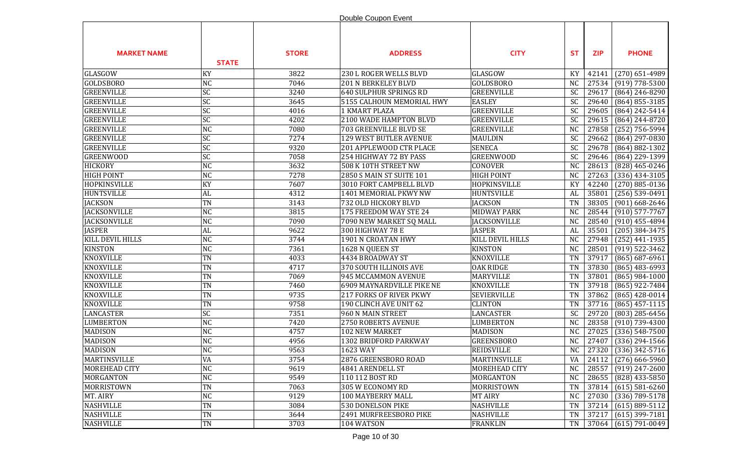Double Coupon Event

| MARKET NAME | STATE | STORE | ADDRESS | CITY | ST | ZIP | PHONE |
|---|---|---|---|---|---|---|---|
| GLASGOW | KY | 3822 | 230 L ROGER WELLS BLVD | GLASGOW | KY | 42141 | (270) 651-4989 |
| GOLDSBORO | NC | 7046 | 201 N BERKELEY BLVD | GOLDSBORO | NC | 27534 | (919) 778-5300 |
| GREENVILLE | SC | 3240 | 640 SULPHUR SPRINGS RD | GREENVILLE | SC | 29617 | (864) 246-8290 |
| GREENVILLE | SC | 3645 | 5155 CALHOUN MEMORIAL HWY | EASLEY | SC | 29640 | (864) 855-3185 |
| GREENVILLE | SC | 4016 | 1 KMART PLAZA | GREENVILLE | SC | 29605 | (864) 242-5414 |
| GREENVILLE | SC | 4202 | 2100 WADE HAMPTON BLVD | GREENVILLE | SC | 29615 | (864) 244-8720 |
| GREENVILLE | NC | 7080 | 703 GREENVILLE BLVD SE | GREENVILLE | NC | 27858 | (252) 756-5994 |
| GREENVILLE | SC | 7274 | 129 WEST BUTLER AVENUE | MAULDIN | SC | 29662 | (864) 297-0830 |
| GREENVILLE | SC | 9320 | 201 APPLEWOOD CTR PLACE | SENECA | SC | 29678 | (864) 882-1302 |
| GREENWOOD | SC | 7058 | 254 HIGHWAY 72 BY PASS | GREENWOOD | SC | 29646 | (864) 229-1399 |
| HICKORY | NC | 3632 | 508 K 10TH STREET NW | CONOVER | NC | 28613 | (828) 465-0246 |
| HIGH POINT | NC | 7278 | 2850 S MAIN ST SUITE 101 | HIGH POINT | NC | 27263 | (336) 434-3105 |
| HOPKINSVILLE | KY | 7607 | 3010 FORT CAMPBELL BLVD | HOPKINSVILLE | KY | 42240 | (270) 885-0136 |
| HUNTSVILLE | AL | 4312 | 1401 MEMORIAL PKWY NW | HUNTSVILLE | AL | 35801 | (256) 539-0491 |
| JACKSON | TN | 3143 | 732 OLD HICKORY BLVD | JACKSON | TN | 38305 | (901) 668-2646 |
| JACKSONVILLE | NC | 3815 | 175 FREEDOM WAY STE 24 | MIDWAY PARK | NC | 28544 | (910) 577-7767 |
| JACKSONVILLE | NC | 7090 | 7090 NEW MARKET SQ MALL | JACKSONVILLE | NC | 28540 | (910) 455-4894 |
| JASPER | AL | 9622 | 300 HIGHWAY 78 E | JASPER | AL | 35501 | (205) 384-3475 |
| KILL DEVIL HILLS | NC | 3744 | 1901 N CROATAN HWY | KILL DEVIL HILLS | NC | 27948 | (252) 441-1935 |
| KINSTON | NC | 7361 | 1628 N QUEEN ST | KINSTON | NC | 28501 | (919) 522-3462 |
| KNOXVILLE | TN | 4033 | 4434 BROADWAY ST | KNOXVILLE | TN | 37917 | (865) 687-6961 |
| KNOXVILLE | TN | 4717 | 370 SOUTH ILLINOIS AVE | OAK RIDGE | TN | 37830 | (865) 483-6993 |
| KNOXVILLE | TN | 7069 | 945 MCCAMMON AVENUE | MARYVILLE | TN | 37801 | (865) 984-1000 |
| KNOXVILLE | TN | 7460 | 6909 MAYNARDVILLE PIKE NE | KNOXVILLE | TN | 37918 | (865) 922-7484 |
| KNOXVILLE | TN | 9735 | 217 FORKS OF RIVER PKWY | SEVIERVILLE | TN | 37862 | (865) 428-0014 |
| KNOXVILLE | TN | 9758 | 190 CLINCH AVE UNIT 62 | CLINTON | TN | 37716 | (865) 457-1115 |
| LANCASTER | SC | 7351 | 960 N MAIN STREET | LANCASTER | SC | 29720 | (803) 285-6456 |
| LUMBERTON | NC | 7420 | 2750 ROBERTS AVENUE | LUMBERTON | NC | 28358 | (910) 739-4300 |
| MADISON | NC | 4757 | 102 NEW MARKET | MADISON | NC | 27025 | (336) 548-7500 |
| MADISON | NC | 4956 | 1302 BRIDFORD PARKWAY | GREENSBORO | NC | 27407 | (336) 294-1566 |
| MADISON | NC | 9563 | 1623 WAY | REIDSVILLE | NC | 27320 | (336) 342-5716 |
| MARTINSVILLE | VA | 3754 | 2876 GREENSBORO ROAD | MARTINSVILLE | VA | 24112 | (276) 666-5960 |
| MOREHEAD CITY | NC | 9619 | 4841 ARENDELL ST | MOREHEAD CITY | NC | 28557 | (919) 247-2600 |
| MORGANTON | NC | 9549 | 110 112 BOST RD | MORGANTON | NC | 28655 | (828) 433-5850 |
| MORRISTOWN | TN | 7063 | 305 W ECONOMY RD | MORRISTOWN | TN | 37814 | (615) 581-6260 |
| MT. AIRY | NC | 9129 | 100 MAYBERRY MALL | MT AIRY | NC | 27030 | (336) 789-5178 |
| NASHVILLE | TN | 3084 | 530 DONELSON PIKE | NASHVILLE | TN | 37214 | (615) 889-5112 |
| NASHVILLE | TN | 3644 | 2491 MURFREESBORO PIKE | NASHVILLE | TN | 37217 | (615) 399-7181 |
| NASHVILLE | TN | 3703 | 104 WATSON | FRANKLIN | TN | 37064 | (615) 791-0049 |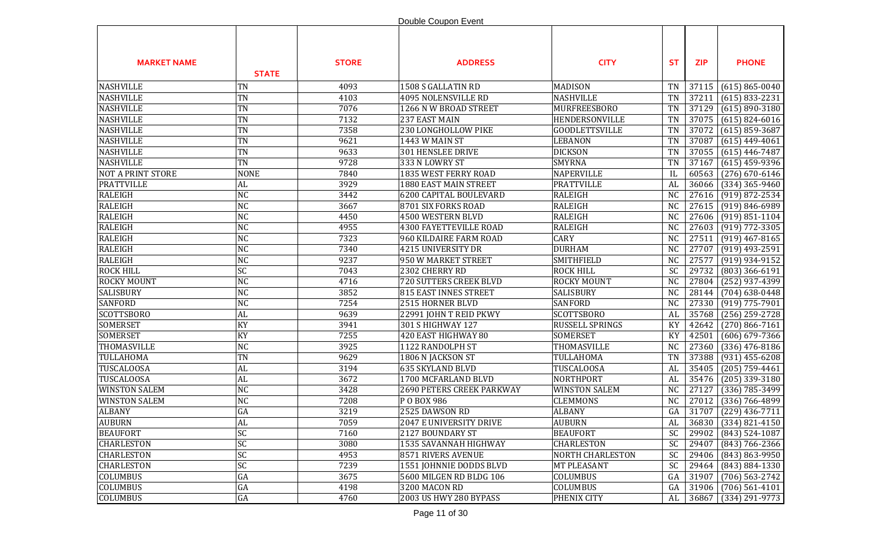Double Coupon Event

| MARKET NAME | STATE | STORE | ADDRESS | CITY | ST | ZIP | PHONE |
|---|---|---|---|---|---|---|---|
| NASHVILLE | TN | 4093 | 1508 S GALLATIN RD | MADISON | TN | 37115 | (615) 865-0040 |
| NASHVILLE | TN | 4103 | 4095 NOLENSVILLE RD | NASHVILLE | TN | 37211 | (615) 833-2231 |
| NASHVILLE | TN | 7076 | 1266 N W BROAD STREET | MURFREESBORO | TN | 37129 | (615) 890-3180 |
| NASHVILLE | TN | 7132 | 237 EAST MAIN | HENDERSONVILLE | TN | 37075 | (615) 824-6016 |
| NASHVILLE | TN | 7358 | 230 LONGHOLLOW PIKE | GOODLETTSVILLE | TN | 37072 | (615) 859-3687 |
| NASHVILLE | TN | 9621 | 1443 W MAIN ST | LEBANON | TN | 37087 | (615) 449-4061 |
| NASHVILLE | TN | 9633 | 301 HENSLEE DRIVE | DICKSON | TN | 37055 | (615) 446-7487 |
| NASHVILLE | TN | 9728 | 333 N LOWRY ST | SMYRNA | TN | 37167 | (615) 459-9396 |
| NOT A PRINT STORE | NONE | 7840 | 1835 WEST FERRY ROAD | NAPERVILLE | IL | 60563 | (276) 670-6146 |
| PRATTVILLE | AL | 3929 | 1880 EAST MAIN STREET | PRATTVILLE | AL | 36066 | (334) 365-9460 |
| RALEIGH | NC | 3442 | 6200 CAPITAL BOULEVARD | RALEIGH | NC | 27616 | (919) 872-2534 |
| RALEIGH | NC | 3667 | 8701 SIX FORKS ROAD | RALEIGH | NC | 27615 | (919) 846-6989 |
| RALEIGH | NC | 4450 | 4500 WESTERN BLVD | RALEIGH | NC | 27606 | (919) 851-1104 |
| RALEIGH | NC | 4955 | 4300 FAYETTEVILLE ROAD | RALEIGH | NC | 27603 | (919) 772-3305 |
| RALEIGH | NC | 7323 | 960 KILDAIRE FARM ROAD | CARY | NC | 27511 | (919) 467-8165 |
| RALEIGH | NC | 7340 | 4215 UNIVERSITY DR | DURHAM | NC | 27707 | (919) 493-2591 |
| RALEIGH | NC | 9237 | 950 W MARKET STREET | SMITHFIELD | NC | 27577 | (919) 934-9152 |
| ROCK HILL | SC | 7043 | 2302 CHERRY RD | ROCK HILL | SC | 29732 | (803) 366-6191 |
| ROCKY MOUNT | NC | 4716 | 720 SUTTERS CREEK BLVD | ROCKY MOUNT | NC | 27804 | (252) 937-4399 |
| SALISBURY | NC | 3852 | 815 EAST INNES STREET | SALISBURY | NC | 28144 | (704) 638-0448 |
| SANFORD | NC | 7254 | 2515 HORNER BLVD | SANFORD | NC | 27330 | (919) 775-7901 |
| SCOTTSBORO | AL | 9639 | 22991 JOHN T REID PKWY | SCOTTSBORO | AL | 35768 | (256) 259-2728 |
| SOMERSET | KY | 3941 | 301 S HIGHWAY 127 | RUSSELL SPRINGS | KY | 42642 | (270) 866-7161 |
| SOMERSET | KY | 7255 | 420 EAST HIGHWAY 80 | SOMERSET | KY | 42501 | (606) 679-7366 |
| THOMASVILLE | NC | 3925 | 1122 RANDOLPH ST | THOMASVILLE | NC | 27360 | (336) 476-8186 |
| TULLAHOMA | TN | 9629 | 1806 N JACKSON ST | TULLAHOMA | TN | 37388 | (931) 455-6208 |
| TUSCALOOSA | AL | 3194 | 635 SKYLAND BLVD | TUSCALOOSA | AL | 35405 | (205) 759-4461 |
| TUSCALOOSA | AL | 3672 | 1700 MCFARLAND BLVD | NORTHPORT | AL | 35476 | (205) 339-3180 |
| WINSTON SALEM | NC | 3428 | 2690 PETERS CREEK PARKWAY | WINSTON SALEM | NC | 27127 | (336) 785-3499 |
| WINSTON SALEM | NC | 7208 | P O BOX 986 | CLEMMONS | NC | 27012 | (336) 766-4899 |
| ALBANY | GA | 3219 | 2525 DAWSON RD | ALBANY | GA | 31707 | (229) 436-7711 |
| AUBURN | AL | 7059 | 2047 E UNIVERSITY DRIVE | AUBURN | AL | 36830 | (334) 821-4150 |
| BEAUFORT | SC | 7160 | 2127 BOUNDARY ST | BEAUFORT | SC | 29902 | (843) 524-1087 |
| CHARLESTON | SC | 3080 | 1535 SAVANNAH HIGHWAY | CHARLESTON | SC | 29407 | (843) 766-2366 |
| CHARLESTON | SC | 4953 | 8571 RIVERS AVENUE | NORTH CHARLESTON | SC | 29406 | (843) 863-9950 |
| CHARLESTON | SC | 7239 | 1551 JOHNNIE DODDS BLVD | MT PLEASANT | SC | 29464 | (843) 884-1330 |
| COLUMBUS | GA | 3675 | 5600 MILGEN RD BLDG 106 | COLUMBUS | GA | 31907 | (706) 563-2742 |
| COLUMBUS | GA | 4198 | 3200 MACON RD | COLUMBUS | GA | 31906 | (706) 561-4101 |
| COLUMBUS | GA | 4760 | 2003 US HWY 280 BYPASS | PHENIX CITY | AL | 36867 | (334) 291-9773 |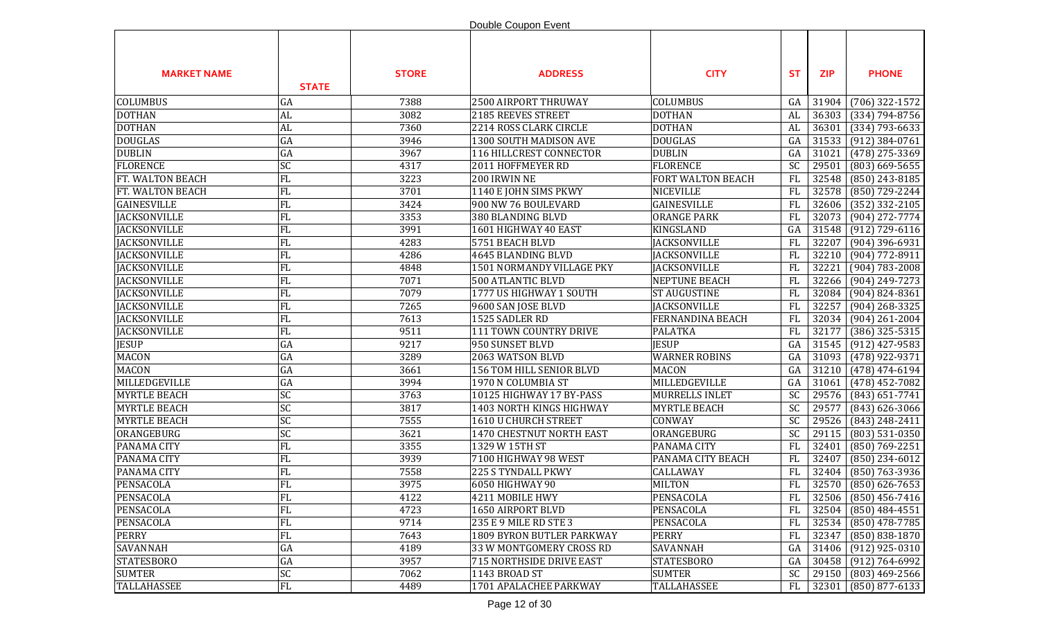Double Coupon Event

| MARKET NAME | STATE | STORE | ADDRESS | CITY | ST | ZIP | PHONE |
|---|---|---|---|---|---|---|---|
| COLUMBUS | GA | 7388 | 2500 AIRPORT THRUWAY | COLUMBUS | GA | 31904 | (706) 322-1572 |
| DOTHAN | AL | 3082 | 2185 REEVES STREET | DOTHAN | AL | 36303 | (334) 794-8756 |
| DOTHAN | AL | 7360 | 2214 ROSS CLARK CIRCLE | DOTHAN | AL | 36301 | (334) 793-6633 |
| DOUGLAS | GA | 3946 | 1300 SOUTH MADISON AVE | DOUGLAS | GA | 31533 | (912) 384-0761 |
| DUBLIN | GA | 3967 | 116 HILLCREST CONNECTOR | DUBLIN | GA | 31021 | (478) 275-3369 |
| FLORENCE | SC | 4317 | 2011 HOFFMEYER RD | FLORENCE | SC | 29501 | (803) 669-5655 |
| FT. WALTON BEACH | FL | 3223 | 200 IRWIN NE | FORT WALTON BEACH | FL | 32548 | (850) 243-8185 |
| FT. WALTON BEACH | FL | 3701 | 1140 E JOHN SIMS PKWY | NICEVILLE | FL | 32578 | (850) 729-2244 |
| GAINESVILLE | FL | 3424 | 900 NW 76 BOULEVARD | GAINESVILLE | FL | 32606 | (352) 332-2105 |
| JACKSONVILLE | FL | 3353 | 380 BLANDING BLVD | ORANGE PARK | FL | 32073 | (904) 272-7774 |
| JACKSONVILLE | FL | 3991 | 1601 HIGHWAY 40 EAST | KINGSLAND | GA | 31548 | (912) 729-6116 |
| JACKSONVILLE | FL | 4283 | 5751 BEACH BLVD | JACKSONVILLE | FL | 32207 | (904) 396-6931 |
| JACKSONVILLE | FL | 4286 | 4645 BLANDING BLVD | JACKSONVILLE | FL | 32210 | (904) 772-8911 |
| JACKSONVILLE | FL | 4848 | 1501 NORMANDY VILLAGE PKY | JACKSONVILLE | FL | 32221 | (904) 783-2008 |
| JACKSONVILLE | FL | 7071 | 500 ATLANTIC BLVD | NEPTUNE BEACH | FL | 32266 | (904) 249-7273 |
| JACKSONVILLE | FL | 7079 | 1777 US HIGHWAY 1 SOUTH | ST AUGUSTINE | FL | 32084 | (904) 824-8361 |
| JACKSONVILLE | FL | 7265 | 9600 SAN JOSE BLVD | JACKSONVILLE | FL | 32257 | (904) 268-3325 |
| JACKSONVILLE | FL | 7613 | 1525 SADLER RD | FERNANDINA BEACH | FL | 32034 | (904) 261-2004 |
| JACKSONVILLE | FL | 9511 | 111 TOWN COUNTRY DRIVE | PALATKA | FL | 32177 | (386) 325-5315 |
| JESUP | GA | 9217 | 950 SUNSET BLVD | JESUP | GA | 31545 | (912) 427-9583 |
| MACON | GA | 3289 | 2063 WATSON BLVD | WARNER ROBINS | GA | 31093 | (478) 922-9371 |
| MACON | GA | 3661 | 156 TOM HILL SENIOR BLVD | MACON | GA | 31210 | (478) 474-6194 |
| MILLEDGEVILLE | GA | 3994 | 1970 N COLUMBIA ST | MILLEDGEVILLE | GA | 31061 | (478) 452-7082 |
| MYRTLE BEACH | SC | 3763 | 10125 HIGHWAY 17 BY-PASS | MURRELLS INLET | SC | 29576 | (843) 651-7741 |
| MYRTLE BEACH | SC | 3817 | 1403 NORTH KINGS HIGHWAY | MYRTLE BEACH | SC | 29577 | (843) 626-3066 |
| MYRTLE BEACH | SC | 7555 | 1610 U CHURCH STREET | CONWAY | SC | 29526 | (843) 248-2411 |
| ORANGEBURG | SC | 3621 | 1470 CHESTNUT NORTH EAST | ORANGEBURG | SC | 29115 | (803) 531-0350 |
| PANAMA CITY | FL | 3355 | 1329 W 15TH ST | PANAMA CITY | FL | 32401 | (850) 769-2251 |
| PANAMA CITY | FL | 3939 | 7100 HIGHWAY 98 WEST | PANAMA CITY BEACH | FL | 32407 | (850) 234-6012 |
| PANAMA CITY | FL | 7558 | 225 S TYNDALL PKWY | CALLAWAY | FL | 32404 | (850) 763-3936 |
| PENSACOLA | FL | 3975 | 6050 HIGHWAY 90 | MILTON | FL | 32570 | (850) 626-7653 |
| PENSACOLA | FL | 4122 | 4211 MOBILE HWY | PENSACOLA | FL | 32506 | (850) 456-7416 |
| PENSACOLA | FL | 4723 | 1650 AIRPORT BLVD | PENSACOLA | FL | 32504 | (850) 484-4551 |
| PENSACOLA | FL | 9714 | 235 E 9 MILE RD STE 3 | PENSACOLA | FL | 32534 | (850) 478-7785 |
| PERRY | FL | 7643 | 1809 BYRON BUTLER PARKWAY | PERRY | FL | 32347 | (850) 838-1870 |
| SAVANNAH | GA | 4189 | 33 W MONTGOMERY CROSS RD | SAVANNAH | GA | 31406 | (912) 925-0310 |
| STATESBORO | GA | 3957 | 715 NORTHSIDE DRIVE EAST | STATESBORO | GA | 30458 | (912) 764-6992 |
| SUMTER | SC | 7062 | 1143 BROAD ST | SUMTER | SC | 29150 | (803) 469-2566 |
| TALLAHASSEE | FL | 4489 | 1701 APALACHEE PARKWAY | TALLAHASSEE | FL | 32301 | (850) 877-6133 |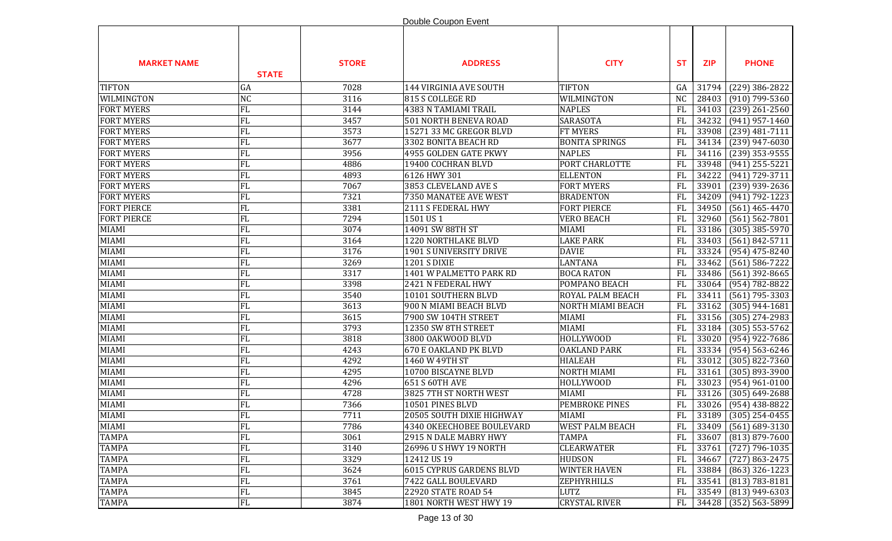Double Coupon Event

| MARKET NAME | STATE | STORE | ADDRESS | CITY | ST | ZIP | PHONE |
|---|---|---|---|---|---|---|---|
| TIFTON | GA | 7028 | 144 VIRGINIA AVE SOUTH | TIFTON | GA | 31794 | (229) 386-2822 |
| WILMINGTON | NC | 3116 | 815 S COLLEGE RD | WILMINGTON | NC | 28403 | (910) 799-5360 |
| FORT MYERS | FL | 3144 | 4383 N TAMIAMI TRAIL | NAPLES | FL | 34103 | (239) 261-2560 |
| FORT MYERS | FL | 3457 | 501 NORTH BENEVA ROAD | SARASOTA | FL | 34232 | (941) 957-1460 |
| FORT MYERS | FL | 3573 | 15271 33 MC GREGOR BLVD | FT MYERS | FL | 33908 | (239) 481-7111 |
| FORT MYERS | FL | 3677 | 3302 BONITA BEACH RD | BONITA SPRINGS | FL | 34134 | (239) 947-6030 |
| FORT MYERS | FL | 3956 | 4955 GOLDEN GATE PKWY | NAPLES | FL | 34116 | (239) 353-9555 |
| FORT MYERS | FL | 4886 | 19400 COCHRAN BLVD | PORT CHARLOTTE | FL | 33948 | (941) 255-5221 |
| FORT MYERS | FL | 4893 | 6126 HWY 301 | ELLENTON | FL | 34222 | (941) 729-3711 |
| FORT MYERS | FL | 7067 | 3853 CLEVELAND AVE S | FORT MYERS | FL | 33901 | (239) 939-2636 |
| FORT MYERS | FL | 7321 | 7350 MANATEE AVE WEST | BRADENTON | FL | 34209 | (941) 792-1223 |
| FORT PIERCE | FL | 3381 | 2111 S FEDERAL HWY | FORT PIERCE | FL | 34950 | (561) 465-4470 |
| FORT PIERCE | FL | 7294 | 1501 US 1 | VERO BEACH | FL | 32960 | (561) 562-7801 |
| MIAMI | FL | 3074 | 14091 SW 88TH ST | MIAMI | FL | 33186 | (305) 385-5970 |
| MIAMI | FL | 3164 | 1220 NORTHLAKE BLVD | LAKE PARK | FL | 33403 | (561) 842-5711 |
| MIAMI | FL | 3176 | 1901 S UNIVERSITY DRIVE | DAVIE | FL | 33324 | (954) 475-8240 |
| MIAMI | FL | 3269 | 1201 S DIXIE | LANTANA | FL | 33462 | (561) 586-7222 |
| MIAMI | FL | 3317 | 1401 W PALMETTO PARK RD | BOCA RATON | FL | 33486 | (561) 392-8665 |
| MIAMI | FL | 3398 | 2421 N FEDERAL HWY | POMPANO BEACH | FL | 33064 | (954) 782-8822 |
| MIAMI | FL | 3540 | 10101 SOUTHERN BLVD | ROYAL PALM BEACH | FL | 33411 | (561) 795-3303 |
| MIAMI | FL | 3613 | 900 N MIAMI BEACH BLVD | NORTH MIAMI BEACH | FL | 33162 | (305) 944-1681 |
| MIAMI | FL | 3615 | 7900 SW 104TH STREET | MIAMI | FL | 33156 | (305) 274-2983 |
| MIAMI | FL | 3793 | 12350 SW 8TH STREET | MIAMI | FL | 33184 | (305) 553-5762 |
| MIAMI | FL | 3818 | 3800 OAKWOOD BLVD | HOLLYWOOD | FL | 33020 | (954) 922-7686 |
| MIAMI | FL | 4243 | 670 E OAKLAND PK BLVD | OAKLAND PARK | FL | 33334 | (954) 563-6246 |
| MIAMI | FL | 4292 | 1460 W 49TH ST | HIALEAH | FL | 33012 | (305) 822-7360 |
| MIAMI | FL | 4295 | 10700 BISCAYNE BLVD | NORTH MIAMI | FL | 33161 | (305) 893-3900 |
| MIAMI | FL | 4296 | 651 S 60TH AVE | HOLLYWOOD | FL | 33023 | (954) 961-0100 |
| MIAMI | FL | 4728 | 3825 7TH ST NORTH WEST | MIAMI | FL | 33126 | (305) 649-2688 |
| MIAMI | FL | 7366 | 10501 PINES BLVD | PEMBROKE PINES | FL | 33026 | (954) 438-8822 |
| MIAMI | FL | 7711 | 20505 SOUTH DIXIE HIGHWAY | MIAMI | FL | 33189 | (305) 254-0455 |
| MIAMI | FL | 7786 | 4340 OKEECHOBEE BOULEVARD | WEST PALM BEACH | FL | 33409 | (561) 689-3130 |
| TAMPA | FL | 3061 | 2915 N DALE MABRY HWY | TAMPA | FL | 33607 | (813) 879-7600 |
| TAMPA | FL | 3140 | 26996 U S HWY 19 NORTH | CLEARWATER | FL | 33761 | (727) 796-1035 |
| TAMPA | FL | 3329 | 12412 US 19 | HUDSON | FL | 34667 | (727) 863-2475 |
| TAMPA | FL | 3624 | 6015 CYPRUS GARDENS BLVD | WINTER HAVEN | FL | 33884 | (863) 326-1223 |
| TAMPA | FL | 3761 | 7422 GALL BOULEVARD | ZEPHYRHILLS | FL | 33541 | (813) 783-8181 |
| TAMPA | FL | 3845 | 22920 STATE ROAD 54 | LUTZ | FL | 33549 | (813) 949-6303 |
| TAMPA | FL | 3874 | 1801 NORTH WEST HWY 19 | CRYSTAL RIVER | FL | 34428 | (352) 563-5899 |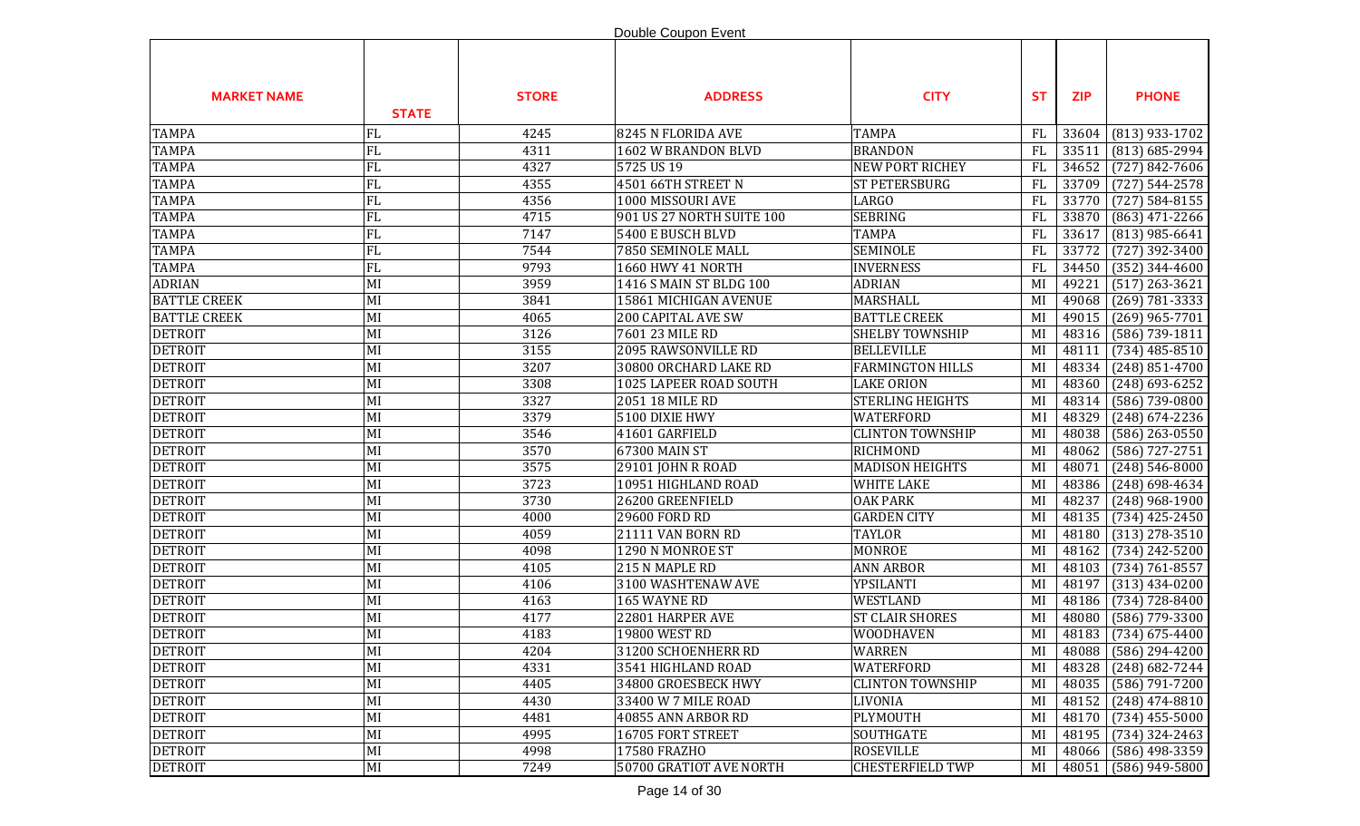Double Coupon Event

| MARKET NAME | STATE | STORE | ADDRESS | CITY | ST | ZIP | PHONE |
|---|---|---|---|---|---|---|---|
| TAMPA | FL | 4245 | 8245 N FLORIDA AVE | TAMPA | FL | 33604 | (813) 933-1702 |
| TAMPA | FL | 4311 | 1602 W BRANDON BLVD | BRANDON | FL | 33511 | (813) 685-2994 |
| TAMPA | FL | 4327 | 5725 US 19 | NEW PORT RICHEY | FL | 34652 | (727) 842-7606 |
| TAMPA | FL | 4355 | 4501 66TH STREET N | ST PETERSBURG | FL | 33709 | (727) 544-2578 |
| TAMPA | FL | 4356 | 1000 MISSOURI AVE | LARGO | FL | 33770 | (727) 584-8155 |
| TAMPA | FL | 4715 | 901 US 27 NORTH SUITE 100 | SEBRING | FL | 33870 | (863) 471-2266 |
| TAMPA | FL | 7147 | 5400 E BUSCH BLVD | TAMPA | FL | 33617 | (813) 985-6641 |
| TAMPA | FL | 7544 | 7850 SEMINOLE MALL | SEMINOLE | FL | 33772 | (727) 392-3400 |
| TAMPA | FL | 9793 | 1660 HWY 41 NORTH | INVERNESS | FL | 34450 | (352) 344-4600 |
| ADRIAN | MI | 3959 | 1416 S MAIN ST BLDG 100 | ADRIAN | MI | 49221 | (517) 263-3621 |
| BATTLE CREEK | MI | 3841 | 15861 MICHIGAN AVENUE | MARSHALL | MI | 49068 | (269) 781-3333 |
| BATTLE CREEK | MI | 4065 | 200 CAPITAL AVE SW | BATTLE CREEK | MI | 49015 | (269) 965-7701 |
| DETROIT | MI | 3126 | 7601 23 MILE RD | SHELBY TOWNSHIP | MI | 48316 | (586) 739-1811 |
| DETROIT | MI | 3155 | 2095 RAWSONVILLE RD | BELLEVILLE | MI | 48111 | (734) 485-8510 |
| DETROIT | MI | 3207 | 30800 ORCHARD LAKE RD | FARMINGTON HILLS | MI | 48334 | (248) 851-4700 |
| DETROIT | MI | 3308 | 1025 LAPEER ROAD SOUTH | LAKE ORION | MI | 48360 | (248) 693-6252 |
| DETROIT | MI | 3327 | 2051 18 MILE RD | STERLING HEIGHTS | MI | 48314 | (586) 739-0800 |
| DETROIT | MI | 3379 | 5100 DIXIE HWY | WATERFORD | MI | 48329 | (248) 674-2236 |
| DETROIT | MI | 3546 | 41601 GARFIELD | CLINTON TOWNSHIP | MI | 48038 | (586) 263-0550 |
| DETROIT | MI | 3570 | 67300 MAIN ST | RICHMOND | MI | 48062 | (586) 727-2751 |
| DETROIT | MI | 3575 | 29101 JOHN R ROAD | MADISON HEIGHTS | MI | 48071 | (248) 546-8000 |
| DETROIT | MI | 3723 | 10951 HIGHLAND ROAD | WHITE LAKE | MI | 48386 | (248) 698-4634 |
| DETROIT | MI | 3730 | 26200 GREENFIELD | OAK PARK | MI | 48237 | (248) 968-1900 |
| DETROIT | MI | 4000 | 29600 FORD RD | GARDEN CITY | MI | 48135 | (734) 425-2450 |
| DETROIT | MI | 4059 | 21111 VAN BORN RD | TAYLOR | MI | 48180 | (313) 278-3510 |
| DETROIT | MI | 4098 | 1290 N MONROE ST | MONROE | MI | 48162 | (734) 242-5200 |
| DETROIT | MI | 4105 | 215 N MAPLE RD | ANN ARBOR | MI | 48103 | (734) 761-8557 |
| DETROIT | MI | 4106 | 3100 WASHTENAW AVE | YPSILANTI | MI | 48197 | (313) 434-0200 |
| DETROIT | MI | 4163 | 165 WAYNE RD | WESTLAND | MI | 48186 | (734) 728-8400 |
| DETROIT | MI | 4177 | 22801 HARPER AVE | ST CLAIR SHORES | MI | 48080 | (586) 779-3300 |
| DETROIT | MI | 4183 | 19800 WEST RD | WOODHAVEN | MI | 48183 | (734) 675-4400 |
| DETROIT | MI | 4204 | 31200 SCHOENHERR RD | WARREN | MI | 48088 | (586) 294-4200 |
| DETROIT | MI | 4331 | 3541 HIGHLAND ROAD | WATERFORD | MI | 48328 | (248) 682-7244 |
| DETROIT | MI | 4405 | 34800 GROESBECK HWY | CLINTON TOWNSHIP | MI | 48035 | (586) 791-7200 |
| DETROIT | MI | 4430 | 33400 W 7 MILE ROAD | LIVONIA | MI | 48152 | (248) 474-8810 |
| DETROIT | MI | 4481 | 40855 ANN ARBOR RD | PLYMOUTH | MI | 48170 | (734) 455-5000 |
| DETROIT | MI | 4995 | 16705 FORT STREET | SOUTHGATE | MI | 48195 | (734) 324-2463 |
| DETROIT | MI | 4998 | 17580 FRAZHO | ROSEVILLE | MI | 48066 | (586) 498-3359 |
| DETROIT | MI | 7249 | 50700 GRATIOT AVE NORTH | CHESTERFIELD TWP | MI | 48051 | (586) 949-5800 |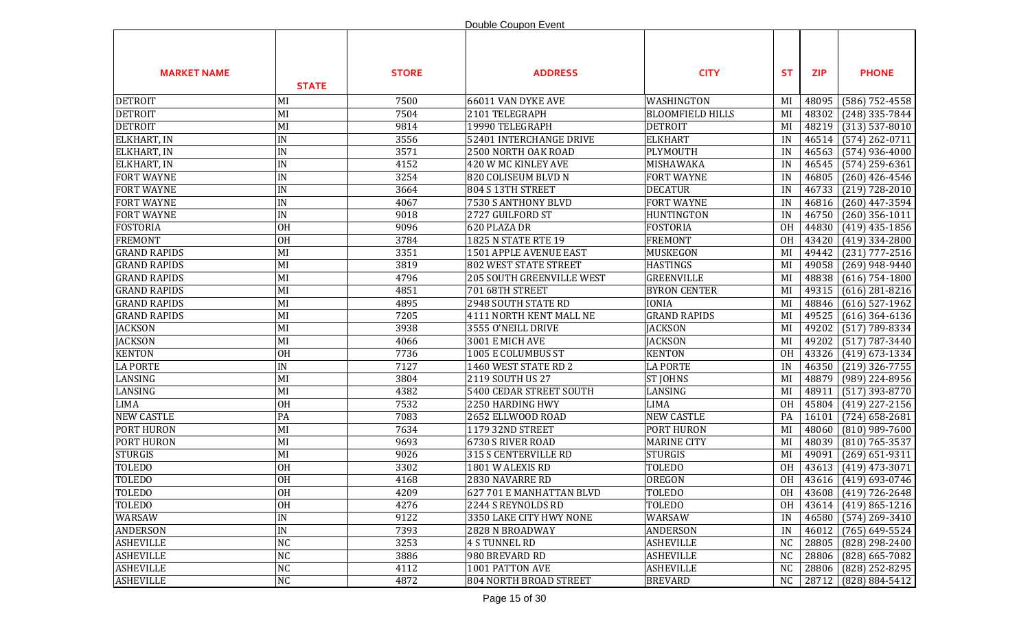Double Coupon Event

| MARKET NAME | STATE | STORE | ADDRESS | CITY | ST | ZIP | PHONE |
|---|---|---|---|---|---|---|---|
| DETROIT | MI | 7500 | 66011 VAN DYKE AVE | WASHINGTON | MI | 48095 | (586) 752-4558 |
| DETROIT | MI | 7504 | 2101 TELEGRAPH | BLOOMFIELD HILLS | MI | 48302 | (248) 335-7844 |
| DETROIT | MI | 9814 | 19990 TELEGRAPH | DETROIT | MI | 48219 | (313) 537-8010 |
| ELKHART, IN | IN | 3556 | 52401 INTERCHANGE DRIVE | ELKHART | IN | 46514 | (574) 262-0711 |
| ELKHART, IN | IN | 3571 | 2500 NORTH OAK ROAD | PLYMOUTH | IN | 46563 | (574) 936-4000 |
| ELKHART, IN | IN | 4152 | 420 W MC KINLEY AVE | MISHAWAKA | IN | 46545 | (574) 259-6361 |
| FORT WAYNE | IN | 3254 | 820 COLISEUM BLVD N | FORT WAYNE | IN | 46805 | (260) 426-4546 |
| FORT WAYNE | IN | 3664 | 804 S 13TH STREET | DECATUR | IN | 46733 | (219) 728-2010 |
| FORT WAYNE | IN | 4067 | 7530 S ANTHONY BLVD | FORT WAYNE | IN | 46816 | (260) 447-3594 |
| FORT WAYNE | IN | 9018 | 2727 GUILFORD ST | HUNTINGTON | IN | 46750 | (260) 356-1011 |
| FOSTORIA | OH | 9096 | 620 PLAZA DR | FOSTORIA | OH | 44830 | (419) 435-1856 |
| FREMONT | OH | 3784 | 1825 N STATE RTE 19 | FREMONT | OH | 43420 | (419) 334-2800 |
| GRAND RAPIDS | MI | 3351 | 1501 APPLE AVENUE EAST | MUSKEGON | MI | 49442 | (231) 777-2516 |
| GRAND RAPIDS | MI | 3819 | 802 WEST STATE STREET | HASTINGS | MI | 49058 | (269) 948-9440 |
| GRAND RAPIDS | MI | 4796 | 205 SOUTH GREENVILLE WEST | GREENVILLE | MI | 48838 | (616) 754-1800 |
| GRAND RAPIDS | MI | 4851 | 701 68TH STREET | BYRON CENTER | MI | 49315 | (616) 281-8216 |
| GRAND RAPIDS | MI | 4895 | 2948 SOUTH STATE RD | IONIA | MI | 48846 | (616) 527-1962 |
| GRAND RAPIDS | MI | 7205 | 4111 NORTH KENT MALL NE | GRAND RAPIDS | MI | 49525 | (616) 364-6136 |
| JACKSON | MI | 3938 | 3555 O'NEILL DRIVE | JACKSON | MI | 49202 | (517) 789-8334 |
| JACKSON | MI | 4066 | 3001 E MICH AVE | JACKSON | MI | 49202 | (517) 787-3440 |
| KENTON | OH | 7736 | 1005 E COLUMBUS ST | KENTON | OH | 43326 | (419) 673-1334 |
| LA PORTE | IN | 7127 | 1460 WEST STATE RD 2 | LA PORTE | IN | 46350 | (219) 326-7755 |
| LANSING | MI | 3804 | 2119 SOUTH US 27 | ST JOHNS | MI | 48879 | (989) 224-8956 |
| LANSING | MI | 4382 | 5400 CEDAR STREET SOUTH | LANSING | MI | 48911 | (517) 393-8770 |
| LIMA | OH | 7532 | 2250 HARDING HWY | LIMA | OH | 45804 | (419) 227-2156 |
| NEW CASTLE | PA | 7083 | 2652 ELLWOOD ROAD | NEW CASTLE | PA | 16101 | (724) 658-2681 |
| PORT HURON | MI | 7634 | 1179 32ND STREET | PORT HURON | MI | 48060 | (810) 989-7600 |
| PORT HURON | MI | 9693 | 6730 S RIVER ROAD | MARINE CITY | MI | 48039 | (810) 765-3537 |
| STURGIS | MI | 9026 | 315 S CENTERVILLE RD | STURGIS | MI | 49091 | (269) 651-9311 |
| TOLEDO | OH | 3302 | 1801 W ALEXIS RD | TOLEDO | OH | 43613 | (419) 473-3071 |
| TOLEDO | OH | 4168 | 2830 NAVARRE RD | OREGON | OH | 43616 | (419) 693-0746 |
| TOLEDO | OH | 4209 | 627 701 E MANHATTAN BLVD | TOLEDO | OH | 43608 | (419) 726-2648 |
| TOLEDO | OH | 4276 | 2244 S REYNOLDS RD | TOLEDO | OH | 43614 | (419) 865-1216 |
| WARSAW | IN | 9122 | 3350 LAKE CITY HWY NONE | WARSAW | IN | 46580 | (574) 269-3410 |
| ANDERSON | IN | 7393 | 2828 N BROADWAY | ANDERSON | IN | 46012 | (765) 649-5524 |
| ASHEVILLE | NC | 3253 | 4 S TUNNEL RD | ASHEVILLE | NC | 28805 | (828) 298-2400 |
| ASHEVILLE | NC | 3886 | 980 BREVARD RD | ASHEVILLE | NC | 28806 | (828) 665-7082 |
| ASHEVILLE | NC | 4112 | 1001 PATTON AVE | ASHEVILLE | NC | 28806 | (828) 252-8295 |
| ASHEVILLE | NC | 4872 | 804 NORTH BROAD STREET | BREVARD | NC | 28712 | (828) 884-5412 |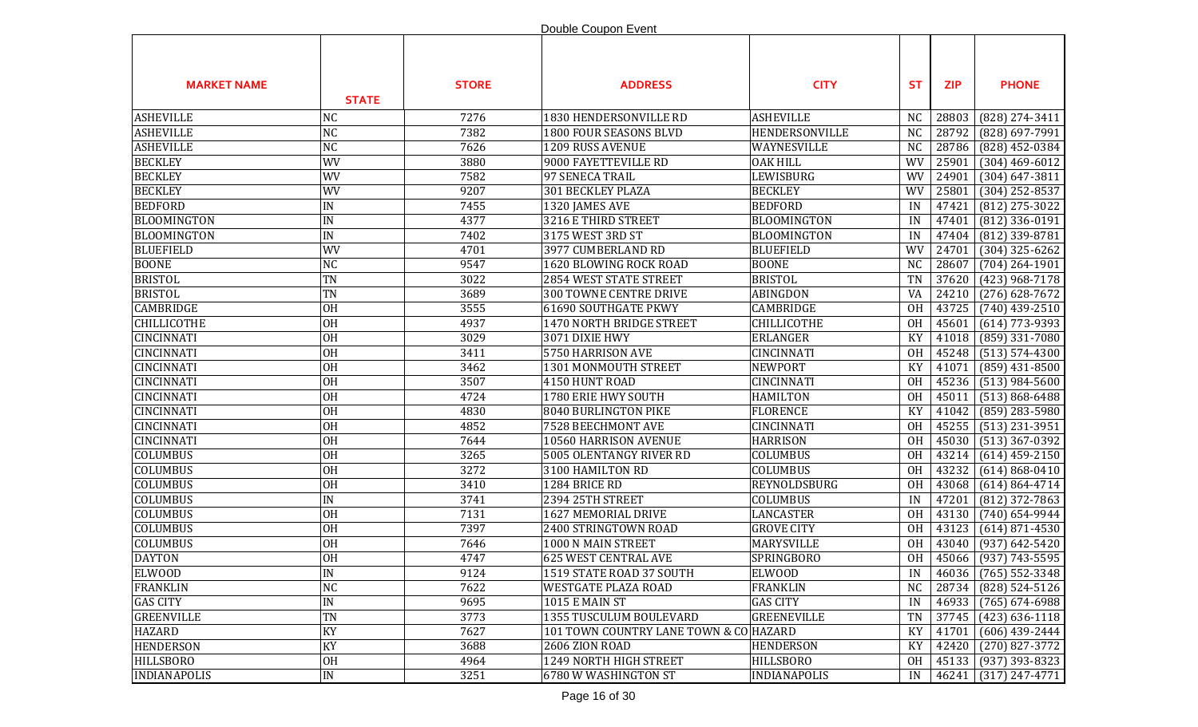Double Coupon Event

| MARKET NAME | STATE | STORE | ADDRESS | CITY | ST | ZIP | PHONE |
|---|---|---|---|---|---|---|---|
| ASHEVILLE | NC | 7276 | 1830 HENDERSONVILLE RD | ASHEVILLE | NC | 28803 | (828) 274-3411 |
| ASHEVILLE | NC | 7382 | 1800 FOUR SEASONS BLVD | HENDERSONVILLE | NC | 28792 | (828) 697-7991 |
| ASHEVILLE | NC | 7626 | 1209 RUSS AVENUE | WAYNESVILLE | NC | 28786 | (828) 452-0384 |
| BECKLEY | WV | 3880 | 9000 FAYETTEVILLE RD | OAK HILL | WV | 25901 | (304) 469-6012 |
| BECKLEY | WV | 7582 | 97 SENECA TRAIL | LEWISBURG | WV | 24901 | (304) 647-3811 |
| BECKLEY | WV | 9207 | 301 BECKLEY PLAZA | BECKLEY | WV | 25801 | (304) 252-8537 |
| BEDFORD | IN | 7455 | 1320 JAMES AVE | BEDFORD | IN | 47421 | (812) 275-3022 |
| BLOOMINGTON | IN | 4377 | 3216 E THIRD STREET | BLOOMINGTON | IN | 47401 | (812) 336-0191 |
| BLOOMINGTON | IN | 7402 | 3175 WEST 3RD ST | BLOOMINGTON | IN | 47404 | (812) 339-8781 |
| BLUEFIELD | WV | 4701 | 3977 CUMBERLAND RD | BLUEFIELD | WV | 24701 | (304) 325-6262 |
| BOONE | NC | 9547 | 1620 BLOWING ROCK ROAD | BOONE | NC | 28607 | (704) 264-1901 |
| BRISTOL | TN | 3022 | 2854 WEST STATE STREET | BRISTOL | TN | 37620 | (423) 968-7178 |
| BRISTOL | TN | 3689 | 300 TOWNE CENTRE DRIVE | ABINGDON | VA | 24210 | (276) 628-7672 |
| CAMBRIDGE | OH | 3555 | 61690 SOUTHGATE PKWY | CAMBRIDGE | OH | 43725 | (740) 439-2510 |
| CHILLICOTHE | OH | 4937 | 1470 NORTH BRIDGE STREET | CHILLICOTHE | OH | 45601 | (614) 773-9393 |
| CINCINNATI | OH | 3029 | 3071 DIXIE HWY | ERLANGER | KY | 41018 | (859) 331-7080 |
| CINCINNATI | OH | 3411 | 5750 HARRISON AVE | CINCINNATI | OH | 45248 | (513) 574-4300 |
| CINCINNATI | OH | 3462 | 1301 MONMOUTH STREET | NEWPORT | KY | 41071 | (859) 431-8500 |
| CINCINNATI | OH | 3507 | 4150 HUNT ROAD | CINCINNATI | OH | 45236 | (513) 984-5600 |
| CINCINNATI | OH | 4724 | 1780 ERIE HWY SOUTH | HAMILTON | OH | 45011 | (513) 868-6488 |
| CINCINNATI | OH | 4830 | 8040 BURLINGTON PIKE | FLORENCE | KY | 41042 | (859) 283-5980 |
| CINCINNATI | OH | 4852 | 7528 BEECHMONT AVE | CINCINNATI | OH | 45255 | (513) 231-3951 |
| CINCINNATI | OH | 7644 | 10560 HARRISON AVENUE | HARRISON | OH | 45030 | (513) 367-0392 |
| COLUMBUS | OH | 3265 | 5005 OLENTANGY RIVER RD | COLUMBUS | OH | 43214 | (614) 459-2150 |
| COLUMBUS | OH | 3272 | 3100 HAMILTON RD | COLUMBUS | OH | 43232 | (614) 868-0410 |
| COLUMBUS | OH | 3410 | 1284 BRICE RD | REYNOLDSBURG | OH | 43068 | (614) 864-4714 |
| COLUMBUS | IN | 3741 | 2394 25TH STREET | COLUMBUS | IN | 47201 | (812) 372-7863 |
| COLUMBUS | OH | 7131 | 1627 MEMORIAL DRIVE | LANCASTER | OH | 43130 | (740) 654-9944 |
| COLUMBUS | OH | 7397 | 2400 STRINGTOWN ROAD | GROVE CITY | OH | 43123 | (614) 871-4530 |
| COLUMBUS | OH | 7646 | 1000 N MAIN STREET | MARYSVILLE | OH | 43040 | (937) 642-5420 |
| DAYTON | OH | 4747 | 625 WEST CENTRAL AVE | SPRINGBORO | OH | 45066 | (937) 743-5595 |
| ELWOOD | IN | 9124 | 1519 STATE ROAD 37 SOUTH | ELWOOD | IN | 46036 | (765) 552-3348 |
| FRANKLIN | NC | 7622 | WESTGATE PLAZA ROAD | FRANKLIN | NC | 28734 | (828) 524-5126 |
| GAS CITY | IN | 9695 | 1015 E MAIN ST | GAS CITY | IN | 46933 | (765) 674-6988 |
| GREENVILLE | TN | 3773 | 1355 TUSCULUM BOULEVARD | GREENEVILLE | TN | 37745 | (423) 636-1118 |
| HAZARD | KY | 7627 | 101 TOWN COUNTRY LANE TOWN & CO | HAZARD | KY | 41701 | (606) 439-2444 |
| HENDERSON | KY | 3688 | 2606 ZION ROAD | HENDERSON | KY | 42420 | (270) 827-3772 |
| HILLSBORO | OH | 4964 | 1249 NORTH HIGH STREET | HILLSBORO | OH | 45133 | (937) 393-8323 |
| INDIANAPOLIS | IN | 3251 | 6780 W WASHINGTON ST | INDIANAPOLIS | IN | 46241 | (317) 247-4771 |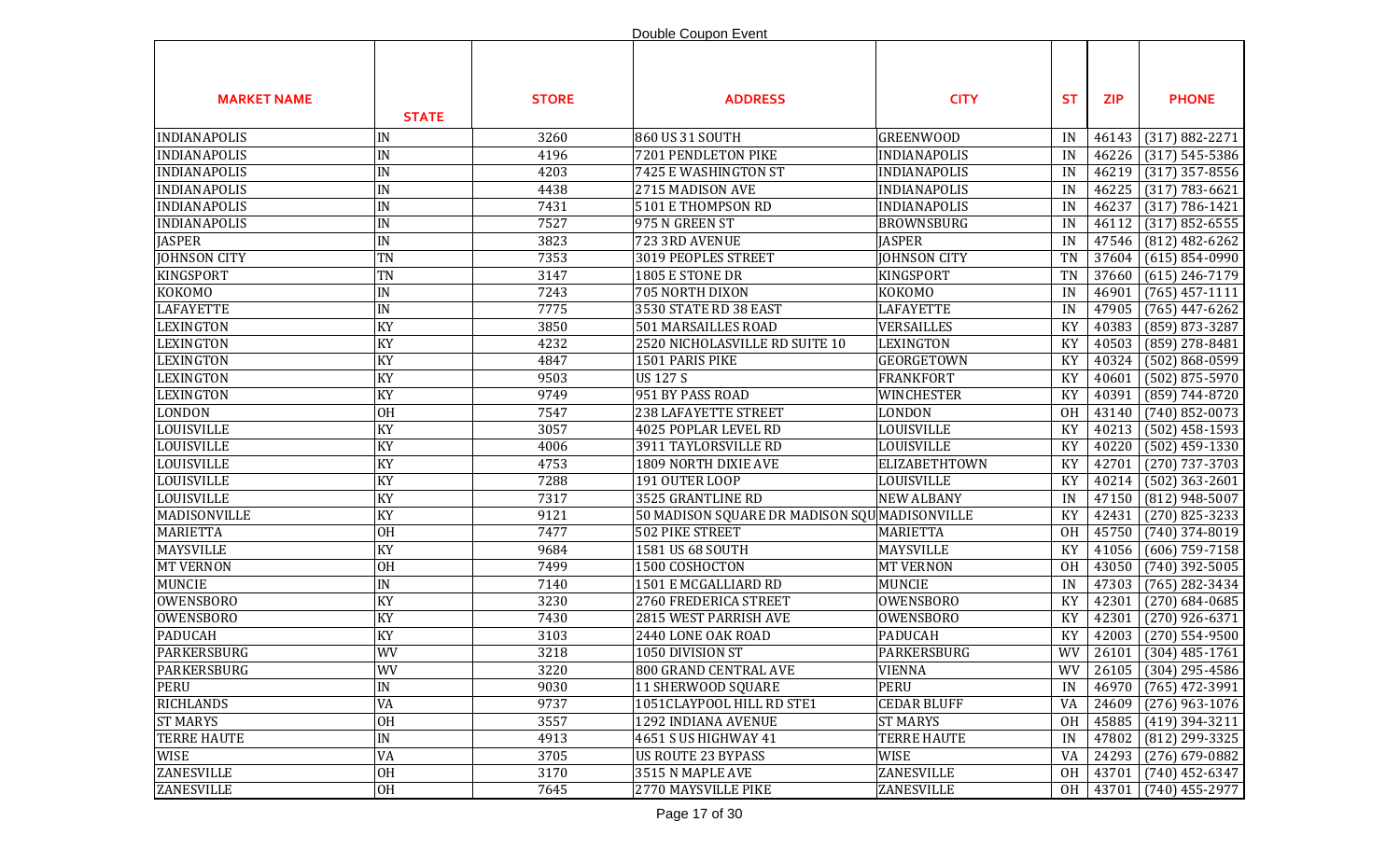Double Coupon Event

| MARKET NAME | STATE | STORE | ADDRESS | CITY | ST | ZIP | PHONE |
|---|---|---|---|---|---|---|---|
| INDIANAPOLIS | IN | 3260 | 860 US 31 SOUTH | GREENWOOD | IN | 46143 | (317) 882-2271 |
| INDIANAPOLIS | IN | 4196 | 7201 PENDLETON PIKE | INDIANAPOLIS | IN | 46226 | (317) 545-5386 |
| INDIANAPOLIS | IN | 4203 | 7425 E WASHINGTON ST | INDIANAPOLIS | IN | 46219 | (317) 357-8556 |
| INDIANAPOLIS | IN | 4438 | 2715 MADISON AVE | INDIANAPOLIS | IN | 46225 | (317) 783-6621 |
| INDIANAPOLIS | IN | 7431 | 5101 E THOMPSON RD | INDIANAPOLIS | IN | 46237 | (317) 786-1421 |
| INDIANAPOLIS | IN | 7527 | 975 N GREEN ST | BROWNSBURG | IN | 46112 | (317) 852-6555 |
| JASPER | IN | 3823 | 723 3RD AVENUE | JASPER | IN | 47546 | (812) 482-6262 |
| JOHNSON CITY | TN | 7353 | 3019 PEOPLES STREET | JOHNSON CITY | TN | 37604 | (615) 854-0990 |
| KINGSPORT | TN | 3147 | 1805 E STONE DR | KINGSPORT | TN | 37660 | (615) 246-7179 |
| KOKOMO | IN | 7243 | 705 NORTH DIXON | KOKOMO | IN | 46901 | (765) 457-1111 |
| LAFAYETTE | IN | 7775 | 3530 STATE RD 38 EAST | LAFAYETTE | IN | 47905 | (765) 447-6262 |
| LEXINGTON | KY | 3850 | 501 MARSAILLES ROAD | VERSAILLES | KY | 40383 | (859) 873-3287 |
| LEXINGTON | KY | 4232 | 2520 NICHOLASVILLE RD SUITE 10 | LEXINGTON | KY | 40503 | (859) 278-8481 |
| LEXINGTON | KY | 4847 | 1501 PARIS PIKE | GEORGETOWN | KY | 40324 | (502) 868-0599 |
| LEXINGTON | KY | 9503 | US 127 S | FRANKFORT | KY | 40601 | (502) 875-5970 |
| LEXINGTON | KY | 9749 | 951 BY PASS ROAD | WINCHESTER | KY | 40391 | (859) 744-8720 |
| LONDON | OH | 7547 | 238 LAFAYETTE STREET | LONDON | OH | 43140 | (740) 852-0073 |
| LOUISVILLE | KY | 3057 | 4025 POPLAR LEVEL RD | LOUISVILLE | KY | 40213 | (502) 458-1593 |
| LOUISVILLE | KY | 4006 | 3911 TAYLORSVILLE RD | LOUISVILLE | KY | 40220 | (502) 459-1330 |
| LOUISVILLE | KY | 4753 | 1809 NORTH DIXIE AVE | ELIZABETHTOWN | KY | 42701 | (270) 737-3703 |
| LOUISVILLE | KY | 7288 | 191 OUTER LOOP | LOUISVILLE | KY | 40214 | (502) 363-2601 |
| LOUISVILLE | KY | 7317 | 3525 GRANTLINE RD | NEW ALBANY | IN | 47150 | (812) 948-5007 |
| MADISONVILLE | KY | 9121 | 50 MADISON SQUARE DR MADISON SQU | MADISONVILLE | KY | 42431 | (270) 825-3233 |
| MARIETTA | OH | 7477 | 502 PIKE STREET | MARIETTA | OH | 45750 | (740) 374-8019 |
| MAYSVILLE | KY | 9684 | 1581 US 68 SOUTH | MAYSVILLE | KY | 41056 | (606) 759-7158 |
| MT VERNON | OH | 7499 | 1500 COSHOCTON | MT VERNON | OH | 43050 | (740) 392-5005 |
| MUNCIE | IN | 7140 | 1501 E MCGALLIARD RD | MUNCIE | IN | 47303 | (765) 282-3434 |
| OWENSBORO | KY | 3230 | 2760 FREDERICA STREET | OWENSBORO | KY | 42301 | (270) 684-0685 |
| OWENSBORO | KY | 7430 | 2815 WEST PARRISH AVE | OWENSBORO | KY | 42301 | (270) 926-6371 |
| PADUCAH | KY | 3103 | 2440 LONE OAK ROAD | PADUCAH | KY | 42003 | (270) 554-9500 |
| PARKERSBURG | WV | 3218 | 1050 DIVISION ST | PARKERSBURG | WV | 26101 | (304) 485-1761 |
| PARKERSBURG | WV | 3220 | 800 GRAND CENTRAL AVE | VIENNA | WV | 26105 | (304) 295-4586 |
| PERU | IN | 9030 | 11 SHERWOOD SQUARE | PERU | IN | 46970 | (765) 472-3991 |
| RICHLANDS | VA | 9737 | 1051CLAYPOOL HILL RD STE1 | CEDAR BLUFF | VA | 24609 | (276) 963-1076 |
| ST MARYS | OH | 3557 | 1292 INDIANA AVENUE | ST MARYS | OH | 45885 | (419) 394-3211 |
| TERRE HAUTE | IN | 4913 | 4651 S US HIGHWAY 41 | TERRE HAUTE | IN | 47802 | (812) 299-3325 |
| WISE | VA | 3705 | US ROUTE 23 BYPASS | WISE | VA | 24293 | (276) 679-0882 |
| ZANESVILLE | OH | 3170 | 3515 N MAPLE AVE | ZANESVILLE | OH | 43701 | (740) 452-6347 |
| ZANESVILLE | OH | 7645 | 2770 MAYSVILLE PIKE | ZANESVILLE | OH | 43701 | (740) 455-2977 |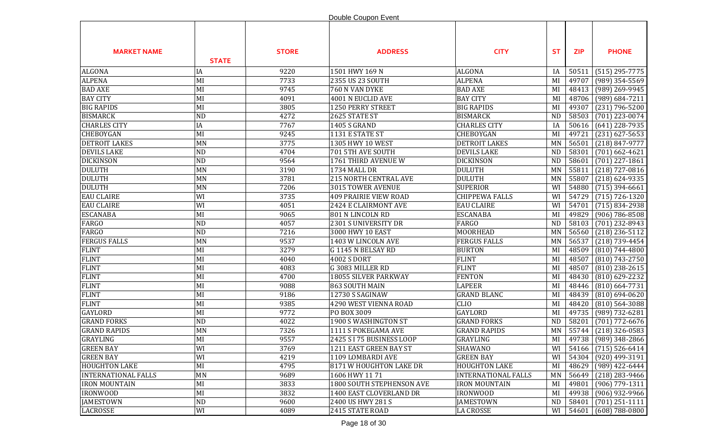Double Coupon Event

| MARKET NAME | STATE | STORE | ADDRESS | CITY | ST | ZIP | PHONE |
|---|---|---|---|---|---|---|---|
| ALGONA | IA | 9220 | 1501 HWY 169 N | ALGONA | IA | 50511 | (515) 295-7775 |
| ALPENA | MI | 7733 | 2355 US 23 SOUTH | ALPENA | MI | 49707 | (989) 354-5569 |
| BAD AXE | MI | 9745 | 760 N VAN DYKE | BAD AXE | MI | 48413 | (989) 269-9945 |
| BAY CITY | MI | 4091 | 4001 N EUCLID AVE | BAY CITY | MI | 48706 | (989) 684-7211 |
| BIG RAPIDS | MI | 3805 | 1250 PERRY STREET | BIG RAPIDS | MI | 49307 | (231) 796-5200 |
| BISMARCK | ND | 4272 | 2625 STATE ST | BISMARCK | ND | 58503 | (701) 223-0074 |
| CHARLES CITY | IA | 7767 | 1405 S GRAND | CHARLES CITY | IA | 50616 | (641) 228-7935 |
| CHEBOYGAN | MI | 9245 | 1131 E STATE ST | CHEBOYGAN | MI | 49721 | (231) 627-5653 |
| DETROIT LAKES | MN | 3775 | 1305 HWY 10 WEST | DETROIT LAKES | MN | 56501 | (218) 847-9777 |
| DEVILS LAKE | ND | 4704 | 701 5TH AVE SOUTH | DEVILS LAKE | ND | 58301 | (701) 662-4621 |
| DICKINSON | ND | 9564 | 1761 THIRD AVENUE W | DICKINSON | ND | 58601 | (701) 227-1861 |
| DULUTH | MN | 3190 | 1734 MALL DR | DULUTH | MN | 55811 | (218) 727-0816 |
| DULUTH | MN | 3781 | 215 NORTH CENTRAL AVE | DULUTH | MN | 55807 | (218) 624-9335 |
| DULUTH | MN | 7206 | 3015 TOWER AVENUE | SUPERIOR | WI | 54880 | (715) 394-6661 |
| EAU CLAIRE | WI | 3735 | 409 PRAIRIE VIEW ROAD | CHIPPEWA FALLS | WI | 54729 | (715) 726-1320 |
| EAU CLAIRE | WI | 4051 | 2424 E CLAIRMONT AVE | EAU CLAIRE | WI | 54701 | (715) 834-2938 |
| ESCANABA | MI | 9065 | 801 N LINCOLN RD | ESCANABA | MI | 49829 | (906) 786-8508 |
| FARGO | ND | 4057 | 2301 S UNIVERSITY DR | FARGO | ND | 58103 | (701) 232-8943 |
| FARGO | ND | 7216 | 3000 HWY 10 EAST | MOORHEAD | MN | 56560 | (218) 236-5112 |
| FERGUS FALLS | MN | 9537 | 1403 W LINCOLN AVE | FERGUS FALLS | MN | 56537 | (218) 739-4454 |
| FLINT | MI | 3279 | G 1145 N BELSAY RD | BURTON | MI | 48509 | (810) 744-4800 |
| FLINT | MI | 4040 | 4002 S DORT | FLINT | MI | 48507 | (810) 743-2750 |
| FLINT | MI | 4083 | G 3083 MILLER RD | FLINT | MI | 48507 | (810) 238-2615 |
| FLINT | MI | 4700 | 18055 SILVER PARKWAY | FENTON | MI | 48430 | (810) 629-2232 |
| FLINT | MI | 9088 | 863 SOUTH MAIN | LAPEER | MI | 48446 | (810) 664-7731 |
| FLINT | MI | 9186 | 12730 S SAGINAW | GRAND BLANC | MI | 48439 | (810) 694-0620 |
| FLINT | MI | 9385 | 4290 WEST VIENNA ROAD | CLIO | MI | 48420 | (810) 564-3088 |
| GAYLORD | MI | 9772 | PO BOX 3009 | GAYLORD | MI | 49735 | (989) 732-6281 |
| GRAND FORKS | ND | 4022 | 1900 S WASHINGTON ST | GRAND FORKS | ND | 58201 | (701) 772-6676 |
| GRAND RAPIDS | MN | 7326 | 1111 S POKEGAMA AVE | GRAND RAPIDS | MN | 55744 | (218) 326-0583 |
| GRAYLING | MI | 9557 | 2425 S I 75 BUSINESS LOOP | GRAYLING | MI | 49738 | (989) 348-2866 |
| GREEN BAY | WI | 3769 | 1211 EAST GREEN BAY ST | SHAWANO | WI | 54166 | (715) 526-6414 |
| GREEN BAY | WI | 4219 | 1109 LOMBARDI AVE | GREEN BAY | WI | 54304 | (920) 499-3191 |
| HOUGHTON LAKE | MI | 4795 | 8171 W HOUGHTON LAKE DR | HOUGHTON LAKE | MI | 48629 | (989) 422-6444 |
| INTERNATIONAL FALLS | MN | 9689 | 1606 HWY 11 71 | INTERNATIONAL FALLS | MN | 56649 | (218) 283-9466 |
| IRON MOUNTAIN | MI | 3833 | 1800 SOUTH STEPHENSON AVE | IRON MOUNTAIN | MI | 49801 | (906) 779-1311 |
| IRONWOOD | MI | 3832 | 1400 EAST CLOVERLAND DR | IRONWOOD | MI | 49938 | (906) 932-9966 |
| JAMESTOWN | ND | 9600 | 2400 US HWY 281 S | JAMESTOWN | ND | 58401 | (701) 251-1111 |
| LACROSSE | WI | 4089 | 2415 STATE ROAD | LA CROSSE | WI | 54601 | (608) 788-0800 |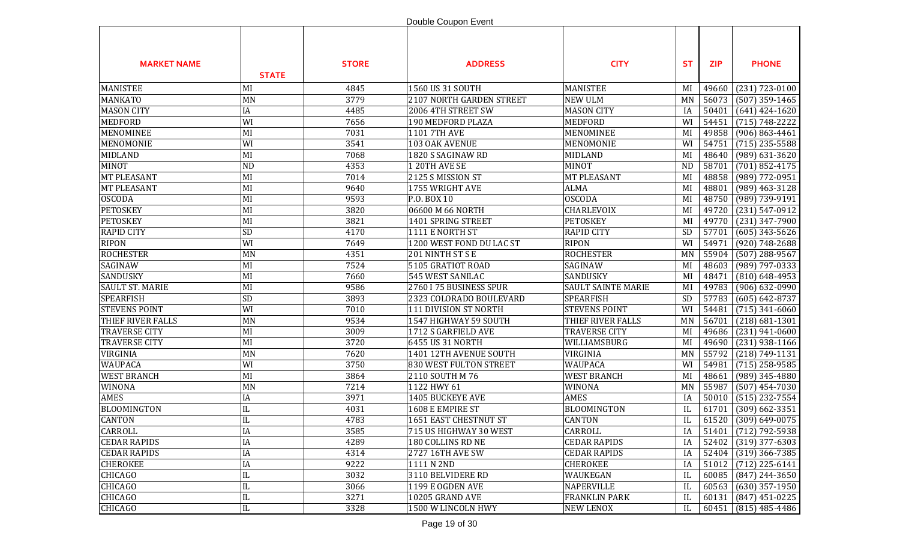Double Coupon Event

| MARKET NAME | STATE | STORE | ADDRESS | CITY | ST | ZIP | PHONE |
|---|---|---|---|---|---|---|---|
| MANISTEE | MI | 4845 | 1560 US 31 SOUTH | MANISTEE | MI | 49660 | (231) 723-0100 |
| MANKATO | MN | 3779 | 2107 NORTH GARDEN STREET | NEW ULM | MN | 56073 | (507) 359-1465 |
| MASON CITY | IA | 4485 | 2006 4TH STREET SW | MASON CITY | IA | 50401 | (641) 424-1620 |
| MEDFORD | WI | 7656 | 190 MEDFORD PLAZA | MEDFORD | WI | 54451 | (715) 748-2222 |
| MENOMINEE | MI | 7031 | 1101 7TH AVE | MENOMINEE | MI | 49858 | (906) 863-4461 |
| MENOMONIE | WI | 3541 | 103 OAK AVENUE | MENOMONIE | WI | 54751 | (715) 235-5588 |
| MIDLAND | MI | 7068 | 1820 S SAGINAW RD | MIDLAND | MI | 48640 | (989) 631-3620 |
| MINOT | ND | 4353 | 1 20TH AVE SE | MINOT | ND | 58701 | (701) 852-4175 |
| MT PLEASANT | MI | 7014 | 2125 S MISSION ST | MT PLEASANT | MI | 48858 | (989) 772-0951 |
| MT PLEASANT | MI | 9640 | 1755 WRIGHT AVE | ALMA | MI | 48801 | (989) 463-3128 |
| OSCODA | MI | 9593 | P.O. BOX 10 | OSCODA | MI | 48750 | (989) 739-9191 |
| PETOSKEY | MI | 3820 | 06600 M 66 NORTH | CHARLEVOIX | MI | 49720 | (231) 547-0912 |
| PETOSKEY | MI | 3821 | 1401 SPRING STREET | PETOSKEY | MI | 49770 | (231) 347-7900 |
| RAPID CITY | SD | 4170 | 1111 E NORTH ST | RAPID CITY | SD | 57701 | (605) 343-5626 |
| RIPON | WI | 7649 | 1200 WEST FOND DU LAC ST | RIPON | WI | 54971 | (920) 748-2688 |
| ROCHESTER | MN | 4351 | 201 NINTH ST S E | ROCHESTER | MN | 55904 | (507) 288-9567 |
| SAGINAW | MI | 7524 | 5105 GRATIOT ROAD | SAGINAW | MI | 48603 | (989) 797-0333 |
| SANDUSKY | MI | 7660 | 545 WEST SANILAC | SANDUSKY | MI | 48471 | (810) 648-4953 |
| SAULT ST. MARIE | MI | 9586 | 2760 I 75 BUSINESS SPUR | SAULT SAINTE MARIE | MI | 49783 | (906) 632-0990 |
| SPEARFISH | SD | 3893 | 2323 COLORADO BOULEVARD | SPEARFISH | SD | 57783 | (605) 642-8737 |
| STEVENS POINT | WI | 7010 | 111 DIVISION ST NORTH | STEVENS POINT | WI | 54481 | (715) 341-6060 |
| THIEF RIVER FALLS | MN | 9534 | 1547 HIGHWAY 59 SOUTH | THIEF RIVER FALLS | MN | 56701 | (218) 681-1301 |
| TRAVERSE CITY | MI | 3009 | 1712 S GARFIELD AVE | TRAVERSE CITY | MI | 49686 | (231) 941-0600 |
| TRAVERSE CITY | MI | 3720 | 6455 US 31 NORTH | WILLIAMSBURG | MI | 49690 | (231) 938-1166 |
| VIRGINIA | MN | 7620 | 1401 12TH AVENUE SOUTH | VIRGINIA | MN | 55792 | (218) 749-1131 |
| WAUPACA | WI | 3750 | 830 WEST FULTON STREET | WAUPACA | WI | 54981 | (715) 258-9585 |
| WEST BRANCH | MI | 3864 | 2110 SOUTH M 76 | WEST BRANCH | MI | 48661 | (989) 345-4880 |
| WINONA | MN | 7214 | 1122 HWY 61 | WINONA | MN | 55987 | (507) 454-7030 |
| AMES | IA | 3971 | 1405 BUCKEYE AVE | AMES | IA | 50010 | (515) 232-7554 |
| BLOOMINGTON | IL | 4031 | 1608 E EMPIRE ST | BLOOMINGTON | IL | 61701 | (309) 662-3351 |
| CANTON | IL | 4783 | 1651 EAST CHESTNUT ST | CANTON | IL | 61520 | (309) 649-0075 |
| CARROLL | IA | 3585 | 715 US HIGHWAY 30 WEST | CARROLL | IA | 51401 | (712) 792-5938 |
| CEDAR RAPIDS | IA | 4289 | 180 COLLINS RD NE | CEDAR RAPIDS | IA | 52402 | (319) 377-6303 |
| CEDAR RAPIDS | IA | 4314 | 2727 16TH AVE SW | CEDAR RAPIDS | IA | 52404 | (319) 366-7385 |
| CHEROKEE | IA | 9222 | 1111 N 2ND | CHEROKEE | IA | 51012 | (712) 225-6141 |
| CHICAGO | IL | 3032 | 3110 BELVIDERE RD | WAUKEGAN | IL | 60085 | (847) 244-3650 |
| CHICAGO | IL | 3066 | 1199 E OGDEN AVE | NAPERVILLE | IL | 60563 | (630) 357-1950 |
| CHICAGO | IL | 3271 | 10205 GRAND AVE | FRANKLIN PARK | IL | 60131 | (847) 451-0225 |
| CHICAGO | IL | 3328 | 1500 W LINCOLN HWY | NEW LENOX | IL | 60451 | (815) 485-4486 |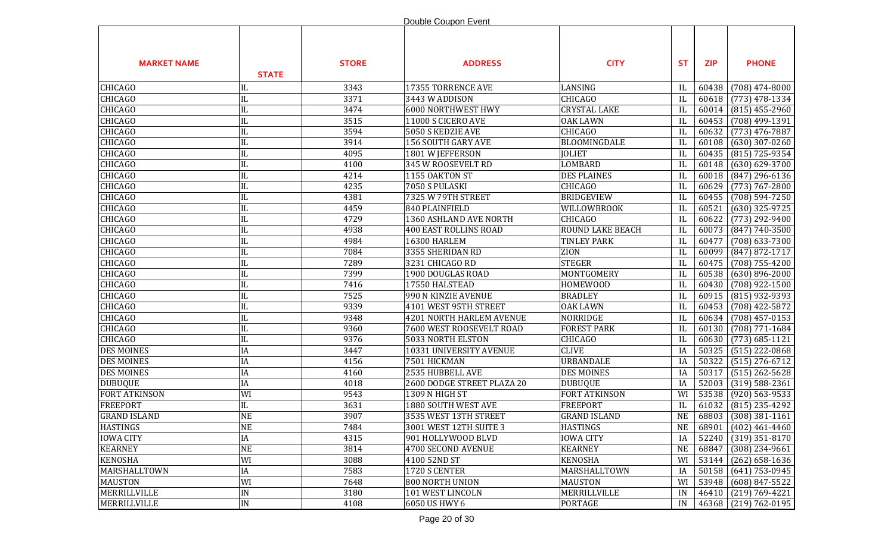Double Coupon Event

| MARKET NAME | STATE | STORE | ADDRESS | CITY | ST | ZIP | PHONE |
|---|---|---|---|---|---|---|---|
| CHICAGO | IL | 3343 | 17355 TORRENCE AVE | LANSING | IL | 60438 | (708) 474-8000 |
| CHICAGO | IL | 3371 | 3443 W ADDISON | CHICAGO | IL | 60618 | (773) 478-1334 |
| CHICAGO | IL | 3474 | 6000 NORTHWEST HWY | CRYSTAL LAKE | IL | 60014 | (815) 455-2960 |
| CHICAGO | IL | 3515 | 11000 S CICERO AVE | OAK LAWN | IL | 60453 | (708) 499-1391 |
| CHICAGO | IL | 3594 | 5050 S KEDZIE AVE | CHICAGO | IL | 60632 | (773) 476-7887 |
| CHICAGO | IL | 3914 | 156 SOUTH GARY AVE | BLOOMINGDALE | IL | 60108 | (630) 307-0260 |
| CHICAGO | IL | 4095 | 1801 W JEFFERSON | JOLIET | IL | 60435 | (815) 725-9354 |
| CHICAGO | IL | 4100 | 345 W ROOSEVELT RD | LOMBARD | IL | 60148 | (630) 629-3700 |
| CHICAGO | IL | 4214 | 1155 OAKTON ST | DES PLAINES | IL | 60018 | (847) 296-6136 |
| CHICAGO | IL | 4235 | 7050 S PULASKI | CHICAGO | IL | 60629 | (773) 767-2800 |
| CHICAGO | IL | 4381 | 7325 W 79TH STREET | BRIDGEVIEW | IL | 60455 | (708) 594-7250 |
| CHICAGO | IL | 4459 | 840 PLAINFIELD | WILLOWBROOK | IL | 60521 | (630) 325-9725 |
| CHICAGO | IL | 4729 | 1360 ASHLAND AVE NORTH | CHICAGO | IL | 60622 | (773) 292-9400 |
| CHICAGO | IL | 4938 | 400 EAST ROLLINS ROAD | ROUND LAKE BEACH | IL | 60073 | (847) 740-3500 |
| CHICAGO | IL | 4984 | 16300 HARLEM | TINLEY PARK | IL | 60477 | (708) 633-7300 |
| CHICAGO | IL | 7084 | 3355 SHERIDAN RD | ZION | IL | 60099 | (847) 872-1717 |
| CHICAGO | IL | 7289 | 3231 CHICAGO RD | STEGER | IL | 60475 | (708) 755-4200 |
| CHICAGO | IL | 7399 | 1900 DOUGLAS ROAD | MONTGOMERY | IL | 60538 | (630) 896-2000 |
| CHICAGO | IL | 7416 | 17550 HALSTEAD | HOMEWOOD | IL | 60430 | (708) 922-1500 |
| CHICAGO | IL | 7525 | 990 N KINZIE AVENUE | BRADLEY | IL | 60915 | (815) 932-9393 |
| CHICAGO | IL | 9339 | 4101 WEST 95TH STREET | OAK LAWN | IL | 60453 | (708) 422-5872 |
| CHICAGO | IL | 9348 | 4201 NORTH HARLEM AVENUE | NORRIDGE | IL | 60634 | (708) 457-0153 |
| CHICAGO | IL | 9360 | 7600 WEST ROOSEVELT ROAD | FOREST PARK | IL | 60130 | (708) 771-1684 |
| CHICAGO | IL | 9376 | 5033 NORTH ELSTON | CHICAGO | IL | 60630 | (773) 685-1121 |
| DES MOINES | IA | 3447 | 10331 UNIVERSITY AVENUE | CLIVE | IA | 50325 | (515) 222-0868 |
| DES MOINES | IA | 4156 | 7501 HICKMAN | URBANDALE | IA | 50322 | (515) 276-6712 |
| DES MOINES | IA | 4160 | 2535 HUBBELL AVE | DES MOINES | IA | 50317 | (515) 262-5628 |
| DUBUQUE | IA | 4018 | 2600 DODGE STREET PLAZA 20 | DUBUQUE | IA | 52003 | (319) 588-2361 |
| FORT ATKINSON | WI | 9543 | 1309 N HIGH ST | FORT ATKINSON | WI | 53538 | (920) 563-9533 |
| FREEPORT | IL | 3631 | 1880 SOUTH WEST AVE | FREEPORT | IL | 61032 | (815) 235-4292 |
| GRAND ISLAND | NE | 3907 | 3535 WEST 13TH STREET | GRAND ISLAND | NE | 68803 | (308) 381-1161 |
| HASTINGS | NE | 7484 | 3001 WEST 12TH SUITE 3 | HASTINGS | NE | 68901 | (402) 461-4460 |
| IOWA CITY | IA | 4315 | 901 HOLLYWOOD BLVD | IOWA CITY | IA | 52240 | (319) 351-8170 |
| KEARNEY | NE | 3814 | 4700 SECOND AVENUE | KEARNEY | NE | 68847 | (308) 234-9661 |
| KENOSHA | WI | 3088 | 4100 52ND ST | KENOSHA | WI | 53144 | (262) 658-1636 |
| MARSHALLTOWN | IA | 7583 | 1720 S CENTER | MARSHALLTOWN | IA | 50158 | (641) 753-0945 |
| MAUSTON | WI | 7648 | 800 NORTH UNION | MAUSTON | WI | 53948 | (608) 847-5522 |
| MERRILLVILLE | IN | 3180 | 101 WEST LINCOLN | MERRILLVILLE | IN | 46410 | (219) 769-4221 |
| MERRILLVILLE | IN | 4108 | 6050 US HWY 6 | PORTAGE | IN | 46368 | (219) 762-0195 |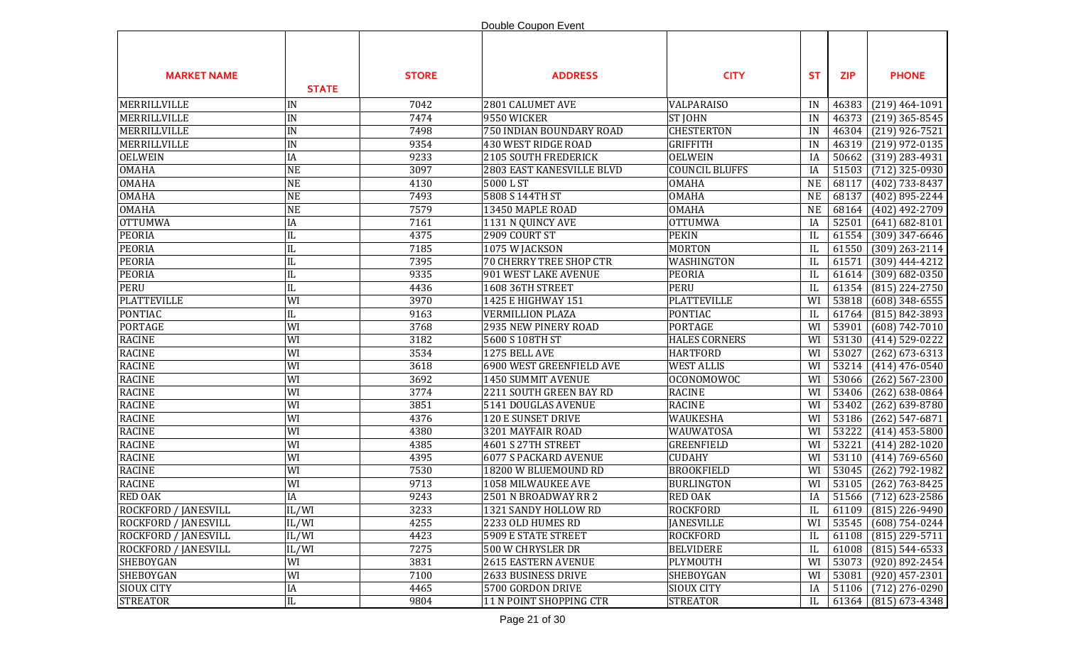Double Coupon Event

| MARKET NAME | STATE | STORE | ADDRESS | CITY | ST | ZIP | PHONE |
|---|---|---|---|---|---|---|---|
| MERRILLVILLE | IN | 7042 | 2801 CALUMET AVE | VALPARAISO | IN | 46383 | (219) 464-1091 |
| MERRILLVILLE | IN | 7474 | 9550 WICKER | ST JOHN | IN | 46373 | (219) 365-8545 |
| MERRILLVILLE | IN | 7498 | 750 INDIAN BOUNDARY ROAD | CHESTERTON | IN | 46304 | (219) 926-7521 |
| MERRILLVILLE | IN | 9354 | 430 WEST RIDGE ROAD | GRIFFITH | IN | 46319 | (219) 972-0135 |
| OELWEIN | IA | 9233 | 2105 SOUTH FREDERICK | OELWEIN | IA | 50662 | (319) 283-4931 |
| OMAHA | NE | 3097 | 2803 EAST KANESVILLE BLVD | COUNCIL BLUFFS | IA | 51503 | (712) 325-0930 |
| OMAHA | NE | 4130 | 5000 L ST | OMAHA | NE | 68117 | (402) 733-8437 |
| OMAHA | NE | 7493 | 5808 S 144TH ST | OMAHA | NE | 68137 | (402) 895-2244 |
| OMAHA | NE | 7579 | 13450 MAPLE ROAD | OMAHA | NE | 68164 | (402) 492-2709 |
| OTTUMWA | IA | 7161 | 1131 N QUINCY AVE | OTTUMWA | IA | 52501 | (641) 682-8101 |
| PEORIA | IL | 4375 | 2909 COURT ST | PEKIN | IL | 61554 | (309) 347-6646 |
| PEORIA | IL | 7185 | 1075 W JACKSON | MORTON | IL | 61550 | (309) 263-2114 |
| PEORIA | IL | 7395 | 70 CHERRY TREE SHOP CTR | WASHINGTON | IL | 61571 | (309) 444-4212 |
| PEORIA | IL | 9335 | 901 WEST LAKE AVENUE | PEORIA | IL | 61614 | (309) 682-0350 |
| PERU | IL | 4436 | 1608 36TH STREET | PERU | IL | 61354 | (815) 224-2750 |
| PLATTEVILLE | WI | 3970 | 1425 E HIGHWAY 151 | PLATTEVILLE | WI | 53818 | (608) 348-6555 |
| PONTIAC | IL | 9163 | VERMILLION PLAZA | PONTIAC | IL | 61764 | (815) 842-3893 |
| PORTAGE | WI | 3768 | 2935 NEW PINERY ROAD | PORTAGE | WI | 53901 | (608) 742-7010 |
| RACINE | WI | 3182 | 5600 S 108TH ST | HALES CORNERS | WI | 53130 | (414) 529-0222 |
| RACINE | WI | 3534 | 1275 BELL AVE | HARTFORD | WI | 53027 | (262) 673-6313 |
| RACINE | WI | 3618 | 6900 WEST GREENFIELD AVE | WEST ALLIS | WI | 53214 | (414) 476-0540 |
| RACINE | WI | 3692 | 1450 SUMMIT AVENUE | OCONOMOWOC | WI | 53066 | (262) 567-2300 |
| RACINE | WI | 3774 | 2211 SOUTH GREEN BAY RD | RACINE | WI | 53406 | (262) 638-0864 |
| RACINE | WI | 3851 | 5141 DOUGLAS AVENUE | RACINE | WI | 53402 | (262) 639-8780 |
| RACINE | WI | 4376 | 120 E SUNSET DRIVE | WAUKESHA | WI | 53186 | (262) 547-6871 |
| RACINE | WI | 4380 | 3201 MAYFAIR ROAD | WAUWATOSA | WI | 53222 | (414) 453-5800 |
| RACINE | WI | 4385 | 4601 S 27TH STREET | GREENFIELD | WI | 53221 | (414) 282-1020 |
| RACINE | WI | 4395 | 6077 S PACKARD AVENUE | CUDAHY | WI | 53110 | (414) 769-6560 |
| RACINE | WI | 7530 | 18200 W BLUEMOUND RD | BROOKFIELD | WI | 53045 | (262) 792-1982 |
| RACINE | WI | 9713 | 1058 MILWAUKEE AVE | BURLINGTON | WI | 53105 | (262) 763-8425 |
| RED OAK | IA | 9243 | 2501 N BROADWAY RR 2 | RED OAK | IA | 51566 | (712) 623-2586 |
| ROCKFORD / JANESVILL | IL/WI | 3233 | 1321 SANDY HOLLOW RD | ROCKFORD | IL | 61109 | (815) 226-9490 |
| ROCKFORD / JANESVILL | IL/WI | 4255 | 2233 OLD HUMES RD | JANESVILLE | WI | 53545 | (608) 754-0244 |
| ROCKFORD / JANESVILL | IL/WI | 4423 | 5909 E STATE STREET | ROCKFORD | IL | 61108 | (815) 229-5711 |
| ROCKFORD / JANESVILL | IL/WI | 7275 | 500 W CHRYSLER DR | BELVIDERE | IL | 61008 | (815) 544-6533 |
| SHEBOYGAN | WI | 3831 | 2615 EASTERN AVENUE | PLYMOUTH | WI | 53073 | (920) 892-2454 |
| SHEBOYGAN | WI | 7100 | 2633 BUSINESS DRIVE | SHEBOYGAN | WI | 53081 | (920) 457-2301 |
| SIOUX CITY | IA | 4465 | 5700 GORDON DRIVE | SIOUX CITY | IA | 51106 | (712) 276-0290 |
| STREATOR | IL | 9804 | 11 N POINT SHOPPING CTR | STREATOR | IL | 61364 | (815) 673-4348 |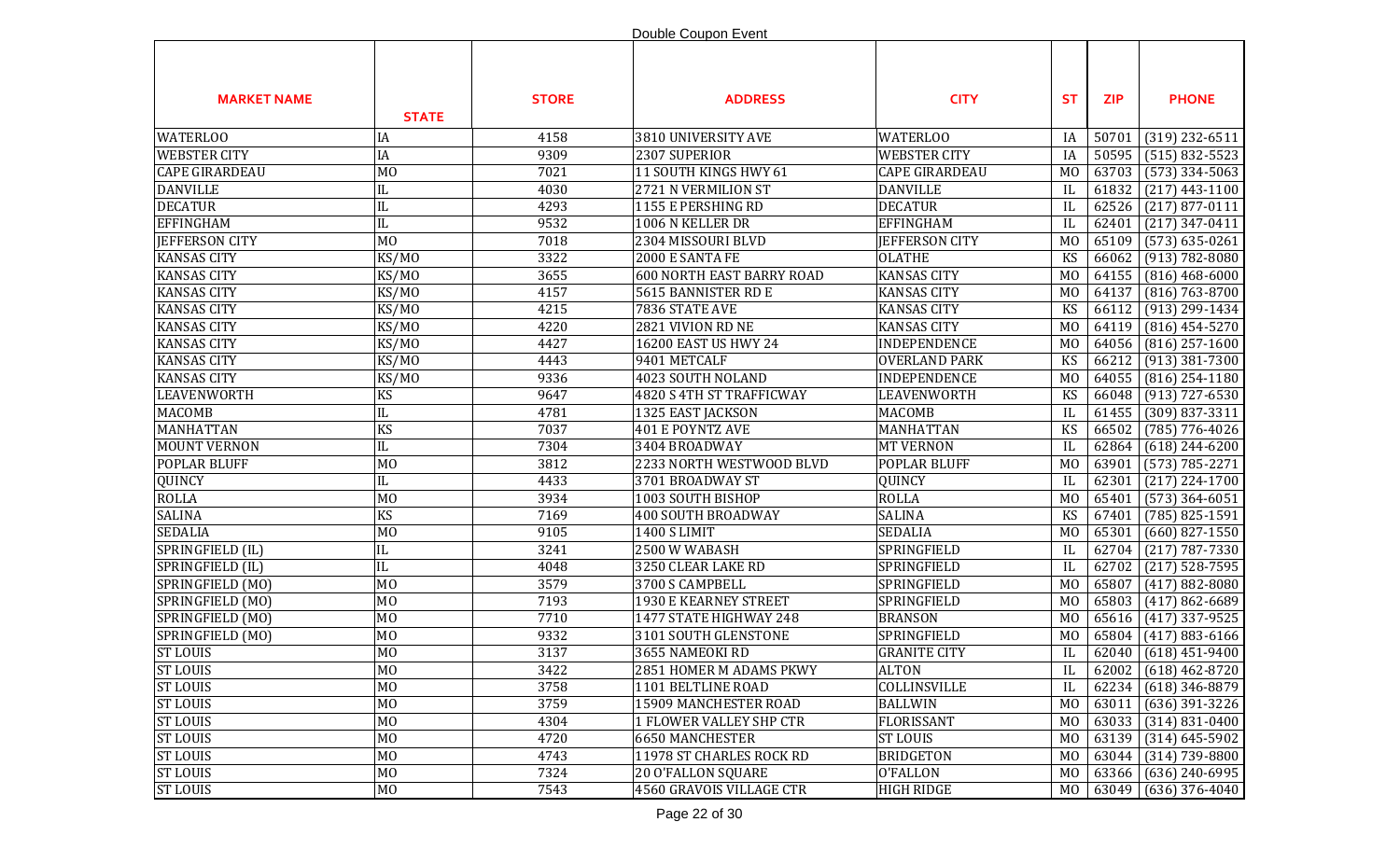Double Coupon Event

| MARKET NAME | STATE | STORE | ADDRESS | CITY | ST | ZIP | PHONE |
|---|---|---|---|---|---|---|---|
| WATERLOO | IA | 4158 | 3810 UNIVERSITY AVE | WATERLOO | IA | 50701 | (319) 232-6511 |
| WEBSTER CITY | IA | 9309 | 2307 SUPERIOR | WEBSTER CITY | IA | 50595 | (515) 832-5523 |
| CAPE GIRARDEAU | MO | 7021 | 11 SOUTH KINGS HWY 61 | CAPE GIRARDEAU | MO | 63703 | (573) 334-5063 |
| DANVILLE | IL | 4030 | 2721 N VERMILION ST | DANVILLE | IL | 61832 | (217) 443-1100 |
| DECATUR | IL | 4293 | 1155 E PERSHING RD | DECATUR | IL | 62526 | (217) 877-0111 |
| EFFINGHAM | IL | 9532 | 1006 N KELLER DR | EFFINGHAM | IL | 62401 | (217) 347-0411 |
| JEFFERSON CITY | MO | 7018 | 2304 MISSOURI BLVD | JEFFERSON CITY | MO | 65109 | (573) 635-0261 |
| KANSAS CITY | KS/MO | 3322 | 2000 E SANTA FE | OLATHE | KS | 66062 | (913) 782-8080 |
| KANSAS CITY | KS/MO | 3655 | 600 NORTH EAST BARRY ROAD | KANSAS CITY | MO | 64155 | (816) 468-6000 |
| KANSAS CITY | KS/MO | 4157 | 5615 BANNISTER RD E | KANSAS CITY | MO | 64137 | (816) 763-8700 |
| KANSAS CITY | KS/MO | 4215 | 7836 STATE AVE | KANSAS CITY | KS | 66112 | (913) 299-1434 |
| KANSAS CITY | KS/MO | 4220 | 2821 VIVION RD NE | KANSAS CITY | MO | 64119 | (816) 454-5270 |
| KANSAS CITY | KS/MO | 4427 | 16200 EAST US HWY 24 | INDEPENDENCE | MO | 64056 | (816) 257-1600 |
| KANSAS CITY | KS/MO | 4443 | 9401 METCALF | OVERLAND PARK | KS | 66212 | (913) 381-7300 |
| KANSAS CITY | KS/MO | 9336 | 4023 SOUTH NOLAND | INDEPENDENCE | MO | 64055 | (816) 254-1180 |
| LEAVENWORTH | KS | 9647 | 4820 S 4TH ST TRAFFICWAY | LEAVENWORTH | KS | 66048 | (913) 727-6530 |
| MACOMB | IL | 4781 | 1325 EAST JACKSON | MACOMB | IL | 61455 | (309) 837-3311 |
| MANHATTAN | KS | 7037 | 401 E POYNTZ AVE | MANHATTAN | KS | 66502 | (785) 776-4026 |
| MOUNT VERNON | IL | 7304 | 3404 BROADWAY | MT VERNON | IL | 62864 | (618) 244-6200 |
| POPLAR BLUFF | MO | 3812 | 2233 NORTH WESTWOOD BLVD | POPLAR BLUFF | MO | 63901 | (573) 785-2271 |
| QUINCY | IL | 4433 | 3701 BROADWAY ST | QUINCY | IL | 62301 | (217) 224-1700 |
| ROLLA | MO | 3934 | 1003 SOUTH BISHOP | ROLLA | MO | 65401 | (573) 364-6051 |
| SALINA | KS | 7169 | 400 SOUTH BROADWAY | SALINA | KS | 67401 | (785) 825-1591 |
| SEDALIA | MO | 9105 | 1400 S LIMIT | SEDALIA | MO | 65301 | (660) 827-1550 |
| SPRINGFIELD (IL) | IL | 3241 | 2500 W WABASH | SPRINGFIELD | IL | 62704 | (217) 787-7330 |
| SPRINGFIELD (IL) | IL | 4048 | 3250 CLEAR LAKE RD | SPRINGFIELD | IL | 62702 | (217) 528-7595 |
| SPRINGFIELD (MO) | MO | 3579 | 3700 S CAMPBELL | SPRINGFIELD | MO | 65807 | (417) 882-8080 |
| SPRINGFIELD (MO) | MO | 7193 | 1930 E KEARNEY STREET | SPRINGFIELD | MO | 65803 | (417) 862-6689 |
| SPRINGFIELD (MO) | MO | 7710 | 1477 STATE HIGHWAY 248 | BRANSON | MO | 65616 | (417) 337-9525 |
| SPRINGFIELD (MO) | MO | 9332 | 3101 SOUTH GLENSTONE | SPRINGFIELD | MO | 65804 | (417) 883-6166 |
| ST LOUIS | MO | 3137 | 3655 NAMEOKI RD | GRANITE CITY | IL | 62040 | (618) 451-9400 |
| ST LOUIS | MO | 3422 | 2851 HOMER M ADAMS PKWY | ALTON | IL | 62002 | (618) 462-8720 |
| ST LOUIS | MO | 3758 | 1101 BELTLINE ROAD | COLLINSVILLE | IL | 62234 | (618) 346-8879 |
| ST LOUIS | MO | 3759 | 15909 MANCHESTER ROAD | BALLWIN | MO | 63011 | (636) 391-3226 |
| ST LOUIS | MO | 4304 | 1 FLOWER VALLEY SHP CTR | FLORISSANT | MO | 63033 | (314) 831-0400 |
| ST LOUIS | MO | 4720 | 6650 MANCHESTER | ST LOUIS | MO | 63139 | (314) 645-5902 |
| ST LOUIS | MO | 4743 | 11978 ST CHARLES ROCK RD | BRIDGETON | MO | 63044 | (314) 739-8800 |
| ST LOUIS | MO | 7324 | 20 O'FALLON SQUARE | O'FALLON | MO | 63366 | (636) 240-6995 |
| ST LOUIS | MO | 7543 | 4560 GRAVOIS VILLAGE CTR | HIGH RIDGE | MO | 63049 | (636) 376-4040 |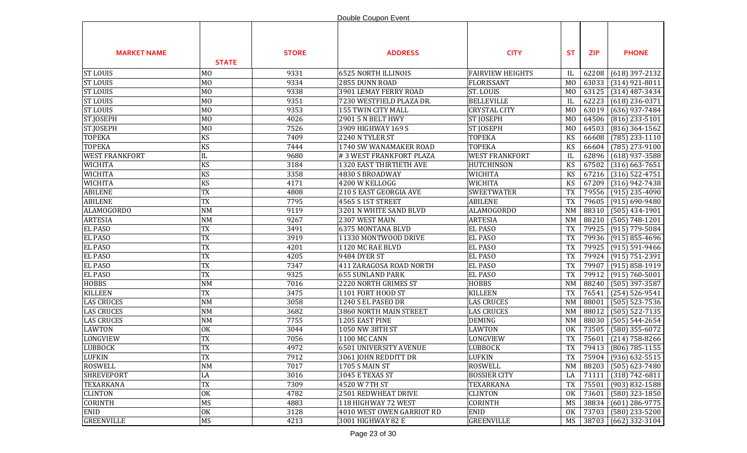Double Coupon Event

| MARKET NAME | STATE | STORE | ADDRESS | CITY | ST | ZIP | PHONE |
|---|---|---|---|---|---|---|---|
| ST LOUIS | MO | 9331 | 6525 NORTH ILLINOIS | FAIRVIEW HEIGHTS | IL | 62208 | (618) 397-2132 |
| ST LOUIS | MO | 9334 | 2855 DUNN ROAD | FLORISSANT | MO | 63033 | (314) 921-8011 |
| ST LOUIS | MO | 9338 | 3901 LEMAY FERRY ROAD | ST. LOUIS | MO | 63125 | (314) 487-3434 |
| ST LOUIS | MO | 9351 | 7230 WESTFIELD PLAZA DR. | BELLEVILLE | IL | 62223 | (618) 236-0371 |
| ST LOUIS | MO | 9353 | 155 TWIN CITY MALL | CRYSTAL CITY | MO | 63019 | (636) 937-7484 |
| ST.JOSEPH | MO | 4026 | 2901 5 N BELT HWY | ST JOSEPH | MO | 64506 | (816) 233-5101 |
| ST.JOSEPH | MO | 7526 | 3909 HIGHWAY 169 S | ST JOSEPH | MO | 64503 | (816) 364-1562 |
| TOPEKA | KS | 7409 | 2240 N TYLER ST | TOPEKA | KS | 66608 | (785) 233-1110 |
| TOPEKA | KS | 7444 | 1740 SW WANAMAKER ROAD | TOPEKA | KS | 66604 | (785) 273-9100 |
| WEST FRANKFORT | IL | 9680 | # 3 WEST FRANKFORT PLAZA | WEST FRANKFORT | IL | 62896 | (618) 937-3588 |
| WICHITA | KS | 3184 | 1320 EAST THIRTIETH AVE | HUTCHINSON | KS | 67502 | (316) 663-7651 |
| WICHITA | KS | 3358 | 4830 S BROADWAY | WICHITA | KS | 67216 | (316) 522-4751 |
| WICHITA | KS | 4171 | 4200 W KELLOGG | WICHITA | KS | 67209 | (316) 942-7438 |
| ABILENE | TX | 4808 | 210 S EAST GEORGIA AVE | SWEETWATER | TX | 79556 | (915) 235-4090 |
| ABILENE | TX | 7795 | 4565 S 1ST STREET | ABILENE | TX | 79605 | (915) 690-9480 |
| ALAMOGORDO | NM | 9119 | 3201 N WHITE SAND BLVD | ALAMOGORDO | NM | 88310 | (505) 434-1901 |
| ARTESIA | NM | 9267 | 2307 WEST MAIN | ARTESIA | NM | 88210 | (505) 748-1201 |
| EL PASO | TX | 3491 | 6375 MONTANA BLVD | EL PASO | TX | 79925 | (915) 779-5084 |
| EL PASO | TX | 3919 | 11330 MONTWOOD DRIVE | EL PASO | TX | 79936 | (915) 855-4696 |
| EL PASO | TX | 4201 | 1120 MC RAE BLVD | EL PASO | TX | 79925 | (915) 591-9466 |
| EL PASO | TX | 4205 | 9484 DYER ST | EL PASO | TX | 79924 | (915) 751-2391 |
| EL PASO | TX | 7347 | 411 ZARAGOSA ROAD NORTH | EL PASO | TX | 79907 | (915) 858-1919 |
| EL PASO | TX | 9325 | 655 SUNLAND PARK | EL PASO | TX | 79912 | (915) 760-5001 |
| HOBBS | NM | 7016 | 2220 NORTH GRIMES ST | HOBBS | NM | 88240 | (505) 397-3587 |
| KILLEEN | TX | 3475 | 1101 FORT HOOD ST | KILLEEN | TX | 76541 | (254) 526-9541 |
| LAS CRUCES | NM | 3058 | 1240 S EL PASEO DR | LAS CRUCES | NM | 88001 | (505) 523-7536 |
| LAS CRUCES | NM | 3682 | 3860 NORTH MAIN STREET | LAS CRUCES | NM | 88012 | (505) 522-7135 |
| LAS CRUCES | NM | 7755 | 1205 EAST PINE | DEMING | NM | 88030 | (505) 544-2654 |
| LAWTON | OK | 3044 | 1050 NW 38TH ST | LAWTON | OK | 73505 | (580) 355-6072 |
| LONGVIEW | TX | 7056 | 1100 MC CANN | LONGVIEW | TX | 75601 | (214) 758-8266 |
| LUBBOCK | TX | 4972 | 6501 UNIVERSITY AVENUE | LUBBOCK | TX | 79413 | (806) 785-1155 |
| LUFKIN | TX | 7912 | 3061 JOHN REDDITT DR | LUFKIN | TX | 75904 | (936) 632-5515 |
| ROSWELL | NM | 7017 | 1705 S MAIN ST | ROSWELL | NM | 88203 | (505) 623-7480 |
| SHREVEPORT | LA | 3016 | 3045 E TEXAS ST | BOSSIER CITY | LA | 71111 | (318) 742-6811 |
| TEXARKANA | TX | 7309 | 4520 W 7TH ST | TEXARKANA | TX | 75501 | (903) 832-1588 |
| CLINTON | OK | 4782 | 2501 REDWHEAT DRIVE | CLINTON | OK | 73601 | (580) 323-1850 |
| CORINTH | MS | 4883 | 118 HIGHWAY 72 WEST | CORINTH | MS | 38834 | (601) 286-9775 |
| ENID | OK | 3128 | 4010 WEST OWEN GARRIOT RD | ENID | OK | 73703 | (580) 233-5200 |
| GREENVILLE | MS | 4213 | 3001 HIGHWAY 82 E | GREENVILLE | MS | 38703 | (662) 332-3104 |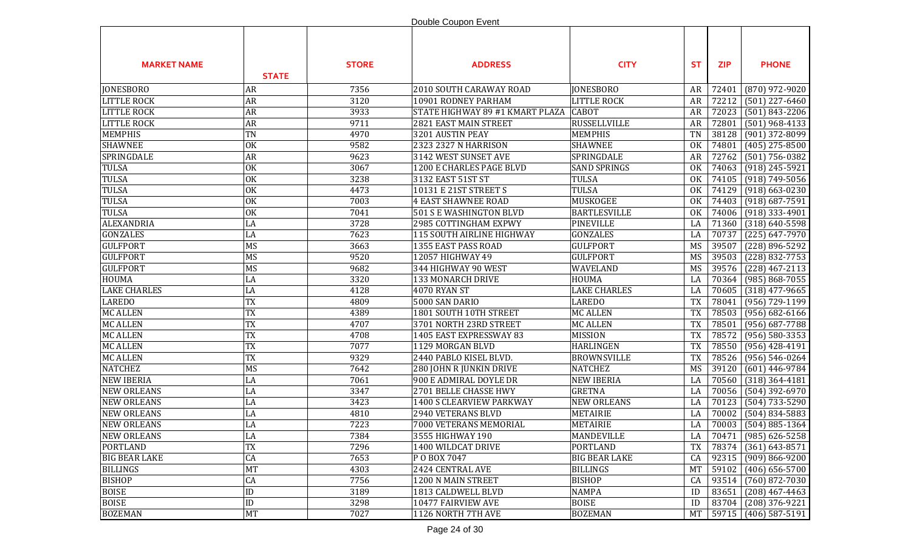Double Coupon Event

| MARKET NAME | STATE | STORE | ADDRESS | CITY | ST | ZIP | PHONE |
|---|---|---|---|---|---|---|---|
| JONESBORO | AR | 7356 | 2010 SOUTH CARAWAY ROAD | JONESBORO | AR | 72401 | (870) 972-9020 |
| LITTLE ROCK | AR | 3120 | 10901 RODNEY PARHAM | LITTLE ROCK | AR | 72212 | (501) 227-6460 |
| LITTLE ROCK | AR | 3933 | STATE HIGHWAY 89 #1 KMART PLAZA | CABOT | AR | 72023 | (501) 843-2206 |
| LITTLE ROCK | AR | 9711 | 2821 EAST MAIN STREET | RUSSELLVILLE | AR | 72801 | (501) 968-4133 |
| MEMPHIS | TN | 4970 | 3201 AUSTIN PEAY | MEMPHIS | TN | 38128 | (901) 372-8099 |
| SHAWNEE | OK | 9582 | 2323 2327 N HARRISON | SHAWNEE | OK | 74801 | (405) 275-8500 |
| SPRINGDALE | AR | 9623 | 3142 WEST SUNSET AVE | SPRINGDALE | AR | 72762 | (501) 756-0382 |
| TULSA | OK | 3067 | 1200 E CHARLES PAGE BLVD | SAND SPRINGS | OK | 74063 | (918) 245-5921 |
| TULSA | OK | 3238 | 3132 EAST 51ST ST | TULSA | OK | 74105 | (918) 749-5056 |
| TULSA | OK | 4473 | 10131 E 21ST STREET S | TULSA | OK | 74129 | (918) 663-0230 |
| TULSA | OK | 7003 | 4 EAST SHAWNEE ROAD | MUSKOGEE | OK | 74403 | (918) 687-7591 |
| TULSA | OK | 7041 | 501 S E WASHINGTON BLVD | BARTLESVILLE | OK | 74006 | (918) 333-4901 |
| ALEXANDRIA | LA | 3728 | 2985 COTTINGHAM EXPWY | PINEVILLE | LA | 71360 | (318) 640-5598 |
| GONZALES | LA | 7623 | 115 SOUTH AIRLINE HIGHWAY | GONZALES | LA | 70737 | (225) 647-7970 |
| GULFPORT | MS | 3663 | 1355 EAST PASS ROAD | GULFPORT | MS | 39507 | (228) 896-5292 |
| GULFPORT | MS | 9520 | 12057 HIGHWAY 49 | GULFPORT | MS | 39503 | (228) 832-7753 |
| GULFPORT | MS | 9682 | 344 HIGHWAY 90 WEST | WAVELAND | MS | 39576 | (228) 467-2113 |
| HOUMA | LA | 3320 | 133 MONARCH DRIVE | HOUMA | LA | 70364 | (985) 868-7055 |
| LAKE CHARLES | LA | 4128 | 4070 RYAN ST | LAKE CHARLES | LA | 70605 | (318) 477-9665 |
| LAREDO | TX | 4809 | 5000 SAN DARIO | LAREDO | TX | 78041 | (956) 729-1199 |
| MC ALLEN | TX | 4389 | 1801 SOUTH 10TH STREET | MC ALLEN | TX | 78503 | (956) 682-6166 |
| MC ALLEN | TX | 4707 | 3701 NORTH 23RD STREET | MC ALLEN | TX | 78501 | (956) 687-7788 |
| MC ALLEN | TX | 4708 | 1405 EAST EXPRESSWAY 83 | MISSION | TX | 78572 | (956) 580-3353 |
| MC ALLEN | TX | 7077 | 1129 MORGAN BLVD | HARLINGEN | TX | 78550 | (956) 428-4191 |
| MC ALLEN | TX | 9329 | 2440 PABLO KISEL BLVD. | BROWNSVILLE | TX | 78526 | (956) 546-0264 |
| NATCHEZ | MS | 7642 | 280 JOHN R JUNKIN DRIVE | NATCHEZ | MS | 39120 | (601) 446-9784 |
| NEW IBERIA | LA | 7061 | 900 E ADMIRAL DOYLE DR | NEW IBERIA | LA | 70560 | (318) 364-4181 |
| NEW ORLEANS | LA | 3347 | 2701 BELLE CHASSE HWY | GRETNA | LA | 70056 | (504) 392-6970 |
| NEW ORLEANS | LA | 3423 | 1400 S CLEARVIEW PARKWAY | NEW ORLEANS | LA | 70123 | (504) 733-5290 |
| NEW ORLEANS | LA | 4810 | 2940 VETERANS BLVD | METAIRIE | LA | 70002 | (504) 834-5883 |
| NEW ORLEANS | LA | 7223 | 7000 VETERANS MEMORIAL | METAIRIE | LA | 70003 | (504) 885-1364 |
| NEW ORLEANS | LA | 7384 | 3555 HIGHWAY 190 | MANDEVILLE | LA | 70471 | (985) 626-5258 |
| PORTLAND | TX | 7296 | 1400 WILDCAT DRIVE | PORTLAND | TX | 78374 | (361) 643-8571 |
| BIG BEAR LAKE | CA | 7653 | P O BOX 7047 | BIG BEAR LAKE | CA | 92315 | (909) 866-9200 |
| BILLINGS | MT | 4303 | 2424 CENTRAL AVE | BILLINGS | MT | 59102 | (406) 656-5700 |
| BISHOP | CA | 7756 | 1200 N MAIN STREET | BISHOP | CA | 93514 | (760) 872-7030 |
| BOISE | ID | 3189 | 1813 CALDWELL BLVD | NAMPA | ID | 83651 | (208) 467-4463 |
| BOISE | ID | 3298 | 10477 FAIRVIEW AVE | BOISE | ID | 83704 | (208) 376-9221 |
| BOZEMAN | MT | 7027 | 1126 NORTH 7TH AVE | BOZEMAN | MT | 59715 | (406) 587-5191 |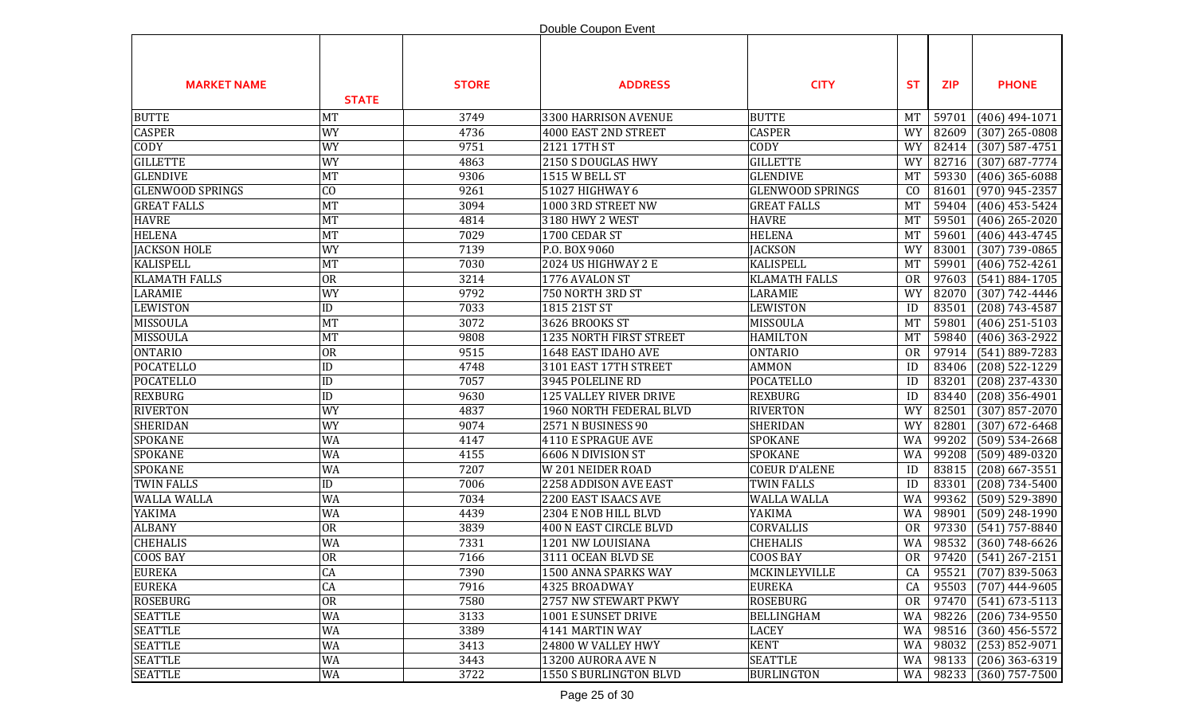Double Coupon Event

| MARKET NAME | STATE | STORE | ADDRESS | CITY | ST | ZIP | PHONE |
|---|---|---|---|---|---|---|---|
| BUTTE | MT | 3749 | 3300 HARRISON AVENUE | BUTTE | MT | 59701 | (406) 494-1071 |
| CASPER | WY | 4736 | 4000 EAST 2ND STREET | CASPER | WY | 82609 | (307) 265-0808 |
| CODY | WY | 9751 | 2121 17TH ST | CODY | WY | 82414 | (307) 587-4751 |
| GILLETTE | WY | 4863 | 2150 S DOUGLAS HWY | GILLETTE | WY | 82716 | (307) 687-7774 |
| GLENDIVE | MT | 9306 | 1515 W BELL ST | GLENDIVE | MT | 59330 | (406) 365-6088 |
| GLENWOOD SPRINGS | CO | 9261 | 51027 HIGHWAY 6 | GLENWOOD SPRINGS | CO | 81601 | (970) 945-2357 |
| GREAT FALLS | MT | 3094 | 1000 3RD STREET NW | GREAT FALLS | MT | 59404 | (406) 453-5424 |
| HAVRE | MT | 4814 | 3180 HWY 2 WEST | HAVRE | MT | 59501 | (406) 265-2020 |
| HELENA | MT | 7029 | 1700 CEDAR ST | HELENA | MT | 59601 | (406) 443-4745 |
| JACKSON HOLE | WY | 7139 | P.O. BOX 9060 | JACKSON | WY | 83001 | (307) 739-0865 |
| KALISPELL | MT | 7030 | 2024 US HIGHWAY 2 E | KALISPELL | MT | 59901 | (406) 752-4261 |
| KLAMATH FALLS | OR | 3214 | 1776 AVALON ST | KLAMATH FALLS | OR | 97603 | (541) 884-1705 |
| LARAMIE | WY | 9792 | 750 NORTH 3RD ST | LARAMIE | WY | 82070 | (307) 742-4446 |
| LEWISTON | ID | 7033 | 1815 21ST ST | LEWISTON | ID | 83501 | (208) 743-4587 |
| MISSOULA | MT | 3072 | 3626 BROOKS ST | MISSOULA | MT | 59801 | (406) 251-5103 |
| MISSOULA | MT | 9808 | 1235 NORTH FIRST STREET | HAMILTON | MT | 59840 | (406) 363-2922 |
| ONTARIO | OR | 9515 | 1648 EAST IDAHO AVE | ONTARIO | OR | 97914 | (541) 889-7283 |
| POCATELLO | ID | 4748 | 3101 EAST 17TH STREET | AMMON | ID | 83406 | (208) 522-1229 |
| POCATELLO | ID | 7057 | 3945 POLELINE RD | POCATELLO | ID | 83201 | (208) 237-4330 |
| REXBURG | ID | 9630 | 125 VALLEY RIVER DRIVE | REXBURG | ID | 83440 | (208) 356-4901 |
| RIVERTON | WY | 4837 | 1960 NORTH FEDERAL BLVD | RIVERTON | WY | 82501 | (307) 857-2070 |
| SHERIDAN | WY | 9074 | 2571 N BUSINESS 90 | SHERIDAN | WY | 82801 | (307) 672-6468 |
| SPOKANE | WA | 4147 | 4110 E SPRAGUE AVE | SPOKANE | WA | 99202 | (509) 534-2668 |
| SPOKANE | WA | 4155 | 6606 N DIVISION ST | SPOKANE | WA | 99208 | (509) 489-0320 |
| SPOKANE | WA | 7207 | W 201 NEIDER ROAD | COEUR D'ALENE | ID | 83815 | (208) 667-3551 |
| TWIN FALLS | ID | 7006 | 2258 ADDISON AVE EAST | TWIN FALLS | ID | 83301 | (208) 734-5400 |
| WALLA WALLA | WA | 7034 | 2200 EAST ISAACS AVE | WALLA WALLA | WA | 99362 | (509) 529-3890 |
| YAKIMA | WA | 4439 | 2304 E NOB HILL BLVD | YAKIMA | WA | 98901 | (509) 248-1990 |
| ALBANY | OR | 3839 | 400 N EAST CIRCLE BLVD | CORVALLIS | OR | 97330 | (541) 757-8840 |
| CHEHALIS | WA | 7331 | 1201 NW LOUISIANA | CHEHALIS | WA | 98532 | (360) 748-6626 |
| COOS BAY | OR | 7166 | 3111 OCEAN BLVD SE | COOS BAY | OR | 97420 | (541) 267-2151 |
| EUREKA | CA | 7390 | 1500 ANNA SPARKS WAY | MCKINLEYVILLE | CA | 95521 | (707) 839-5063 |
| EUREKA | CA | 7916 | 4325 BROADWAY | EUREKA | CA | 95503 | (707) 444-9605 |
| ROSEBURG | OR | 7580 | 2757 NW STEWART PKWY | ROSEBURG | OR | 97470 | (541) 673-5113 |
| SEATTLE | WA | 3133 | 1001 E SUNSET DRIVE | BELLINGHAM | WA | 98226 | (206) 734-9550 |
| SEATTLE | WA | 3389 | 4141 MARTIN WAY | LACEY | WA | 98516 | (360) 456-5572 |
| SEATTLE | WA | 3413 | 24800 W VALLEY HWY | KENT | WA | 98032 | (253) 852-9071 |
| SEATTLE | WA | 3443 | 13200 AURORA AVE N | SEATTLE | WA | 98133 | (206) 363-6319 |
| SEATTLE | WA | 3722 | 1550 S BURLINGTON BLVD | BURLINGTON | WA | 98233 | (360) 757-7500 |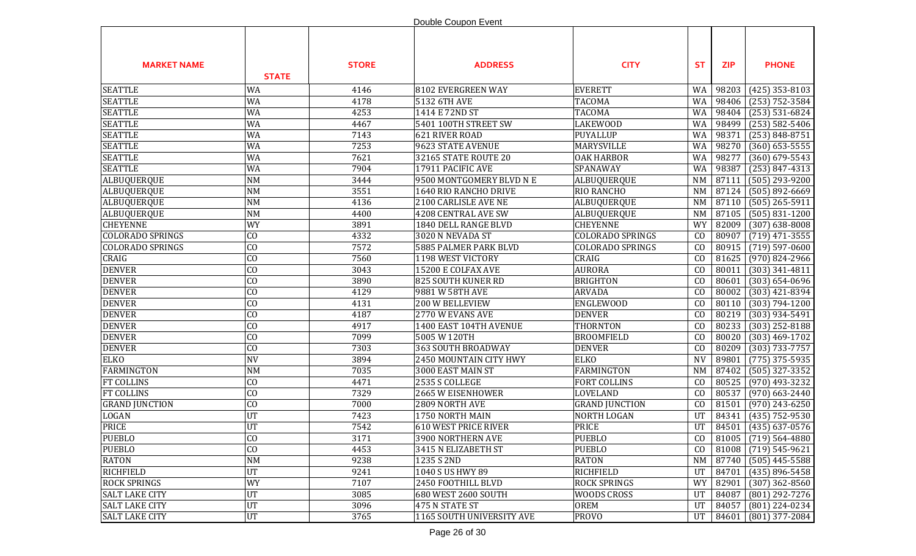Double Coupon Event

| MARKET NAME | STATE | STORE | ADDRESS | CITY | ST | ZIP | PHONE |
|---|---|---|---|---|---|---|---|
| SEATTLE | WA | 4146 | 8102 EVERGREEN WAY | EVERETT | WA | 98203 | (425) 353-8103 |
| SEATTLE | WA | 4178 | 5132 6TH AVE | TACOMA | WA | 98406 | (253) 752-3584 |
| SEATTLE | WA | 4253 | 1414 E 72ND ST | TACOMA | WA | 98404 | (253) 531-6824 |
| SEATTLE | WA | 4467 | 5401 100TH STREET SW | LAKEWOOD | WA | 98499 | (253) 582-5406 |
| SEATTLE | WA | 7143 | 621 RIVER ROAD | PUYALLUP | WA | 98371 | (253) 848-8751 |
| SEATTLE | WA | 7253 | 9623 STATE AVENUE | MARYSVILLE | WA | 98270 | (360) 653-5555 |
| SEATTLE | WA | 7621 | 32165 STATE ROUTE 20 | OAK HARBOR | WA | 98277 | (360) 679-5543 |
| SEATTLE | WA | 7904 | 17911 PACIFIC AVE | SPANAWAY | WA | 98387 | (253) 847-4313 |
| ALBUQUERQUE | NM | 3444 | 9500 MONTGOMERY BLVD N E | ALBUQUERQUE | NM | 87111 | (505) 293-9200 |
| ALBUQUERQUE | NM | 3551 | 1640 RIO RANCHO DRIVE | RIO RANCHO | NM | 87124 | (505) 892-6669 |
| ALBUQUERQUE | NM | 4136 | 2100 CARLISLE AVE NE | ALBUQUERQUE | NM | 87110 | (505) 265-5911 |
| ALBUQUERQUE | NM | 4400 | 4208 CENTRAL AVE SW | ALBUQUERQUE | NM | 87105 | (505) 831-1200 |
| CHEYENNE | WY | 3891 | 1840 DELL RANGE BLVD | CHEYENNE | WY | 82009 | (307) 638-8008 |
| COLORADO SPRINGS | CO | 4332 | 3020 N NEVADA ST | COLORADO SPRINGS | CO | 80907 | (719) 471-3555 |
| COLORADO SPRINGS | CO | 7572 | 5885 PALMER PARK BLVD | COLORADO SPRINGS | CO | 80915 | (719) 597-0600 |
| CRAIG | CO | 7560 | 1198 WEST VICTORY | CRAIG | CO | 81625 | (970) 824-2966 |
| DENVER | CO | 3043 | 15200 E COLFAX AVE | AURORA | CO | 80011 | (303) 341-4811 |
| DENVER | CO | 3890 | 825 SOUTH KUNER RD | BRIGHTON | CO | 80601 | (303) 654-0696 |
| DENVER | CO | 4129 | 9881 W 58TH AVE | ARVADA | CO | 80002 | (303) 421-8394 |
| DENVER | CO | 4131 | 200 W BELLEVIEW | ENGLEWOOD | CO | 80110 | (303) 794-1200 |
| DENVER | CO | 4187 | 2770 W EVANS AVE | DENVER | CO | 80219 | (303) 934-5491 |
| DENVER | CO | 4917 | 1400 EAST 104TH AVENUE | THORNTON | CO | 80233 | (303) 252-8188 |
| DENVER | CO | 7099 | 5005 W 120TH | BROOMFIELD | CO | 80020 | (303) 469-1702 |
| DENVER | CO | 7303 | 363 SOUTH BROADWAY | DENVER | CO | 80209 | (303) 733-7757 |
| ELKO | NV | 3894 | 2450 MOUNTAIN CITY HWY | ELKO | NV | 89801 | (775) 375-5935 |
| FARMINGTON | NM | 7035 | 3000 EAST MAIN ST | FARMINGTON | NM | 87402 | (505) 327-3352 |
| FT COLLINS | CO | 4471 | 2535 S COLLEGE | FORT COLLINS | CO | 80525 | (970) 493-3232 |
| FT COLLINS | CO | 7329 | 2665 W EISENHOWER | LOVELAND | CO | 80537 | (970) 663-2440 |
| GRAND JUNCTION | CO | 7000 | 2809 NORTH AVE | GRAND JUNCTION | CO | 81501 | (970) 243-6250 |
| LOGAN | UT | 7423 | 1750 NORTH MAIN | NORTH LOGAN | UT | 84341 | (435) 752-9530 |
| PRICE | UT | 7542 | 610 WEST PRICE RIVER | PRICE | UT | 84501 | (435) 637-0576 |
| PUEBLO | CO | 3171 | 3900 NORTHERN AVE | PUEBLO | CO | 81005 | (719) 564-4880 |
| PUEBLO | CO | 4453 | 3415 N ELIZABETH ST | PUEBLO | CO | 81008 | (719) 545-9621 |
| RATON | NM | 9238 | 1235 S 2ND | RATON | NM | 87740 | (505) 445-5588 |
| RICHFIELD | UT | 9241 | 1040 S US HWY 89 | RICHFIELD | UT | 84701 | (435) 896-5458 |
| ROCK SPRINGS | WY | 7107 | 2450 FOOTHILL BLVD | ROCK SPRINGS | WY | 82901 | (307) 362-8560 |
| SALT LAKE CITY | UT | 3085 | 680 WEST 2600 SOUTH | WOODS CROSS | UT | 84087 | (801) 292-7276 |
| SALT LAKE CITY | UT | 3096 | 475 N STATE ST | OREM | UT | 84057 | (801) 224-0234 |
| SALT LAKE CITY | UT | 3765 | 1165 SOUTH UNIVERSITY AVE | PROVO | UT | 84601 | (801) 377-2084 |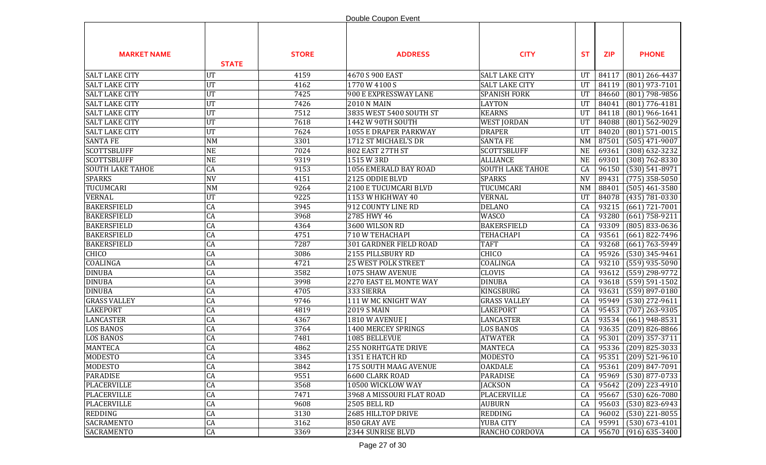Double Coupon Event

| MARKET NAME | STATE | STORE | ADDRESS | CITY | ST | ZIP | PHONE |
|---|---|---|---|---|---|---|---|
| SALT LAKE CITY | UT | 4159 | 4670 S 900 EAST | SALT LAKE CITY | UT | 84117 | (801) 266-4437 |
| SALT LAKE CITY | UT | 4162 | 1770 W 4100 S | SALT LAKE CITY | UT | 84119 | (801) 973-7101 |
| SALT LAKE CITY | UT | 7425 | 900 E EXPRESSWAY LANE | SPANISH FORK | UT | 84660 | (801) 798-9856 |
| SALT LAKE CITY | UT | 7426 | 2010 N MAIN | LAYTON | UT | 84041 | (801) 776-4181 |
| SALT LAKE CITY | UT | 7512 | 3835 WEST 5400 SOUTH ST | KEARNS | UT | 84118 | (801) 966-1641 |
| SALT LAKE CITY | UT | 7618 | 1442 W 90TH SOUTH | WEST JORDAN | UT | 84088 | (801) 562-9029 |
| SALT LAKE CITY | UT | 7624 | 1055 E DRAPER PARKWAY | DRAPER | UT | 84020 | (801) 571-0015 |
| SANTA FE | NM | 3301 | 1712 ST MICHAEL'S DR | SANTA FE | NM | 87501 | (505) 471-9007 |
| SCOTTSBLUFF | NE | 7024 | 802 EAST 27TH ST | SCOTTSBLUFF | NE | 69361 | (308) 632-3232 |
| SCOTTSBLUFF | NE | 9319 | 1515 W 3RD | ALLIANCE | NE | 69301 | (308) 762-8330 |
| SOUTH LAKE TAHOE | CA | 9153 | 1056 EMERALD BAY ROAD | SOUTH LAKE TAHOE | CA | 96150 | (530) 541-8971 |
| SPARKS | NV | 4151 | 2125 ODDIE BLVD | SPARKS | NV | 89431 | (775) 358-5050 |
| TUCUMCARI | NM | 9264 | 2100 E TUCUMCARI BLVD | TUCUMCARI | NM | 88401 | (505) 461-3580 |
| VERNAL | UT | 9225 | 1153 W HIGHWAY 40 | VERNAL | UT | 84078 | (435) 781-0330 |
| BAKERSFIELD | CA | 3945 | 912 COUNTY LINE RD | DELANO | CA | 93215 | (661) 721-7001 |
| BAKERSFIELD | CA | 3968 | 2785 HWY 46 | WASCO | CA | 93280 | (661) 758-9211 |
| BAKERSFIELD | CA | 4364 | 3600 WILSON RD | BAKERSFIELD | CA | 93309 | (805) 833-0636 |
| BAKERSFIELD | CA | 4751 | 710 W TEHACHAPI | TEHACHAPI | CA | 93561 | (661) 822-7496 |
| BAKERSFIELD | CA | 7287 | 301 GARDNER FIELD ROAD | TAFT | CA | 93268 | (661) 763-5949 |
| CHICO | CA | 3086 | 2155 PILLSBURY RD | CHICO | CA | 95926 | (530) 345-9461 |
| COALINGA | CA | 4721 | 25 WEST POLK STREET | COALINGA | CA | 93210 | (559) 935-5090 |
| DINUBA | CA | 3582 | 1075 SHAW AVENUE | CLOVIS | CA | 93612 | (559) 298-9772 |
| DINUBA | CA | 3998 | 2270 EAST EL MONTE WAY | DINUBA | CA | 93618 | (559) 591-1502 |
| DINUBA | CA | 4705 | 333 SIERRA | KINGSBURG | CA | 93631 | (559) 897-0180 |
| GRASS VALLEY | CA | 9746 | 111 W MC KNIGHT WAY | GRASS VALLEY | CA | 95949 | (530) 272-9611 |
| LAKEPORT | CA | 4819 | 2019 S MAIN | LAKEPORT | CA | 95453 | (707) 263-9305 |
| LANCASTER | CA | 4367 | 1810 W AVENUE J | LANCASTER | CA | 93534 | (661) 948-8531 |
| LOS BANOS | CA | 3764 | 1400 MERCEY SPRINGS | LOS BANOS | CA | 93635 | (209) 826-8866 |
| LOS BANOS | CA | 7481 | 1085 BELLEVUE | ATWATER | CA | 95301 | (209) 357-3711 |
| MANTECA | CA | 4862 | 255 NORHTGATE DRIVE | MANTECA | CA | 95336 | (209) 825-3033 |
| MODESTO | CA | 3345 | 1351 E HATCH RD | MODESTO | CA | 95351 | (209) 521-9610 |
| MODESTO | CA | 3842 | 175 SOUTH MAAG AVENUE | OAKDALE | CA | 95361 | (209) 847-7091 |
| PARADISE | CA | 9551 | 6600 CLARK ROAD | PARADISE | CA | 95969 | (530) 877-0733 |
| PLACERVILLE | CA | 3568 | 10500 WICKLOW WAY | JACKSON | CA | 95642 | (209) 223-4910 |
| PLACERVILLE | CA | 7471 | 3968 A MISSOURI FLAT ROAD | PLACERVILLE | CA | 95667 | (530) 626-7080 |
| PLACERVILLE | CA | 9608 | 2505 BELL RD | AUBURN | CA | 95603 | (530) 823-6943 |
| REDDING | CA | 3130 | 2685 HILLTOP DRIVE | REDDING | CA | 96002 | (530) 221-8055 |
| SACRAMENTO | CA | 3162 | 850 GRAY AVE | YUBA CITY | CA | 95991 | (530) 673-4101 |
| SACRAMENTO | CA | 3369 | 2344 SUNRISE BLVD | RANCHO CORDOVA | CA | 95670 | (916) 635-3400 |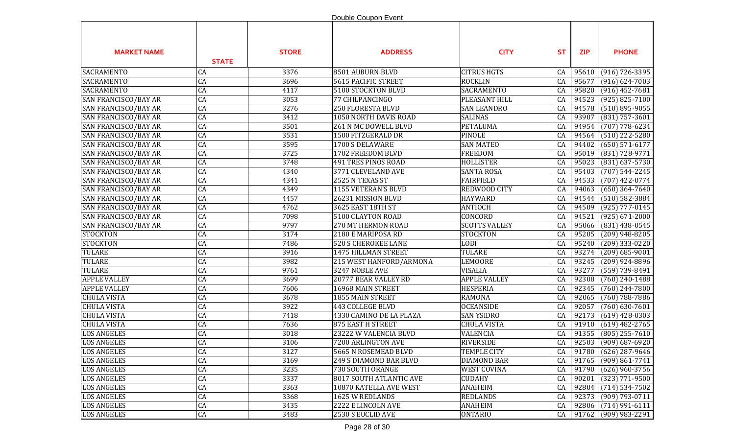Double Coupon Event

| MARKET NAME | STATE | STORE | ADDRESS | CITY | ST | ZIP | PHONE |
|---|---|---|---|---|---|---|---|
| SACRAMENTO | CA | 3376 | 8501 AUBURN BLVD | CITRUS HGTS | CA | 95610 | (916) 726-3395 |
| SACRAMENTO | CA | 3696 | 5615 PACIFIC STREET | ROCKLIN | CA | 95677 | (916) 624-7003 |
| SACRAMENTO | CA | 4117 | 5100 STOCKTON BLVD | SACRAMENTO | CA | 95820 | (916) 452-7681 |
| SAN FRANCISCO/BAY AR | CA | 3053 | 77 CHILPANCINGO | PLEASANT HILL | CA | 94523 | (925) 825-7100 |
| SAN FRANCISCO/BAY AR | CA | 3276 | 250 FLORESTA BLVD | SAN LEANDRO | CA | 94578 | (510) 895-9055 |
| SAN FRANCISCO/BAY AR | CA | 3412 | 1050 NORTH DAVIS ROAD | SALINAS | CA | 93907 | (831) 757-3601 |
| SAN FRANCISCO/BAY AR | CA | 3501 | 261 N MC DOWELL BLVD | PETALUMA | CA | 94954 | (707) 778-6234 |
| SAN FRANCISCO/BAY AR | CA | 3531 | 1500 FITZGERALD DR | PINOLE | CA | 94564 | (510) 222-5280 |
| SAN FRANCISCO/BAY AR | CA | 3595 | 1700 S DELAWARE | SAN MATEO | CA | 94402 | (650) 571-6177 |
| SAN FRANCISCO/BAY AR | CA | 3725 | 1702 FREEDOM BLVD | FREEDOM | CA | 95019 | (831) 728-9771 |
| SAN FRANCISCO/BAY AR | CA | 3748 | 491 TRES PINOS ROAD | HOLLISTER | CA | 95023 | (831) 637-5730 |
| SAN FRANCISCO/BAY AR | CA | 4340 | 3771 CLEVELAND AVE | SANTA ROSA | CA | 95403 | (707) 544-2245 |
| SAN FRANCISCO/BAY AR | CA | 4341 | 2525 N TEXAS ST | FAIRFIELD | CA | 94533 | (707) 422-0774 |
| SAN FRANCISCO/BAY AR | CA | 4349 | 1155 VETERAN'S BLVD | REDWOOD CITY | CA | 94063 | (650) 364-7640 |
| SAN FRANCISCO/BAY AR | CA | 4457 | 26231 MISSION BLVD | HAYWARD | CA | 94544 | (510) 582-3884 |
| SAN FRANCISCO/BAY AR | CA | 4762 | 3625 EAST 18TH ST | ANTIOCH | CA | 94509 | (925) 777-0145 |
| SAN FRANCISCO/BAY AR | CA | 7098 | 5100 CLAYTON ROAD | CONCORD | CA | 94521 | (925) 671-2000 |
| SAN FRANCISCO/BAY AR | CA | 9797 | 270 MT HERMON ROAD | SCOTTS VALLEY | CA | 95066 | (831) 438-0545 |
| STOCKTON | CA | 3174 | 2180 E MARIPOSA RD | STOCKTON | CA | 95205 | (209) 948-8205 |
| STOCKTON | CA | 7486 | 520 S CHEROKEE LANE | LODI | CA | 95240 | (209) 333-0220 |
| TULARE | CA | 3916 | 1475 HILLMAN STREET | TULARE | CA | 93274 | (209) 685-9001 |
| TULARE | CA | 3982 | 215 WEST HANFORD/ARMONA | LEMOORE | CA | 93245 | (209) 924-8896 |
| TULARE | CA | 9761 | 3247 NOBLE AVE | VISALIA | CA | 93277 | (559) 739-8491 |
| APPLE VALLEY | CA | 3699 | 20777 BEAR VALLEY RD | APPLE VALLEY | CA | 92308 | (760) 240-1488 |
| APPLE VALLEY | CA | 7606 | 16968 MAIN STREET | HESPERIA | CA | 92345 | (760) 244-7800 |
| CHULA VISTA | CA | 3678 | 1855 MAIN STREET | RAMONA | CA | 92065 | (760) 788-7886 |
| CHULA VISTA | CA | 3922 | 443 COLLEGE BLVD | OCEANSIDE | CA | 92057 | (760) 630-7601 |
| CHULA VISTA | CA | 7418 | 4330 CAMINO DE LA PLAZA | SAN YSIDRO | CA | 92173 | (619) 428-0303 |
| CHULA VISTA | CA | 7636 | 875 EAST H STREET | CHULA VISTA | CA | 91910 | (619) 482-2765 |
| LOS ANGELES | CA | 3018 | 23222 W VALENCIA BLVD | VALENCIA | CA | 91355 | (805) 255-7610 |
| LOS ANGELES | CA | 3106 | 7200 ARLINGTON AVE | RIVERSIDE | CA | 92503 | (909) 687-6920 |
| LOS ANGELES | CA | 3127 | 5665 N ROSEMEAD BLVD | TEMPLE CITY | CA | 91780 | (626) 287-9646 |
| LOS ANGELES | CA | 3169 | 249 S DIAMOND BAR BLVD | DIAMOND BAR | CA | 91765 | (909) 861-7741 |
| LOS ANGELES | CA | 3235 | 730 SOUTH ORANGE | WEST COVINA | CA | 91790 | (626) 960-3756 |
| LOS ANGELES | CA | 3337 | 8017 SOUTH ATLANTIC AVE | CUDAHY | CA | 90201 | (323) 771-9500 |
| LOS ANGELES | CA | 3363 | 10870 KATELLA AVE WEST | ANAHEIM | CA | 92804 | (714) 534-7502 |
| LOS ANGELES | CA | 3368 | 1625 W REDLANDS | REDLANDS | CA | 92373 | (909) 793-0711 |
| LOS ANGELES | CA | 3435 | 2222 E LINCOLN AVE | ANAHEIM | CA | 92806 | (714) 991-6111 |
| LOS ANGELES | CA | 3483 | 2530 S EUCLID AVE | ONTARIO | CA | 91762 | (909) 983-2291 |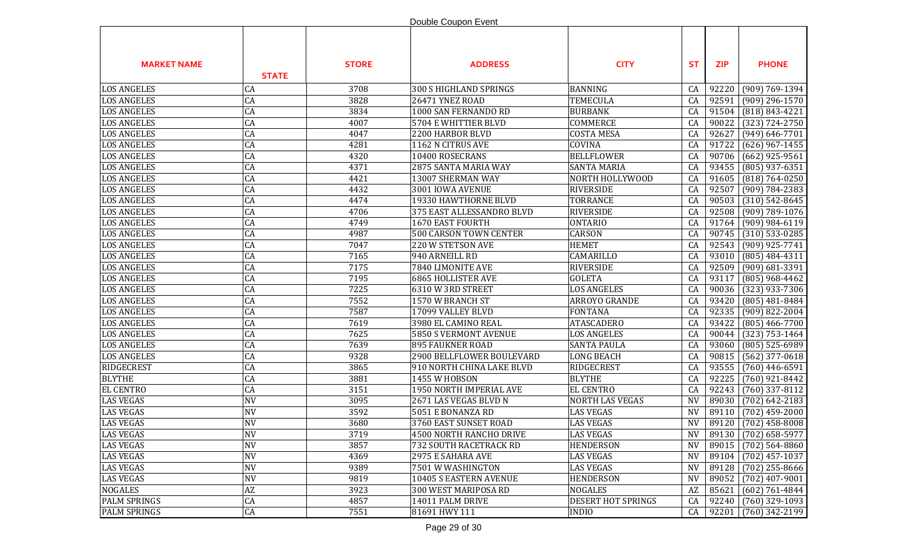Double Coupon Event

| MARKET NAME | STATE | STORE | ADDRESS | CITY | ST | ZIP | PHONE |
|---|---|---|---|---|---|---|---|
| LOS ANGELES | CA | 3708 | 300 S HIGHLAND SPRINGS | BANNING | CA | 92220 | (909) 769-1394 |
| LOS ANGELES | CA | 3828 | 26471 YNEZ ROAD | TEMECULA | CA | 92591 | (909) 296-1570 |
| LOS ANGELES | CA | 3834 | 1000 SAN FERNANDO RD | BURBANK | CA | 91504 | (818) 843-4221 |
| LOS ANGELES | CA | 4007 | 5704 E WHITTIER BLVD | COMMERCE | CA | 90022 | (323) 724-2750 |
| LOS ANGELES | CA | 4047 | 2200 HARBOR BLVD | COSTA MESA | CA | 92627 | (949) 646-7701 |
| LOS ANGELES | CA | 4281 | 1162 N CITRUS AVE | COVINA | CA | 91722 | (626) 967-1455 |
| LOS ANGELES | CA | 4320 | 10400 ROSECRANS | BELLFLOWER | CA | 90706 | (662) 925-9561 |
| LOS ANGELES | CA | 4371 | 2875 SANTA MARIA WAY | SANTA MARIA | CA | 93455 | (805) 937-6351 |
| LOS ANGELES | CA | 4421 | 13007 SHERMAN WAY | NORTH HOLLYWOOD | CA | 91605 | (818) 764-0250 |
| LOS ANGELES | CA | 4432 | 3001 IOWA AVENUE | RIVERSIDE | CA | 92507 | (909) 784-2383 |
| LOS ANGELES | CA | 4474 | 19330 HAWTHORNE BLVD | TORRANCE | CA | 90503 | (310) 542-8645 |
| LOS ANGELES | CA | 4706 | 375 EAST ALLESSANDRO BLVD | RIVERSIDE | CA | 92508 | (909) 789-1076 |
| LOS ANGELES | CA | 4749 | 1670 EAST FOURTH | ONTARIO | CA | 91764 | (909) 984-6119 |
| LOS ANGELES | CA | 4987 | 500 CARSON TOWN CENTER | CARSON | CA | 90745 | (310) 533-0285 |
| LOS ANGELES | CA | 7047 | 220 W STETSON AVE | HEMET | CA | 92543 | (909) 925-7741 |
| LOS ANGELES | CA | 7165 | 940 ARNEILL RD | CAMARILLO | CA | 93010 | (805) 484-4311 |
| LOS ANGELES | CA | 7175 | 7840 LIMONITE AVE | RIVERSIDE | CA | 92509 | (909) 681-3391 |
| LOS ANGELES | CA | 7195 | 6865 HOLLISTER AVE | GOLETA | CA | 93117 | (805) 968-4462 |
| LOS ANGELES | CA | 7225 | 6310 W 3RD STREET | LOS ANGELES | CA | 90036 | (323) 933-7306 |
| LOS ANGELES | CA | 7552 | 1570 W BRANCH ST | ARROYO GRANDE | CA | 93420 | (805) 481-8484 |
| LOS ANGELES | CA | 7587 | 17099 VALLEY BLVD | FONTANA | CA | 92335 | (909) 822-2004 |
| LOS ANGELES | CA | 7619 | 3980 EL CAMINO REAL | ATASCADERO | CA | 93422 | (805) 466-7700 |
| LOS ANGELES | CA | 7625 | 5850 S VERMONT AVENUE | LOS ANGELES | CA | 90044 | (323) 753-1464 |
| LOS ANGELES | CA | 7639 | 895 FAUKNER ROAD | SANTA PAULA | CA | 93060 | (805) 525-6989 |
| LOS ANGELES | CA | 9328 | 2900 BELLFLOWER BOULEVARD | LONG BEACH | CA | 90815 | (562) 377-0618 |
| RIDGECREST | CA | 3865 | 910 NORTH CHINA LAKE BLVD | RIDGECREST | CA | 93555 | (760) 446-6591 |
| BLYTHE | CA | 3881 | 1455 W HOBSON | BLYTHE | CA | 92225 | (760) 921-8442 |
| EL CENTRO | CA | 3151 | 1950 NORTH IMPERIAL AVE | EL CENTRO | CA | 92243 | (760) 337-8112 |
| LAS VEGAS | NV | 3095 | 2671 LAS VEGAS BLVD N | NORTH LAS VEGAS | NV | 89030 | (702) 642-2183 |
| LAS VEGAS | NV | 3592 | 5051 E BONANZA RD | LAS VEGAS | NV | 89110 | (702) 459-2000 |
| LAS VEGAS | NV | 3680 | 3760 EAST SUNSET ROAD | LAS VEGAS | NV | 89120 | (702) 458-8008 |
| LAS VEGAS | NV | 3719 | 4500 NORTH RANCHO DRIVE | LAS VEGAS | NV | 89130 | (702) 658-5977 |
| LAS VEGAS | NV | 3857 | 732 SOUTH RACETRACK RD | HENDERSON | NV | 89015 | (702) 564-8860 |
| LAS VEGAS | NV | 4369 | 2975 E SAHARA AVE | LAS VEGAS | NV | 89104 | (702) 457-1037 |
| LAS VEGAS | NV | 9389 | 7501 W WASHINGTON | LAS VEGAS | NV | 89128 | (702) 255-8666 |
| LAS VEGAS | NV | 9819 | 10405 S EASTERN AVENUE | HENDERSON | NV | 89052 | (702) 407-9001 |
| NOGALES | AZ | 3923 | 300 WEST MARIPOSA RD | NOGALES | AZ | 85621 | (602) 761-4844 |
| PALM SPRINGS | CA | 4857 | 14011 PALM DRIVE | DESERT HOT SPRINGS | CA | 92240 | (760) 329-1093 |
| PALM SPRINGS | CA | 7551 | 81691 HWY 111 | INDIO | CA | 92201 | (760) 342-2199 |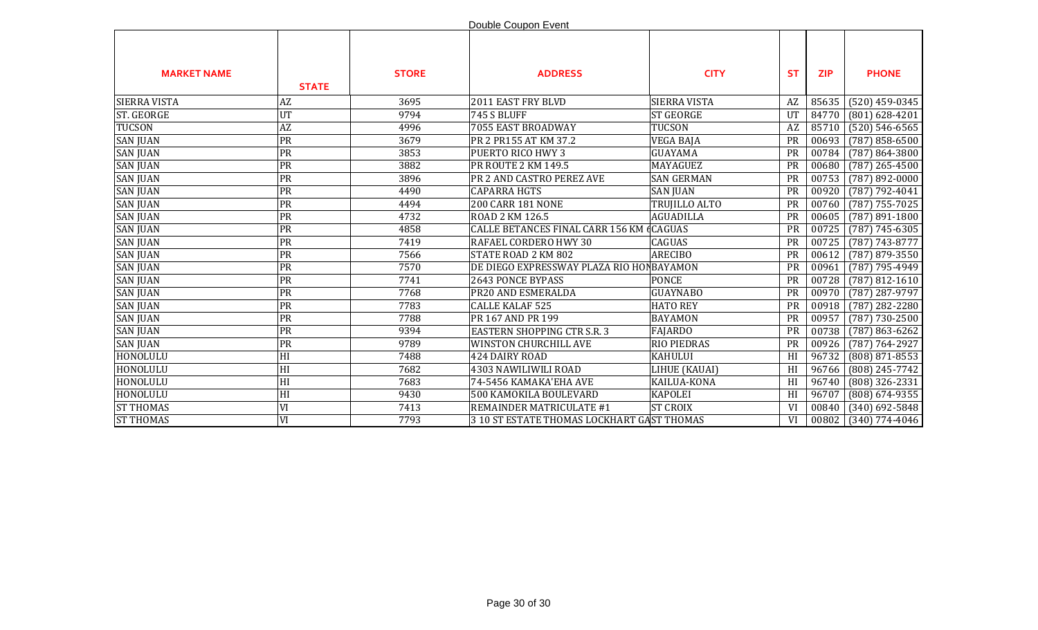Double Coupon Event

| MARKET NAME | STATE | STORE | ADDRESS | CITY | ST | ZIP | PHONE |
|---|---|---|---|---|---|---|---|
| SIERRA VISTA | AZ | 3695 | 2011 EAST FRY BLVD | SIERRA VISTA | AZ | 85635 | (520) 459-0345 |
| ST. GEORGE | UT | 9794 | 745 S BLUFF | ST GEORGE | UT | 84770 | (801) 628-4201 |
| TUCSON | AZ | 4996 | 7055 EAST BROADWAY | TUCSON | AZ | 85710 | (520) 546-6565 |
| SAN JUAN | PR | 3679 | PR 2 PR155 AT KM 37.2 | VEGA BAJA | PR | 00693 | (787) 858-6500 |
| SAN JUAN | PR | 3853 | PUERTO RICO HWY 3 | GUAYAMA | PR | 00784 | (787) 864-3800 |
| SAN JUAN | PR | 3882 | PR ROUTE 2 KM 149.5 | MAYAGUEZ | PR | 00680 | (787) 265-4500 |
| SAN JUAN | PR | 3896 | PR 2 AND CASTRO PEREZ AVE | SAN GERMAN | PR | 00753 | (787) 892-0000 |
| SAN JUAN | PR | 4490 | CAPARRA HGTS | SAN JUAN | PR | 00920 | (787) 792-4041 |
| SAN JUAN | PR | 4494 | 200 CARR 181 NONE | TRUJILLO ALTO | PR | 00760 | (787) 755-7025 |
| SAN JUAN | PR | 4732 | ROAD 2 KM 126.5 | AGUADILLA | PR | 00605 | (787) 891-1800 |
| SAN JUAN | PR | 4858 | CALLE BETANCES FINAL CARR 156 KM 6 | CAGUAS | PR | 00725 | (787) 745-6305 |
| SAN JUAN | PR | 7419 | RAFAEL CORDERO HWY 30 | CAGUAS | PR | 00725 | (787) 743-8777 |
| SAN JUAN | PR | 7566 | STATE ROAD 2 KM 802 | ARECIBO | PR | 00612 | (787) 879-3550 |
| SAN JUAN | PR | 7570 | DE DIEGO EXPRESSWAY PLAZA RIO HON | BAYAMON | PR | 00961 | (787) 795-4949 |
| SAN JUAN | PR | 7741 | 2643 PONCE BYPASS | PONCE | PR | 00728 | (787) 812-1610 |
| SAN JUAN | PR | 7768 | PR20 AND ESMERALDA | GUAYNABO | PR | 00970 | (787) 287-9797 |
| SAN JUAN | PR | 7783 | CALLE KALAF 525 | HATO REY | PR | 00918 | (787) 282-2280 |
| SAN JUAN | PR | 7788 | PR 167 AND PR 199 | BAYAMON | PR | 00957 | (787) 730-2500 |
| SAN JUAN | PR | 9394 | EASTERN SHOPPING CTR S.R. 3 | FAJARDO | PR | 00738 | (787) 863-6262 |
| SAN JUAN | PR | 9789 | WINSTON CHURCHILL AVE | RIO PIEDRAS | PR | 00926 | (787) 764-2927 |
| HONOLULU | HI | 7488 | 424 DAIRY ROAD | KAHULUI | HI | 96732 | (808) 871-8553 |
| HONOLULU | HI | 7682 | 4303 NAWILIWILI ROAD | LIHUE (KAUAI) | HI | 96766 | (808) 245-7742 |
| HONOLULU | HI | 7683 | 74-5456 KAMAKA'EHA AVE | KAILUA-KONA | HI | 96740 | (808) 326-2331 |
| HONOLULU | HI | 9430 | 500 KAMOKILA BOULEVARD | KAPOLEI | HI | 96707 | (808) 674-9355 |
| ST THOMAS | VI | 7413 | REMAINDER MATRICULATE #1 | ST CROIX | VI | 00840 | (340) 692-5848 |
| ST THOMAS | VI | 7793 | 3 10 ST ESTATE THOMAS LOCKHART GA | ST THOMAS | VI | 00802 | (340) 774-4046 |